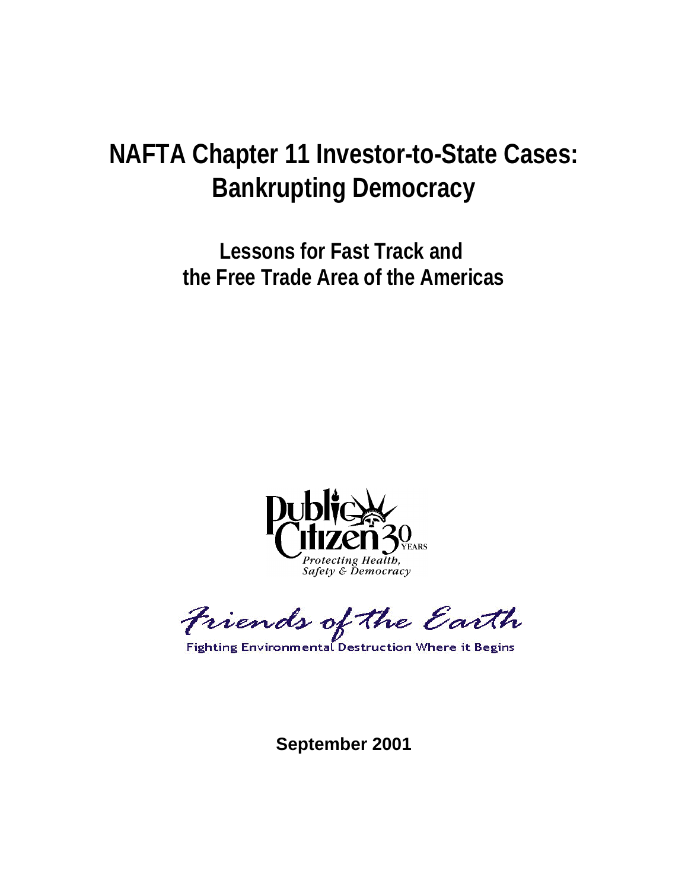# NAFTA Chapter 11 Investor-to-State Cases: Bankrupting Democracy

## Lessons for Fast Track and the Free Trade Area of the Americas

Public Citizen 30 YEARS
*Protecting Health, Safety & Democracy*

*Friends of the Earth*
Fighting Environmental Destruction Where it Begins

**September 2001**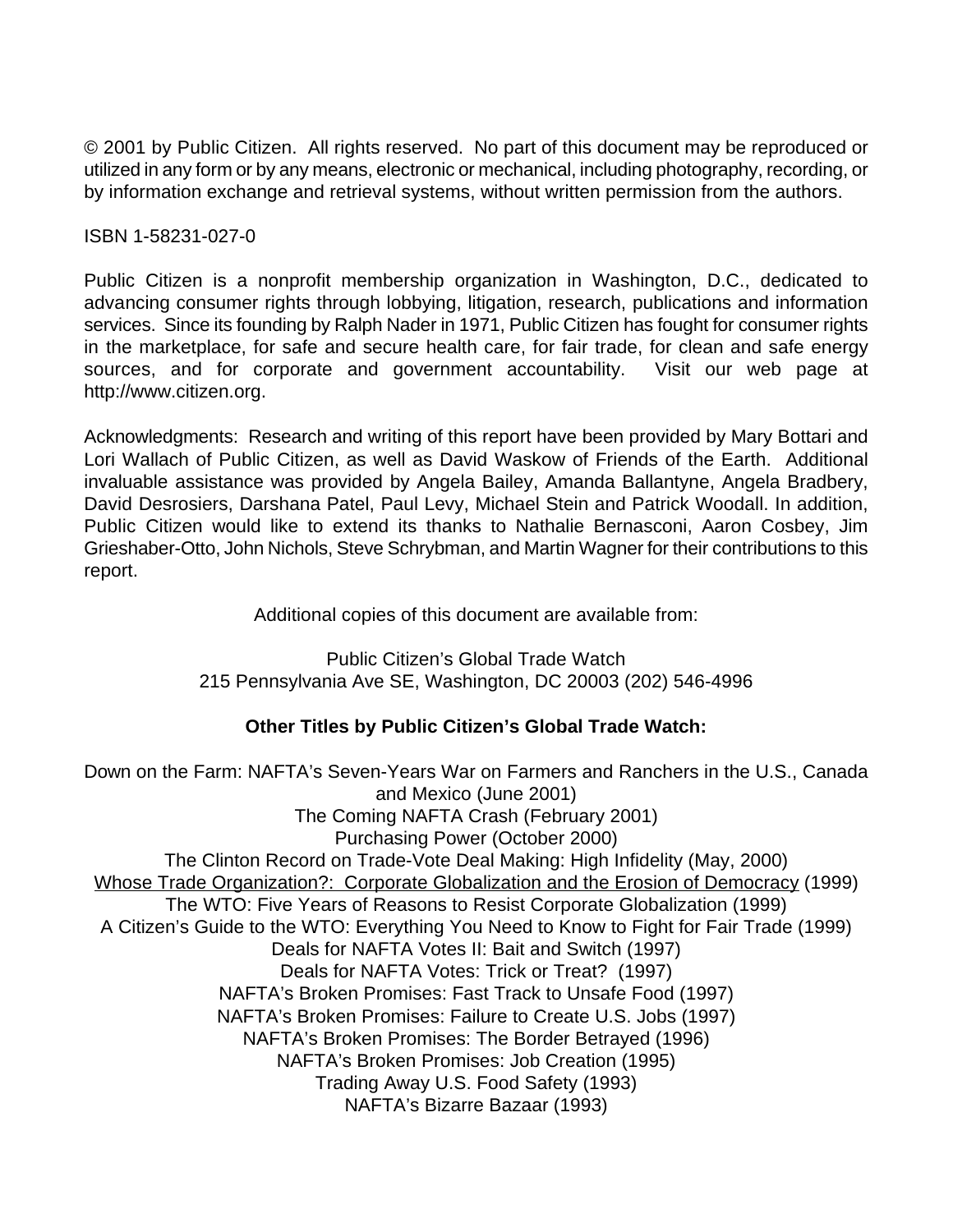© 2001 by Public Citizen. All rights reserved. No part of this document may be reproduced or utilized in any form or by any means, electronic or mechanical, including photography, recording, or by information exchange and retrieval systems, without written permission from the authors.

ISBN 1-58231-027-0

Public Citizen is a nonprofit membership organization in Washington, D.C., dedicated to advancing consumer rights through lobbying, litigation, research, publications and information services. Since its founding by Ralph Nader in 1971, Public Citizen has fought for consumer rights in the marketplace, for safe and secure health care, for fair trade, for clean and safe energy sources, and for corporate and government accountability. Visit our web page at http://www.citizen.org.

Acknowledgments: Research and writing of this report have been provided by Mary Bottari and Lori Wallach of Public Citizen, as well as David Waskow of Friends of the Earth. Additional invaluable assistance was provided by Angela Bailey, Amanda Ballantyne, Angela Bradbery, David Desrosiers, Darshana Patel, Paul Levy, Michael Stein and Patrick Woodall. In addition, Public Citizen would like to extend its thanks to Nathalie Bernasconi, Aaron Cosbey, Jim Grieshaber-Otto, John Nichols, Steve Schrybman, and Martin Wagner for their contributions to this report.

Additional copies of this document are available from:

Public Citizen's Global Trade Watch
215 Pennsylvania Ave SE, Washington, DC 20003 (202) 546-4996

**Other Titles by Public Citizen's Global Trade Watch:**

Down on the Farm: NAFTA's Seven-Years War on Farmers and Ranchers in the U.S., Canada and Mexico (June 2001)
The Coming NAFTA Crash (February 2001)
Purchasing Power (October 2000)
The Clinton Record on Trade-Vote Deal Making: High Infidelity (May, 2000)
Whose Trade Organization?: Corporate Globalization and the Erosion of Democracy (1999)
The WTO: Five Years of Reasons to Resist Corporate Globalization (1999)
A Citizen's Guide to the WTO: Everything You Need to Know to Fight for Fair Trade (1999)
Deals for NAFTA Votes II: Bait and Switch (1997)
Deals for NAFTA Votes: Trick or Treat? (1997)
NAFTA's Broken Promises: Fast Track to Unsafe Food (1997)
NAFTA's Broken Promises: Failure to Create U.S. Jobs (1997)
NAFTA's Broken Promises: The Border Betrayed (1996)
NAFTA's Broken Promises: Job Creation (1995)
Trading Away U.S. Food Safety (1993)
NAFTA's Bizarre Bazaar (1993)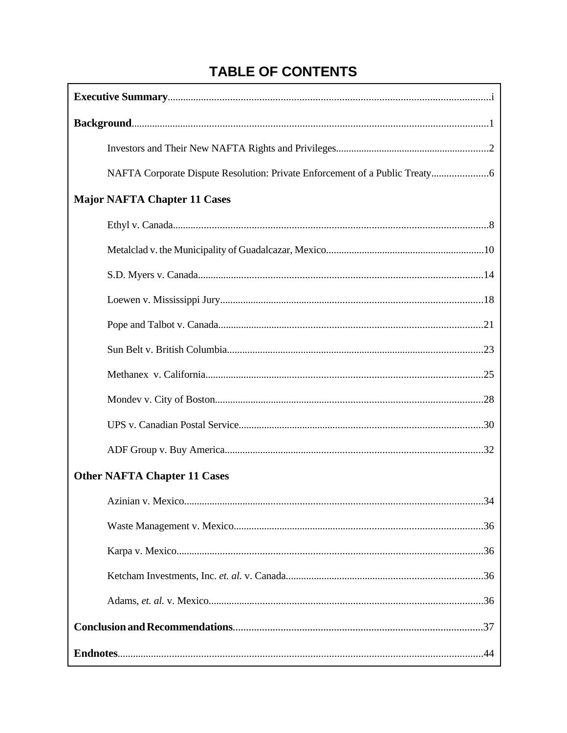# TABLE OF CONTENTS

**Executive Summary**.....i

**Background**.....1

- Investors and Their New NAFTA Rights and Privileges.....2
- NAFTA Corporate Dispute Resolution: Private Enforcement of a Public Treaty.....6

**Major NAFTA Chapter 11 Cases**

- Ethyl v. Canada.....8
- Metalclad v. the Municipality of Guadalcazar, Mexico.....10
- S.D. Myers v. Canada.....14
- Loewen v. Mississippi Jury.....18
- Pope and Talbot v. Canada.....21
- Sun Belt v. British Columbia.....23
- Methanex v. California.....25
- Mondev v. City of Boston.....28
- UPS v. Canadian Postal Service.....30
- ADF Group v. Buy America.....32

**Other NAFTA Chapter 11 Cases**

- Azinian v. Mexico.....34
- Waste Management v. Mexico.....36
- Karpa v. Mexico.....36
- Ketcham Investments, Inc. *et. al.* v. Canada.....36
- Adams, *et. al.* v. Mexico.....36

**Conclusion and Recommendations**.....37

**Endnotes**.....44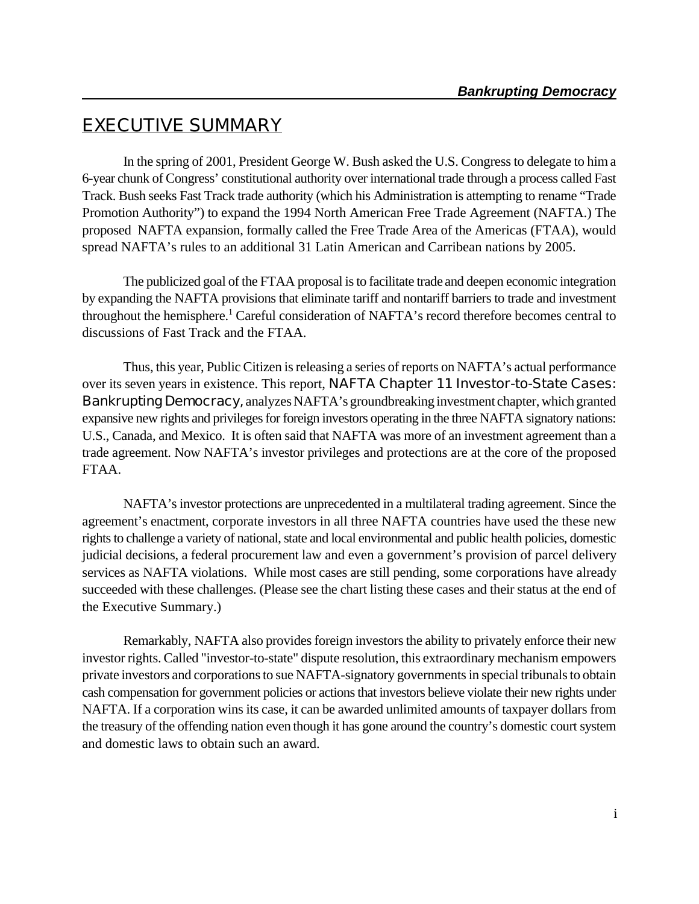# EXECUTIVE SUMMARY

In the spring of 2001, President George W. Bush asked the U.S. Congress to delegate to him a 6-year chunk of Congress' constitutional authority over international trade through a process called Fast Track. Bush seeks Fast Track trade authority (which his Administration is attempting to rename "Trade Promotion Authority") to expand the 1994 North American Free Trade Agreement (NAFTA.) The proposed NAFTA expansion, formally called the Free Trade Area of the Americas (FTAA), would spread NAFTA's rules to an additional 31 Latin American and Carribean nations by 2005.

The publicized goal of the FTAA proposal is to facilitate trade and deepen economic integration by expanding the NAFTA provisions that eliminate tariff and nontariff barriers to trade and investment throughout the hemisphere.[1] Careful consideration of NAFTA's record therefore becomes central to discussions of Fast Track and the FTAA.

Thus, this year, Public Citizen is releasing a series of reports on NAFTA's actual performance over its seven years in existence. This report, **NAFTA Chapter 11 Investor-to-State Cases: Bankrupting Democracy**, analyzes NAFTA's groundbreaking investment chapter, which granted expansive new rights and privileges for foreign investors operating in the three NAFTA signatory nations: U.S., Canada, and Mexico. It is often said that NAFTA was more of an investment agreement than a trade agreement. Now NAFTA's investor privileges and protections are at the core of the proposed FTAA.

NAFTA's investor protections are unprecedented in a multilateral trading agreement. Since the agreement's enactment, corporate investors in all three NAFTA countries have used the these new rights to challenge a variety of national, state and local environmental and public health policies, domestic judicial decisions, a federal procurement law and even a government's provision of parcel delivery services as NAFTA violations. While most cases are still pending, some corporations have already succeeded with these challenges. (Please see the chart listing these cases and their status at the end of the Executive Summary.)

Remarkably, NAFTA also provides foreign investors the ability to privately enforce their new investor rights. Called "investor-to-state" dispute resolution, this extraordinary mechanism empowers private investors and corporations to sue NAFTA-signatory governments in special tribunals to obtain cash compensation for government policies or actions that investors believe violate their new rights under NAFTA. If a corporation wins its case, it can be awarded unlimited amounts of taxpayer dollars from the treasury of the offending nation even though it has gone around the country's domestic court system and domestic laws to obtain such an award.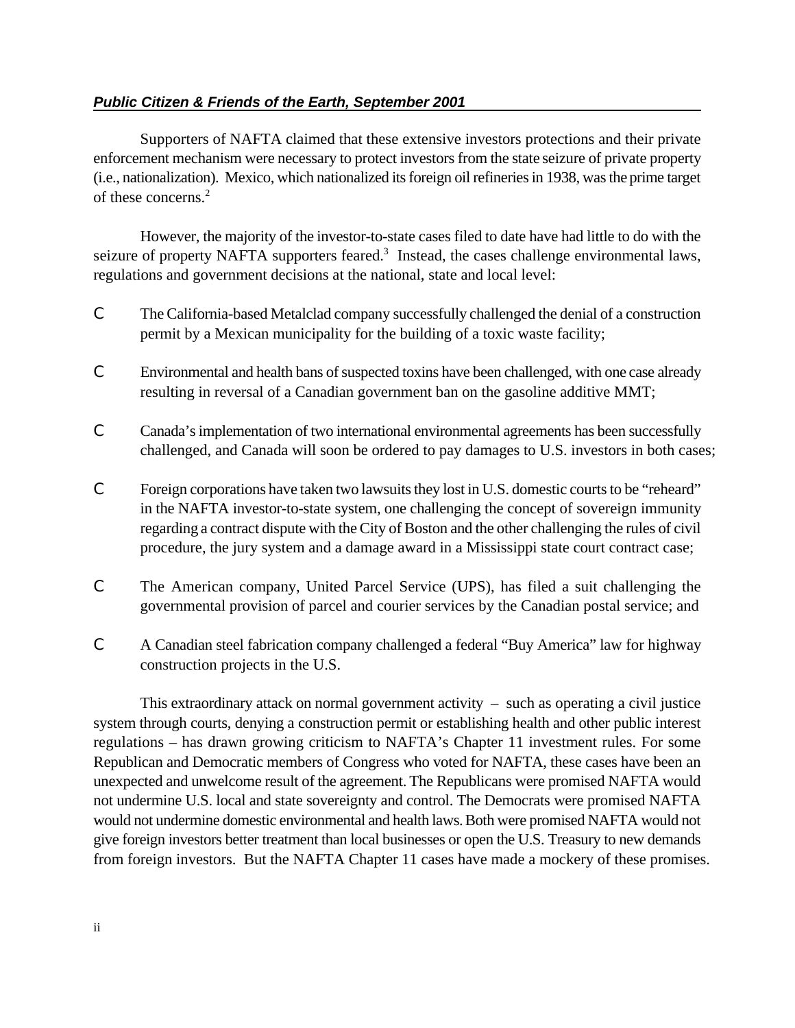Supporters of NAFTA claimed that these extensive investors protections and their private enforcement mechanism were necessary to protect investors from the state seizure of private property (i.e., nationalization). Mexico, which nationalized its foreign oil refineries in 1938, was the prime target of these concerns.[2]

However, the majority of the investor-to-state cases filed to date have had little to do with the seizure of property NAFTA supporters feared.[3] Instead, the cases challenge environmental laws, regulations and government decisions at the national, state and local level:

- The California-based Metalclad company successfully challenged the denial of a construction permit by a Mexican municipality for the building of a toxic waste facility;
- Environmental and health bans of suspected toxins have been challenged, with one case already resulting in reversal of a Canadian government ban on the gasoline additive MMT;
- Canada's implementation of two international environmental agreements has been successfully challenged, and Canada will soon be ordered to pay damages to U.S. investors in both cases;
- Foreign corporations have taken two lawsuits they lost in U.S. domestic courts to be "reheard" in the NAFTA investor-to-state system, one challenging the concept of sovereign immunity regarding a contract dispute with the City of Boston and the other challenging the rules of civil procedure, the jury system and a damage award in a Mississippi state court contract case;
- The American company, United Parcel Service (UPS), has filed a suit challenging the governmental provision of parcel and courier services by the Canadian postal service; and
- A Canadian steel fabrication company challenged a federal "Buy America" law for highway construction projects in the U.S.

This extraordinary attack on normal government activity – such as operating a civil justice system through courts, denying a construction permit or establishing health and other public interest regulations – has drawn growing criticism to NAFTA's Chapter 11 investment rules. For some Republican and Democratic members of Congress who voted for NAFTA, these cases have been an unexpected and unwelcome result of the agreement. The Republicans were promised NAFTA would not undermine U.S. local and state sovereignty and control. The Democrats were promised NAFTA would not undermine domestic environmental and health laws. Both were promised NAFTA would not give foreign investors better treatment than local businesses or open the U.S. Treasury to new demands from foreign investors. But the NAFTA Chapter 11 cases have made a mockery of these promises.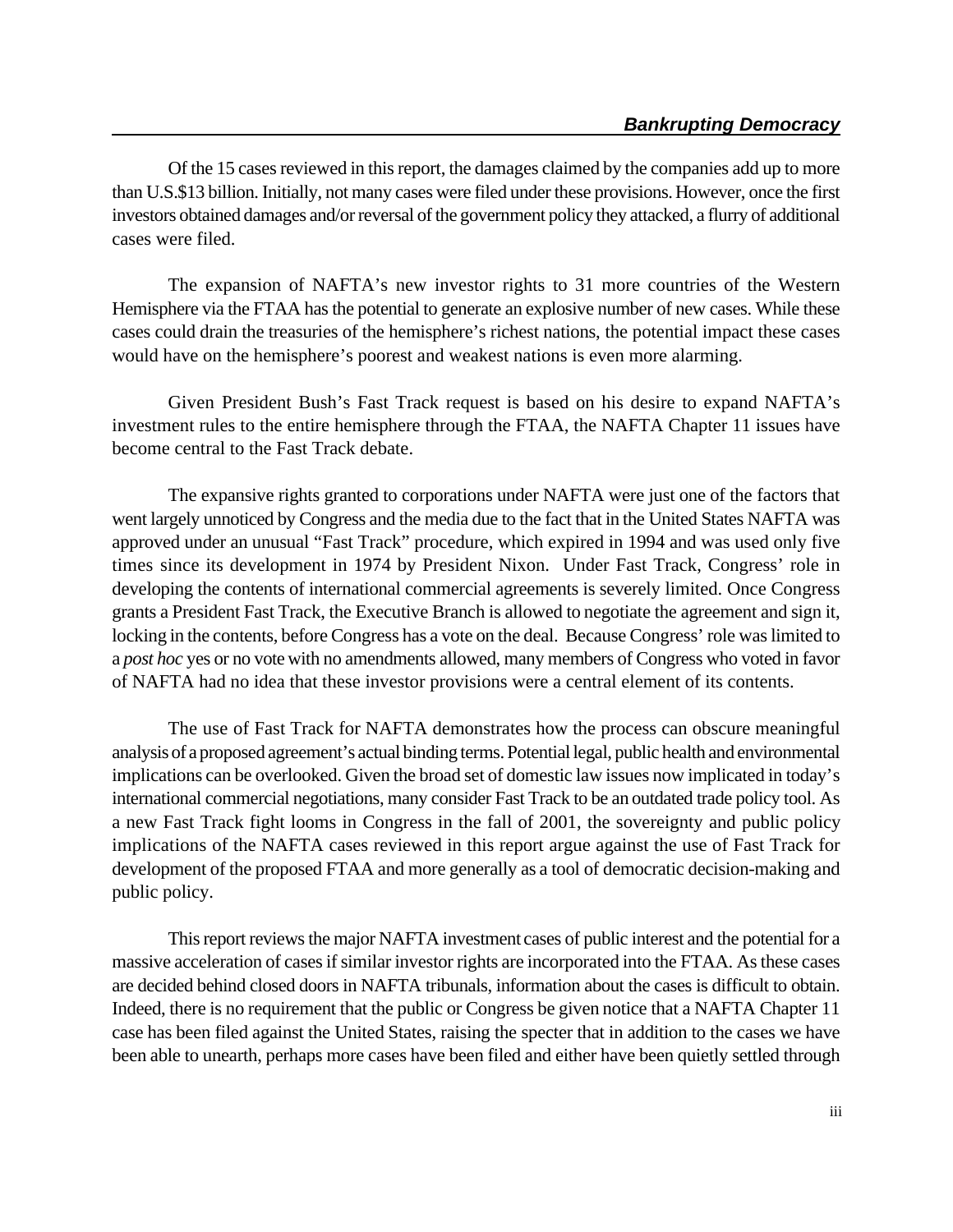Of the 15 cases reviewed in this report, the damages claimed by the companies add up to more than U.S.$13 billion. Initially, not many cases were filed under these provisions. However, once the first investors obtained damages and/or reversal of the government policy they attacked, a flurry of additional cases were filed.

The expansion of NAFTA's new investor rights to 31 more countries of the Western Hemisphere via the FTAA has the potential to generate an explosive number of new cases. While these cases could drain the treasuries of the hemisphere's richest nations, the potential impact these cases would have on the hemisphere's poorest and weakest nations is even more alarming.

Given President Bush's Fast Track request is based on his desire to expand NAFTA's investment rules to the entire hemisphere through the FTAA, the NAFTA Chapter 11 issues have become central to the Fast Track debate.

The expansive rights granted to corporations under NAFTA were just one of the factors that went largely unnoticed by Congress and the media due to the fact that in the United States NAFTA was approved under an unusual "Fast Track" procedure, which expired in 1994 and was used only five times since its development in 1974 by President Nixon. Under Fast Track, Congress' role in developing the contents of international commercial agreements is severely limited. Once Congress grants a President Fast Track, the Executive Branch is allowed to negotiate the agreement and sign it, locking in the contents, before Congress has a vote on the deal. Because Congress' role was limited to a *post hoc* yes or no vote with no amendments allowed, many members of Congress who voted in favor of NAFTA had no idea that these investor provisions were a central element of its contents.

The use of Fast Track for NAFTA demonstrates how the process can obscure meaningful analysis of a proposed agreement's actual binding terms. Potential legal, public health and environmental implications can be overlooked. Given the broad set of domestic law issues now implicated in today's international commercial negotiations, many consider Fast Track to be an outdated trade policy tool. As a new Fast Track fight looms in Congress in the fall of 2001, the sovereignty and public policy implications of the NAFTA cases reviewed in this report argue against the use of Fast Track for development of the proposed FTAA and more generally as a tool of democratic decision-making and public policy.

This report reviews the major NAFTA investment cases of public interest and the potential for a massive acceleration of cases if similar investor rights are incorporated into the FTAA. As these cases are decided behind closed doors in NAFTA tribunals, information about the cases is difficult to obtain. Indeed, there is no requirement that the public or Congress be given notice that a NAFTA Chapter 11 case has been filed against the United States, raising the specter that in addition to the cases we have been able to unearth, perhaps more cases have been filed and either have been quietly settled through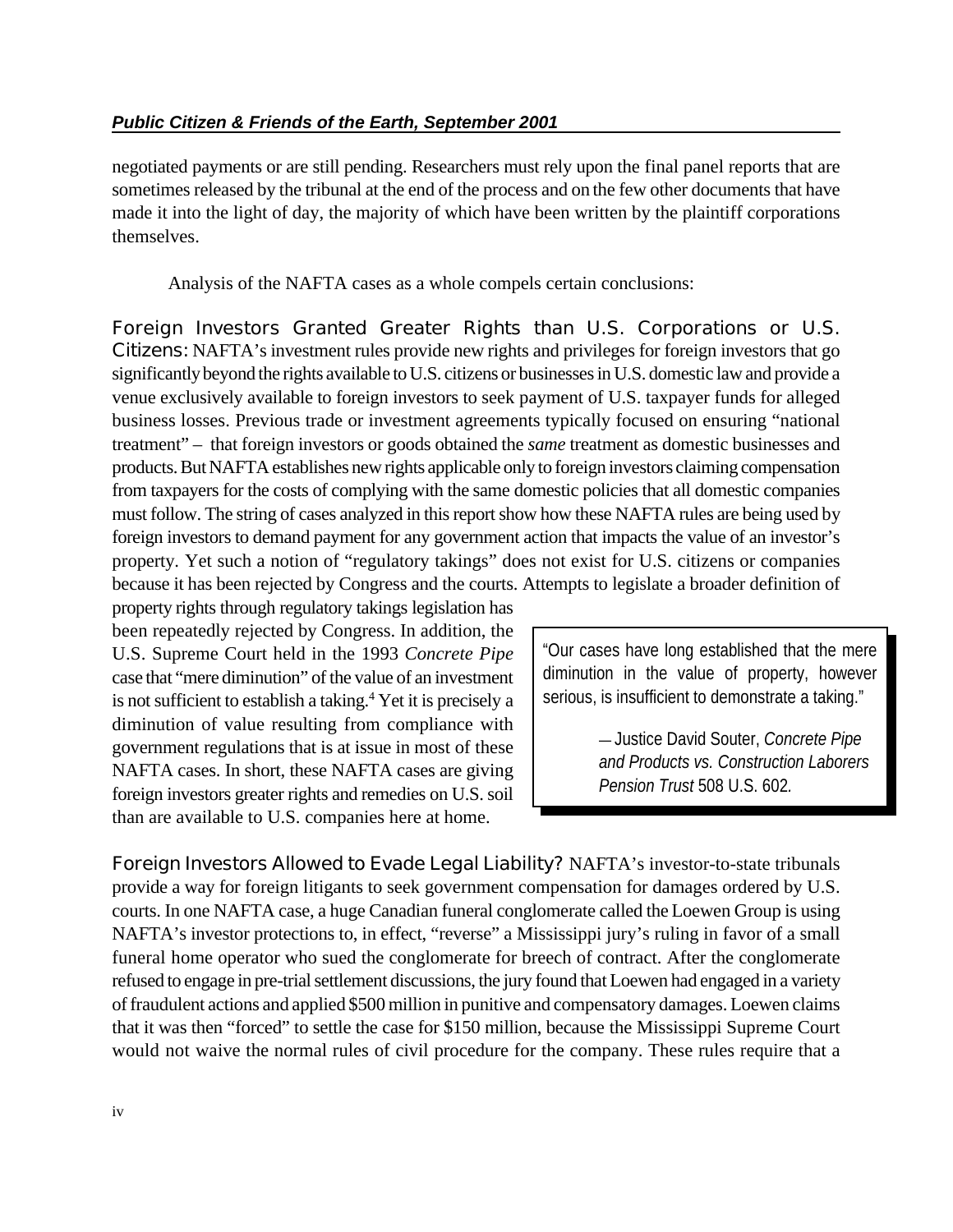negotiated payments or are still pending. Researchers must rely upon the final panel reports that are sometimes released by the tribunal at the end of the process and on the few other documents that have made it into the light of day, the majority of which have been written by the plaintiff corporations themselves.

Analysis of the NAFTA cases as a whole compels certain conclusions:

**Foreign Investors Granted Greater Rights than U.S. Corporations or U.S. Citizens:** NAFTA's investment rules provide new rights and privileges for foreign investors that go significantly beyond the rights available to U.S. citizens or businesses in U.S. domestic law and provide a venue exclusively available to foreign investors to seek payment of U.S. taxpayer funds for alleged business losses. Previous trade or investment agreements typically focused on ensuring "national treatment" – that foreign investors or goods obtained the *same* treatment as domestic businesses and products. But NAFTA establishes new rights applicable only to foreign investors claiming compensation from taxpayers for the costs of complying with the same domestic policies that all domestic companies must follow. The string of cases analyzed in this report show how these NAFTA rules are being used by foreign investors to demand payment for any government action that impacts the value of an investor's property. Yet such a notion of "regulatory takings" does not exist for U.S. citizens or companies because it has been rejected by Congress and the courts. Attempts to legislate a broader definition of property rights through regulatory takings legislation has been repeatedly rejected by Congress. In addition, the U.S. Supreme Court held in the 1993 *Concrete Pipe* case that "mere diminution" of the value of an investment is not sufficient to establish a taking.[4] Yet it is precisely a diminution of value resulting from compliance with government regulations that is at issue in most of these NAFTA cases. In short, these NAFTA cases are giving foreign investors greater rights and remedies on U.S. soil than are available to U.S. companies here at home.

> "Our cases have long established that the mere diminution in the value of property, however serious, is insufficient to demonstrate a taking."
>
> — Justice David Souter, *Concrete Pipe and Products vs. Construction Laborers Pension Trust* 508 U.S. 602.

**Foreign Investors Allowed to Evade Legal Liability?** NAFTA's investor-to-state tribunals provide a way for foreign litigants to seek government compensation for damages ordered by U.S. courts. In one NAFTA case, a huge Canadian funeral conglomerate called the Loewen Group is using NAFTA's investor protections to, in effect, "reverse" a Mississippi jury's ruling in favor of a small funeral home operator who sued the conglomerate for breech of contract. After the conglomerate refused to engage in pre-trial settlement discussions, the jury found that Loewen had engaged in a variety of fraudulent actions and applied $500 million in punitive and compensatory damages. Loewen claims that it was then "forced" to settle the case for $150 million, because the Mississippi Supreme Court would not waive the normal rules of civil procedure for the company. These rules require that a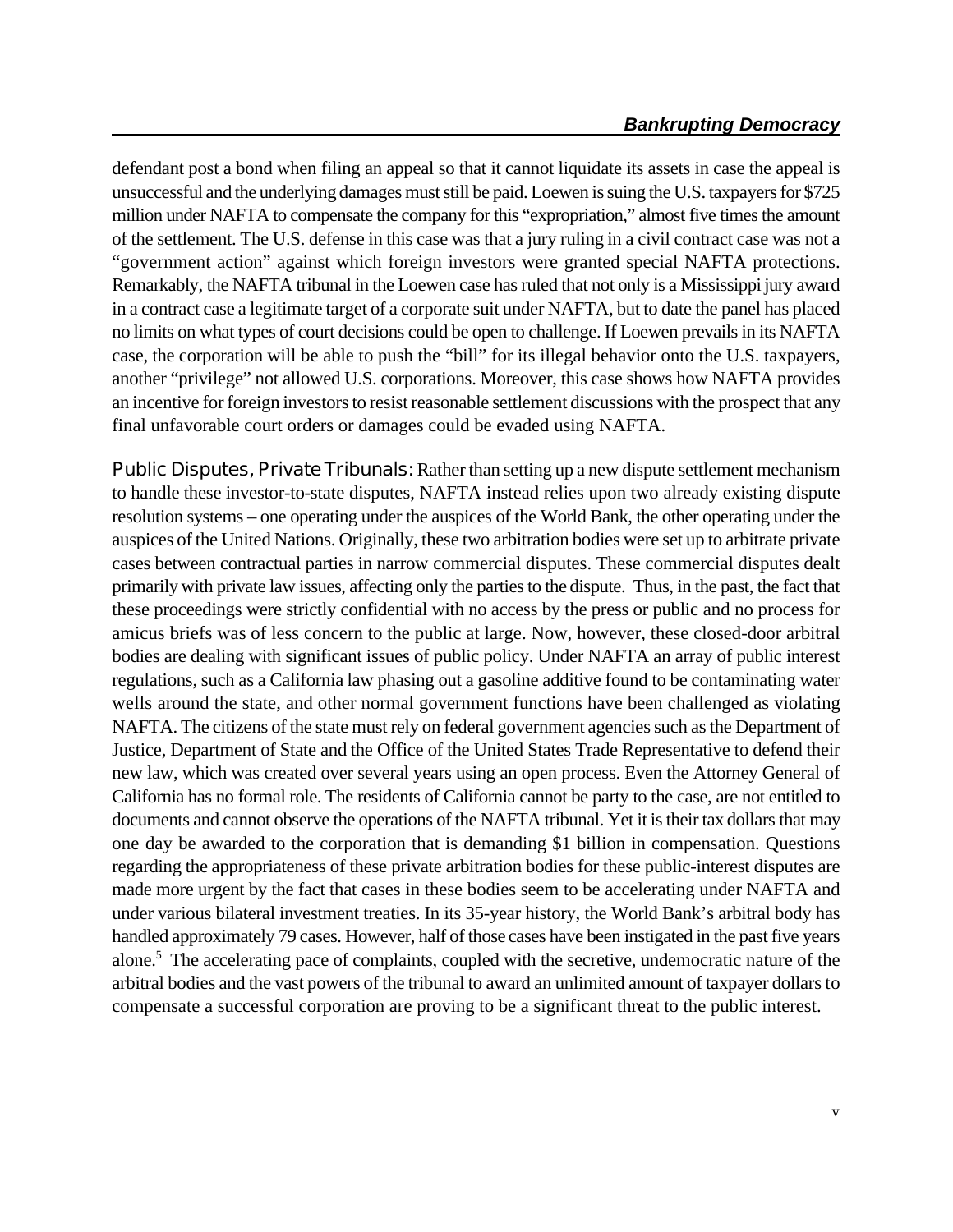defendant post a bond when filing an appeal so that it cannot liquidate its assets in case the appeal is unsuccessful and the underlying damages must still be paid. Loewen is suing the U.S. taxpayers for $725 million under NAFTA to compensate the company for this "expropriation," almost five times the amount of the settlement. The U.S. defense in this case was that a jury ruling in a civil contract case was not a "government action" against which foreign investors were granted special NAFTA protections. Remarkably, the NAFTA tribunal in the Loewen case has ruled that not only is a Mississippi jury award in a contract case a legitimate target of a corporate suit under NAFTA, but to date the panel has placed no limits on what types of court decisions could be open to challenge. If Loewen prevails in its NAFTA case, the corporation will be able to push the "bill" for its illegal behavior onto the U.S. taxpayers, another "privilege" not allowed U.S. corporations. Moreover, this case shows how NAFTA provides an incentive for foreign investors to resist reasonable settlement discussions with the prospect that any final unfavorable court orders or damages could be evaded using NAFTA.

Public Disputes, Private Tribunals: Rather than setting up a new dispute settlement mechanism to handle these investor-to-state disputes, NAFTA instead relies upon two already existing dispute resolution systems – one operating under the auspices of the World Bank, the other operating under the auspices of the United Nations. Originally, these two arbitration bodies were set up to arbitrate private cases between contractual parties in narrow commercial disputes. These commercial disputes dealt primarily with private law issues, affecting only the parties to the dispute. Thus, in the past, the fact that these proceedings were strictly confidential with no access by the press or public and no process for amicus briefs was of less concern to the public at large. Now, however, these closed-door arbitral bodies are dealing with significant issues of public policy. Under NAFTA an array of public interest regulations, such as a California law phasing out a gasoline additive found to be contaminating water wells around the state, and other normal government functions have been challenged as violating NAFTA. The citizens of the state must rely on federal government agencies such as the Department of Justice, Department of State and the Office of the United States Trade Representative to defend their new law, which was created over several years using an open process. Even the Attorney General of California has no formal role. The residents of California cannot be party to the case, are not entitled to documents and cannot observe the operations of the NAFTA tribunal. Yet it is their tax dollars that may one day be awarded to the corporation that is demanding $1 billion in compensation. Questions regarding the appropriateness of these private arbitration bodies for these public-interest disputes are made more urgent by the fact that cases in these bodies seem to be accelerating under NAFTA and under various bilateral investment treaties. In its 35-year history, the World Bank's arbitral body has handled approximately 79 cases. However, half of those cases have been instigated in the past five years alone.[5] The accelerating pace of complaints, coupled with the secretive, undemocratic nature of the arbitral bodies and the vast powers of the tribunal to award an unlimited amount of taxpayer dollars to compensate a successful corporation are proving to be a significant threat to the public interest.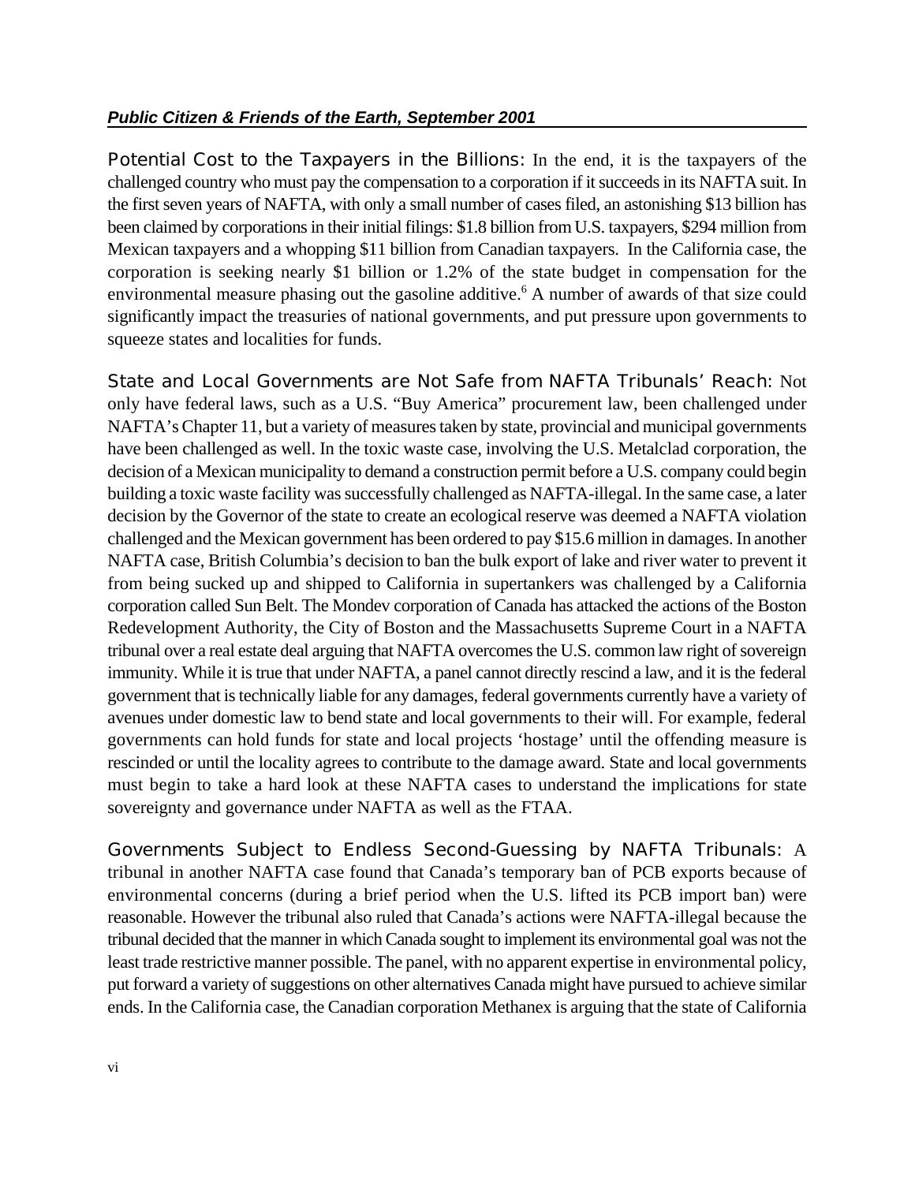**Potential Cost to the Taxpayers in the Billions:** In the end, it is the taxpayers of the challenged country who must pay the compensation to a corporation if it succeeds in its NAFTA suit. In the first seven years of NAFTA, with only a small number of cases filed, an astonishing $13 billion has been claimed by corporations in their initial filings: $1.8 billion from U.S. taxpayers, $294 million from Mexican taxpayers and a whopping $11 billion from Canadian taxpayers. In the California case, the corporation is seeking nearly $1 billion or 1.2% of the state budget in compensation for the environmental measure phasing out the gasoline additive.[6] A number of awards of that size could significantly impact the treasuries of national governments, and put pressure upon governments to squeeze states and localities for funds.

**State and Local Governments are Not Safe from NAFTA Tribunals' Reach:** Not only have federal laws, such as a U.S. "Buy America" procurement law, been challenged under NAFTA's Chapter 11, but a variety of measures taken by state, provincial and municipal governments have been challenged as well. In the toxic waste case, involving the U.S. Metalclad corporation, the decision of a Mexican municipality to demand a construction permit before a U.S. company could begin building a toxic waste facility was successfully challenged as NAFTA-illegal. In the same case, a later decision by the Governor of the state to create an ecological reserve was deemed a NAFTA violation challenged and the Mexican government has been ordered to pay $15.6 million in damages. In another NAFTA case, British Columbia's decision to ban the bulk export of lake and river water to prevent it from being sucked up and shipped to California in supertankers was challenged by a California corporation called Sun Belt. The Mondev corporation of Canada has attacked the actions of the Boston Redevelopment Authority, the City of Boston and the Massachusetts Supreme Court in a NAFTA tribunal over a real estate deal arguing that NAFTA overcomes the U.S. common law right of sovereign immunity. While it is true that under NAFTA, a panel cannot directly rescind a law, and it is the federal government that is technically liable for any damages, federal governments currently have a variety of avenues under domestic law to bend state and local governments to their will. For example, federal governments can hold funds for state and local projects 'hostage' until the offending measure is rescinded or until the locality agrees to contribute to the damage award. State and local governments must begin to take a hard look at these NAFTA cases to understand the implications for state sovereignty and governance under NAFTA as well as the FTAA.

**Governments Subject to Endless Second-Guessing by NAFTA Tribunals:** A tribunal in another NAFTA case found that Canada's temporary ban of PCB exports because of environmental concerns (during a brief period when the U.S. lifted its PCB import ban) were reasonable. However the tribunal also ruled that Canada's actions were NAFTA-illegal because the tribunal decided that the manner in which Canada sought to implement its environmental goal was not the least trade restrictive manner possible. The panel, with no apparent expertise in environmental policy, put forward a variety of suggestions on other alternatives Canada might have pursued to achieve similar ends. In the California case, the Canadian corporation Methanex is arguing that the state of California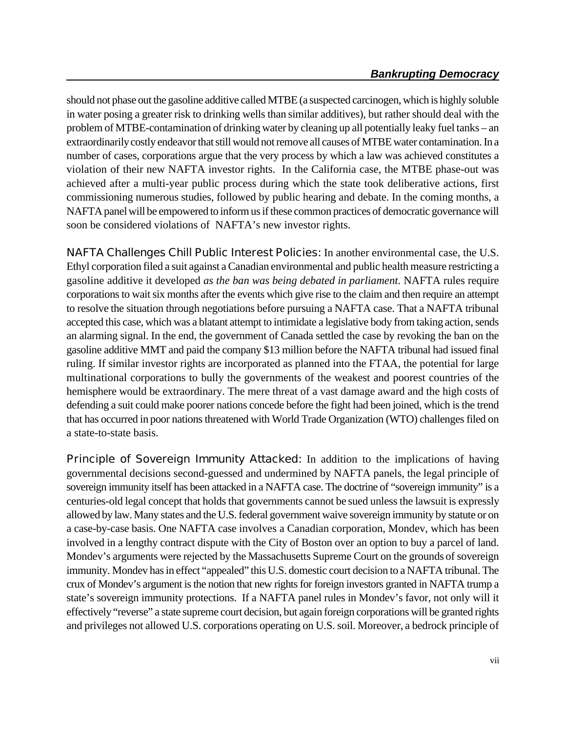should not phase out the gasoline additive called MTBE (a suspected carcinogen, which is highly soluble in water posing a greater risk to drinking wells than similar additives), but rather should deal with the problem of MTBE-contamination of drinking water by cleaning up all potentially leaky fuel tanks – an extraordinarily costly endeavor that still would not remove all causes of MTBE water contamination. In a number of cases, corporations argue that the very process by which a law was achieved constitutes a violation of their new NAFTA investor rights. In the California case, the MTBE phase-out was achieved after a multi-year public process during which the state took deliberative actions, first commissioning numerous studies, followed by public hearing and debate. In the coming months, a NAFTA panel will be empowered to inform us if these common practices of democratic governance will soon be considered violations of NAFTA's new investor rights.

**NAFTA Challenges Chill Public Interest Policies:** In another environmental case, the U.S. Ethyl corporation filed a suit against a Canadian environmental and public health measure restricting a gasoline additive it developed *as the ban was being debated in parliament*. NAFTA rules require corporations to wait six months after the events which give rise to the claim and then require an attempt to resolve the situation through negotiations before pursuing a NAFTA case. That a NAFTA tribunal accepted this case, which was a blatant attempt to intimidate a legislative body from taking action, sends an alarming signal. In the end, the government of Canada settled the case by revoking the ban on the gasoline additive MMT and paid the company $13 million before the NAFTA tribunal had issued final ruling. If similar investor rights are incorporated as planned into the FTAA, the potential for large multinational corporations to bully the governments of the weakest and poorest countries of the hemisphere would be extraordinary. The mere threat of a vast damage award and the high costs of defending a suit could make poorer nations concede before the fight had been joined, which is the trend that has occurred in poor nations threatened with World Trade Organization (WTO) challenges filed on a state-to-state basis.

**Principle of Sovereign Immunity Attacked:** In addition to the implications of having governmental decisions second-guessed and undermined by NAFTA panels, the legal principle of sovereign immunity itself has been attacked in a NAFTA case. The doctrine of "sovereign immunity" is a centuries-old legal concept that holds that governments cannot be sued unless the lawsuit is expressly allowed by law. Many states and the U.S. federal government waive sovereign immunity by statute or on a case-by-case basis. One NAFTA case involves a Canadian corporation, Mondev, which has been involved in a lengthy contract dispute with the City of Boston over an option to buy a parcel of land. Mondev's arguments were rejected by the Massachusetts Supreme Court on the grounds of sovereign immunity. Mondev has in effect "appealed" this U.S. domestic court decision to a NAFTA tribunal. The crux of Mondev's argument is the notion that new rights for foreign investors granted in NAFTA trump a state's sovereign immunity protections. If a NAFTA panel rules in Mondev's favor, not only will it effectively "reverse" a state supreme court decision, but again foreign corporations will be granted rights and privileges not allowed U.S. corporations operating on U.S. soil. Moreover, a bedrock principle of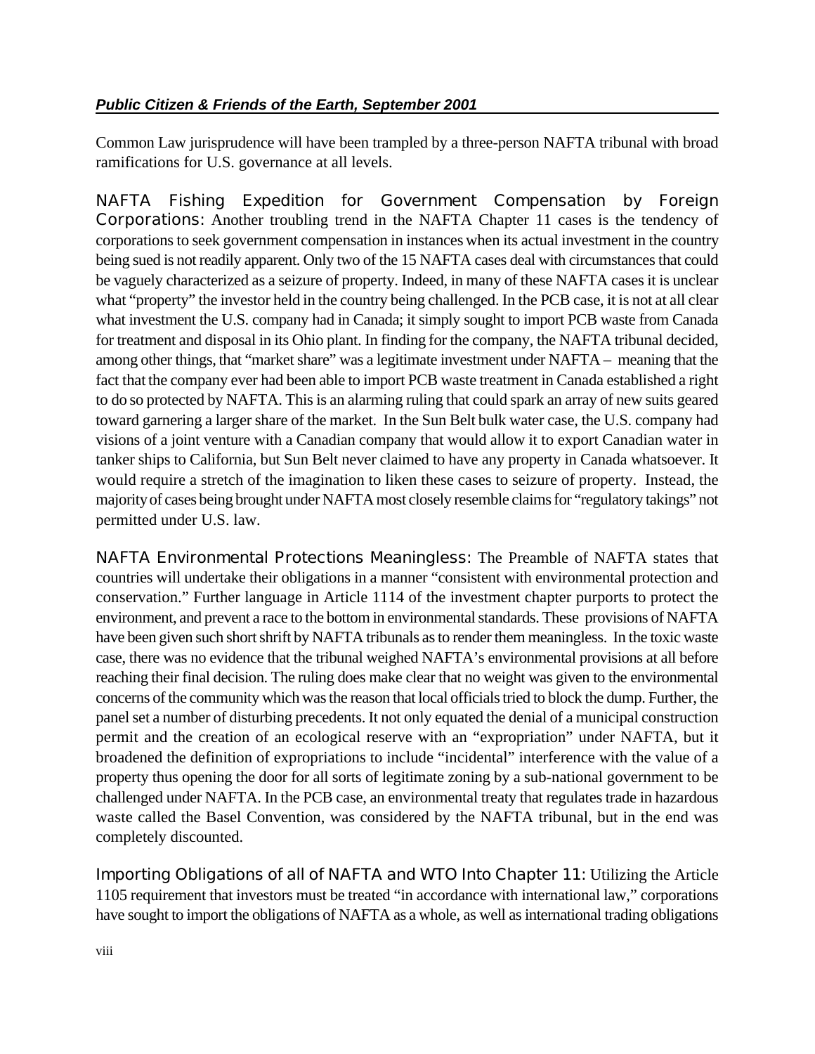Common Law jurisprudence will have been trampled by a three-person NAFTA tribunal with broad ramifications for U.S. governance at all levels.

**NAFTA Fishing Expedition for Government Compensation by Foreign Corporations:** Another troubling trend in the NAFTA Chapter 11 cases is the tendency of corporations to seek government compensation in instances when its actual investment in the country being sued is not readily apparent. Only two of the 15 NAFTA cases deal with circumstances that could be vaguely characterized as a seizure of property. Indeed, in many of these NAFTA cases it is unclear what "property" the investor held in the country being challenged. In the PCB case, it is not at all clear what investment the U.S. company had in Canada; it simply sought to import PCB waste from Canada for treatment and disposal in its Ohio plant. In finding for the company, the NAFTA tribunal decided, among other things, that "market share" was a legitimate investment under NAFTA – meaning that the fact that the company ever had been able to import PCB waste treatment in Canada established a right to do so protected by NAFTA. This is an alarming ruling that could spark an array of new suits geared toward garnering a larger share of the market. In the Sun Belt bulk water case, the U.S. company had visions of a joint venture with a Canadian company that would allow it to export Canadian water in tanker ships to California, but Sun Belt never claimed to have any property in Canada whatsoever. It would require a stretch of the imagination to liken these cases to seizure of property. Instead, the majority of cases being brought under NAFTA most closely resemble claims for "regulatory takings" not permitted under U.S. law.

**NAFTA Environmental Protections Meaningless:** The Preamble of NAFTA states that countries will undertake their obligations in a manner "consistent with environmental protection and conservation." Further language in Article 1114 of the investment chapter purports to protect the environment, and prevent a race to the bottom in environmental standards. These provisions of NAFTA have been given such short shrift by NAFTA tribunals as to render them meaningless. In the toxic waste case, there was no evidence that the tribunal weighed NAFTA's environmental provisions at all before reaching their final decision. The ruling does make clear that no weight was given to the environmental concerns of the community which was the reason that local officials tried to block the dump. Further, the panel set a number of disturbing precedents. It not only equated the denial of a municipal construction permit and the creation of an ecological reserve with an "expropriation" under NAFTA, but it broadened the definition of expropriations to include "incidental" interference with the value of a property thus opening the door for all sorts of legitimate zoning by a sub-national government to be challenged under NAFTA. In the PCB case, an environmental treaty that regulates trade in hazardous waste called the Basel Convention, was considered by the NAFTA tribunal, but in the end was completely discounted.

**Importing Obligations of all of NAFTA and WTO Into Chapter 11:** Utilizing the Article 1105 requirement that investors must be treated "in accordance with international law," corporations have sought to import the obligations of NAFTA as a whole, as well as international trading obligations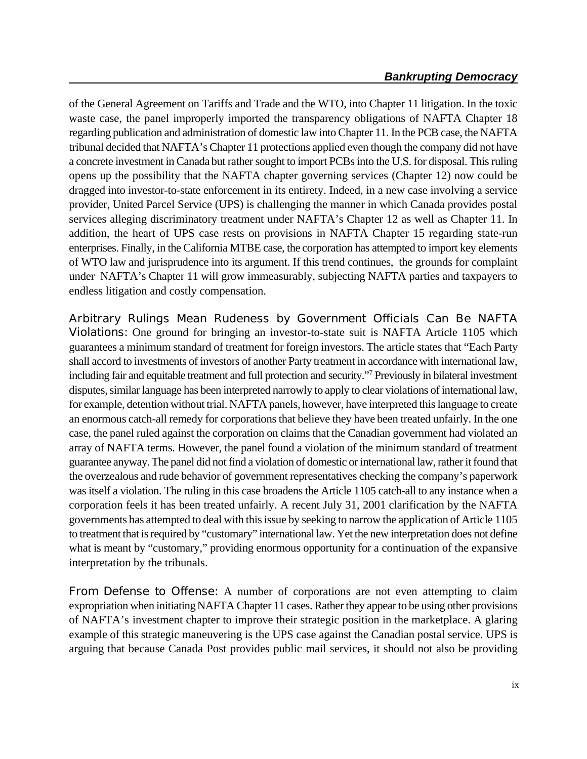of the General Agreement on Tariffs and Trade and the WTO, into Chapter 11 litigation. In the toxic waste case, the panel improperly imported the transparency obligations of NAFTA Chapter 18 regarding publication and administration of domestic law into Chapter 11. In the PCB case, the NAFTA tribunal decided that NAFTA's Chapter 11 protections applied even though the company did not have a concrete investment in Canada but rather sought to import PCBs into the U.S. for disposal. This ruling opens up the possibility that the NAFTA chapter governing services (Chapter 12) now could be dragged into investor-to-state enforcement in its entirety. Indeed, in a new case involving a service provider, United Parcel Service (UPS) is challenging the manner in which Canada provides postal services alleging discriminatory treatment under NAFTA's Chapter 12 as well as Chapter 11. In addition, the heart of UPS case rests on provisions in NAFTA Chapter 15 regarding state-run enterprises. Finally, in the California MTBE case, the corporation has attempted to import key elements of WTO law and jurisprudence into its argument. If this trend continues, the grounds for complaint under NAFTA's Chapter 11 will grow immeasurably, subjecting NAFTA parties and taxpayers to endless litigation and costly compensation.

**Arbitrary Rulings Mean Rudeness by Government Officials Can Be NAFTA Violations:** One ground for bringing an investor-to-state suit is NAFTA Article 1105 which guarantees a minimum standard of treatment for foreign investors. The article states that "Each Party shall accord to investments of investors of another Party treatment in accordance with international law, including fair and equitable treatment and full protection and security."[7] Previously in bilateral investment disputes, similar language has been interpreted narrowly to apply to clear violations of international law, for example, detention without trial. NAFTA panels, however, have interpreted this language to create an enormous catch-all remedy for corporations that believe they have been treated unfairly. In the one case, the panel ruled against the corporation on claims that the Canadian government had violated an array of NAFTA terms. However, the panel found a violation of the minimum standard of treatment guarantee anyway. The panel did not find a violation of domestic or international law, rather it found that the overzealous and rude behavior of government representatives checking the company's paperwork was itself a violation. The ruling in this case broadens the Article 1105 catch-all to any instance when a corporation feels it has been treated unfairly. A recent July 31, 2001 clarification by the NAFTA governments has attempted to deal with this issue by seeking to narrow the application of Article 1105 to treatment that is required by "customary" international law. Yet the new interpretation does not define what is meant by "customary," providing enormous opportunity for a continuation of the expansive interpretation by the tribunals.

**From Defense to Offense:** A number of corporations are not even attempting to claim expropriation when initiating NAFTA Chapter 11 cases. Rather they appear to be using other provisions of NAFTA's investment chapter to improve their strategic position in the marketplace. A glaring example of this strategic maneuvering is the UPS case against the Canadian postal service. UPS is arguing that because Canada Post provides public mail services, it should not also be providing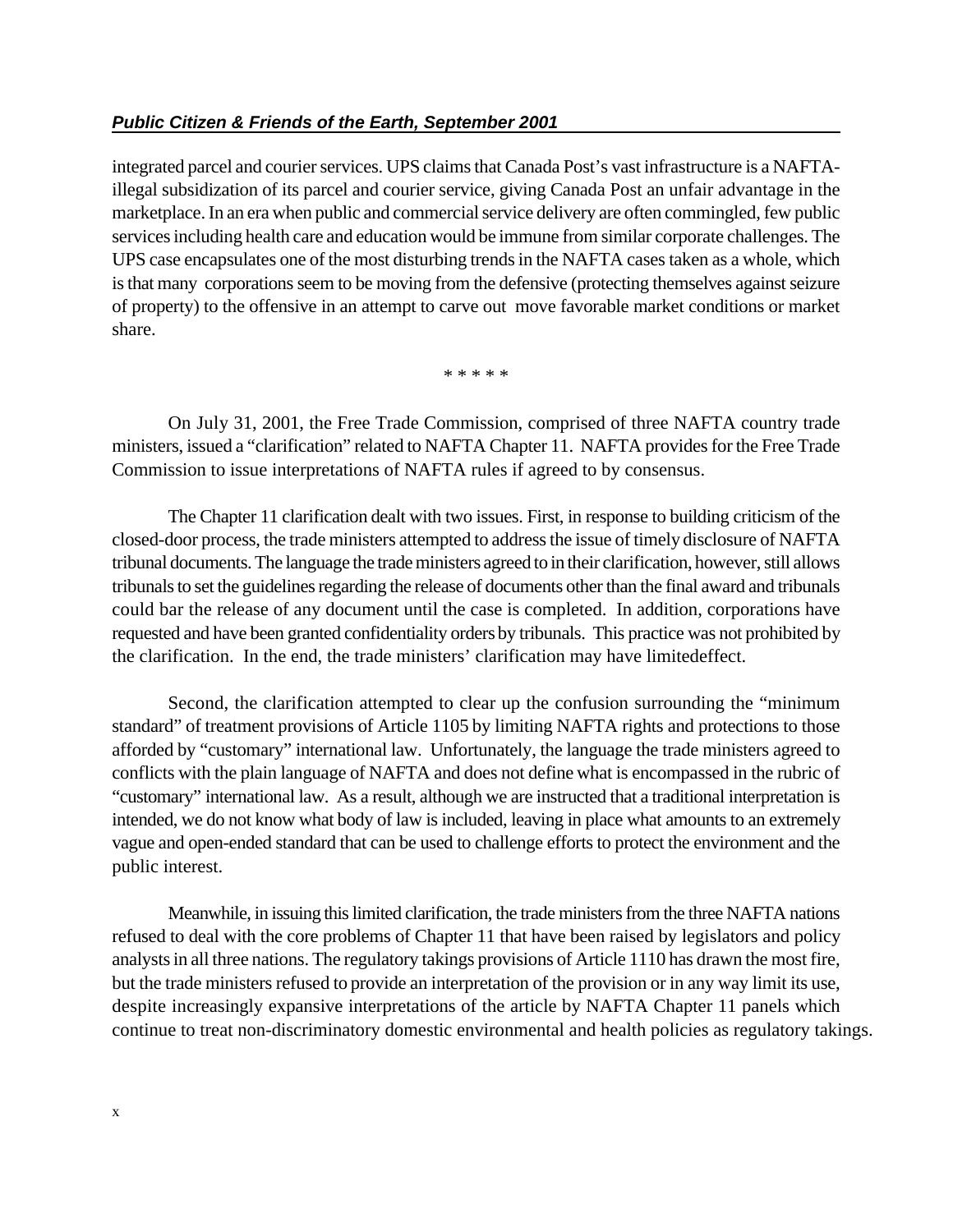integrated parcel and courier services. UPS claims that Canada Post's vast infrastructure is a NAFTA-illegal subsidization of its parcel and courier service, giving Canada Post an unfair advantage in the marketplace. In an era when public and commercial service delivery are often commingled, few public services including health care and education would be immune from similar corporate challenges. The UPS case encapsulates one of the most disturbing trends in the NAFTA cases taken as a whole, which is that many corporations seem to be moving from the defensive (protecting themselves against seizure of property) to the offensive in an attempt to carve out move favorable market conditions or market share.

\* \* \* \* \*

On July 31, 2001, the Free Trade Commission, comprised of three NAFTA country trade ministers, issued a "clarification" related to NAFTA Chapter 11. NAFTA provides for the Free Trade Commission to issue interpretations of NAFTA rules if agreed to by consensus.

The Chapter 11 clarification dealt with two issues. First, in response to building criticism of the closed-door process, the trade ministers attempted to address the issue of timely disclosure of NAFTA tribunal documents. The language the trade ministers agreed to in their clarification, however, still allows tribunals to set the guidelines regarding the release of documents other than the final award and tribunals could bar the release of any document until the case is completed. In addition, corporations have requested and have been granted confidentiality orders by tribunals. This practice was not prohibited by the clarification. In the end, the trade ministers' clarification may have limitedeffect.

Second, the clarification attempted to clear up the confusion surrounding the "minimum standard" of treatment provisions of Article 1105 by limiting NAFTA rights and protections to those afforded by "customary" international law. Unfortunately, the language the trade ministers agreed to conflicts with the plain language of NAFTA and does not define what is encompassed in the rubric of "customary" international law. As a result, although we are instructed that a traditional interpretation is intended, we do not know what body of law is included, leaving in place what amounts to an extremely vague and open-ended standard that can be used to challenge efforts to protect the environment and the public interest.

Meanwhile, in issuing this limited clarification, the trade ministers from the three NAFTA nations refused to deal with the core problems of Chapter 11 that have been raised by legislators and policy analysts in all three nations. The regulatory takings provisions of Article 1110 has drawn the most fire, but the trade ministers refused to provide an interpretation of the provision or in any way limit its use, despite increasingly expansive interpretations of the article by NAFTA Chapter 11 panels which continue to treat non-discriminatory domestic environmental and health policies as regulatory takings.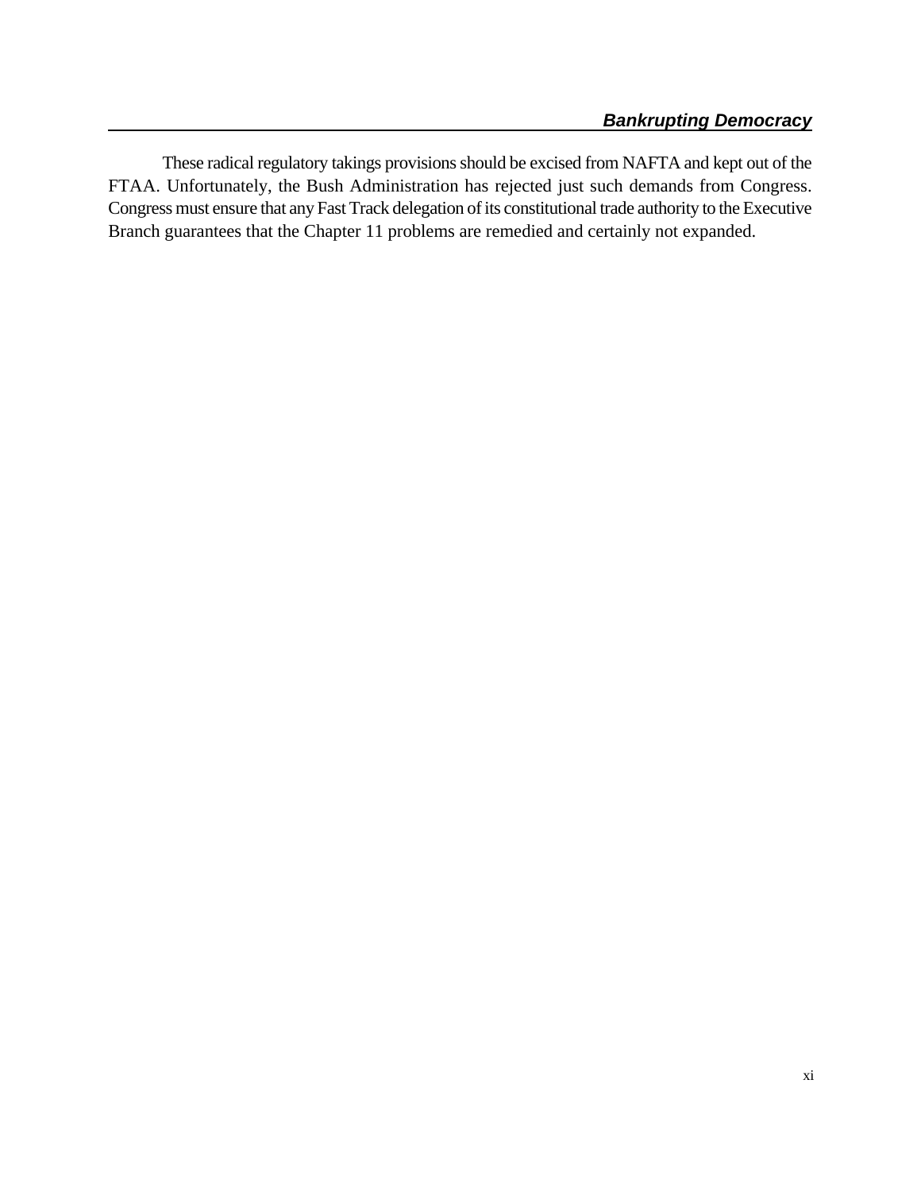These radical regulatory takings provisions should be excised from NAFTA and kept out of the FTAA. Unfortunately, the Bush Administration has rejected just such demands from Congress. Congress must ensure that any Fast Track delegation of its constitutional trade authority to the Executive Branch guarantees that the Chapter 11 problems are remedied and certainly not expanded.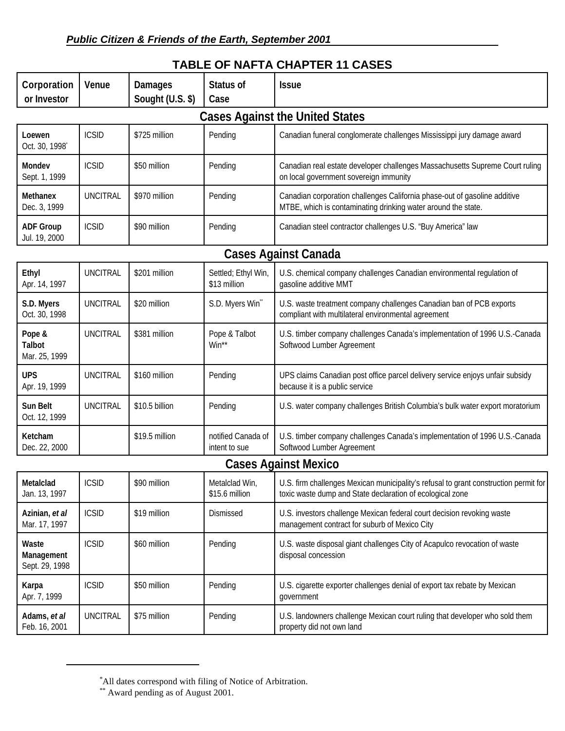*Public Citizen & Friends of the Earth, September 2001*

## TABLE OF NAFTA CHAPTER 11 CASES

| Corporation or Investor | Venue | Damages Sought (U.S. $) | Status of Case | Issue |
|---|---|---|---|---|
| **Cases Against the United States** | | | | |
| **Loewen** Oct. 30, 1998* | ICSID | $725 million | Pending | Canadian funeral conglomerate challenges Mississippi jury damage award |
| **Mondev** Sept. 1, 1999 | ICSID | $50 million | Pending | Canadian real estate developer challenges Massachusetts Supreme Court ruling on local government sovereign immunity |
| **Methanex** Dec. 3, 1999 | UNCITRAL | $970 million | Pending | Canadian corporation challenges California phase-out of gasoline additive MTBE, which is contaminating drinking water around the state. |
| **ADF Group** Jul. 19, 2000 | ICSID | $90 million | Pending | Canadian steel contractor challenges U.S. "Buy America" law |
| **Cases Against Canada** | | | | |
| **Ethyl** Apr. 14, 1997 | UNCITRAL | $201 million | Settled; Ethyl Win, $13 million | U.S. chemical company challenges Canadian environmental regulation of gasoline additive MMT |
| **S.D. Myers** Oct. 30, 1998 | UNCITRAL | $20 million | S.D. Myers Win** | U.S. waste treatment company challenges Canadian ban of PCB exports compliant with multilateral environmental agreement |
| **Pope & Talbot** Mar. 25, 1999 | UNCITRAL | $381 million | Pope & Talbot Win** | U.S. timber company challenges Canada's implementation of 1996 U.S.-Canada Softwood Lumber Agreement |
| **UPS** Apr. 19, 1999 | UNCITRAL | $160 million | Pending | UPS claims Canadian post office parcel delivery service enjoys unfair subsidy because it is a public service |
| **Sun Belt** Oct. 12, 1999 | UNCITRAL | $10.5 billion | Pending | U.S. water company challenges British Columbia's bulk water export moratorium |
| **Ketcham** Dec. 22, 2000 | | $19.5 million | notified Canada of intent to sue | U.S. timber company challenges Canada's implementation of 1996 U.S.-Canada Softwood Lumber Agreement |
| **Cases Against Mexico** | | | | |
| **Metalclad** Jan. 13, 1997 | ICSID | $90 million | Metalclad Win, $15.6 million | U.S. firm challenges Mexican municipality's refusal to grant construction permit for toxic waste dump and State declaration of ecological zone |
| **Azinian, *et al*** Mar. 17, 1997 | ICSID | $19 million | Dismissed | U.S. investors challenge Mexican federal court decision revoking waste management contract for suburb of Mexico City |
| **Waste Management** Sept. 29, 1998 | ICSID | $60 million | Pending | U.S. waste disposal giant challenges City of Acapulco revocation of waste disposal concession |
| **Karpa** Apr. 7, 1999 | ICSID | $50 million | Pending | U.S. cigarette exporter challenges denial of export tax rebate by Mexican government |
| **Adams, *et al*** Feb. 16, 2001 | UNCITRAL | $75 million | Pending | U.S. landowners challenge Mexican court ruling that developer who sold them property did not own land |

---

*All dates correspond with filing of Notice of Arbitration.

** Award pending as of August 2001.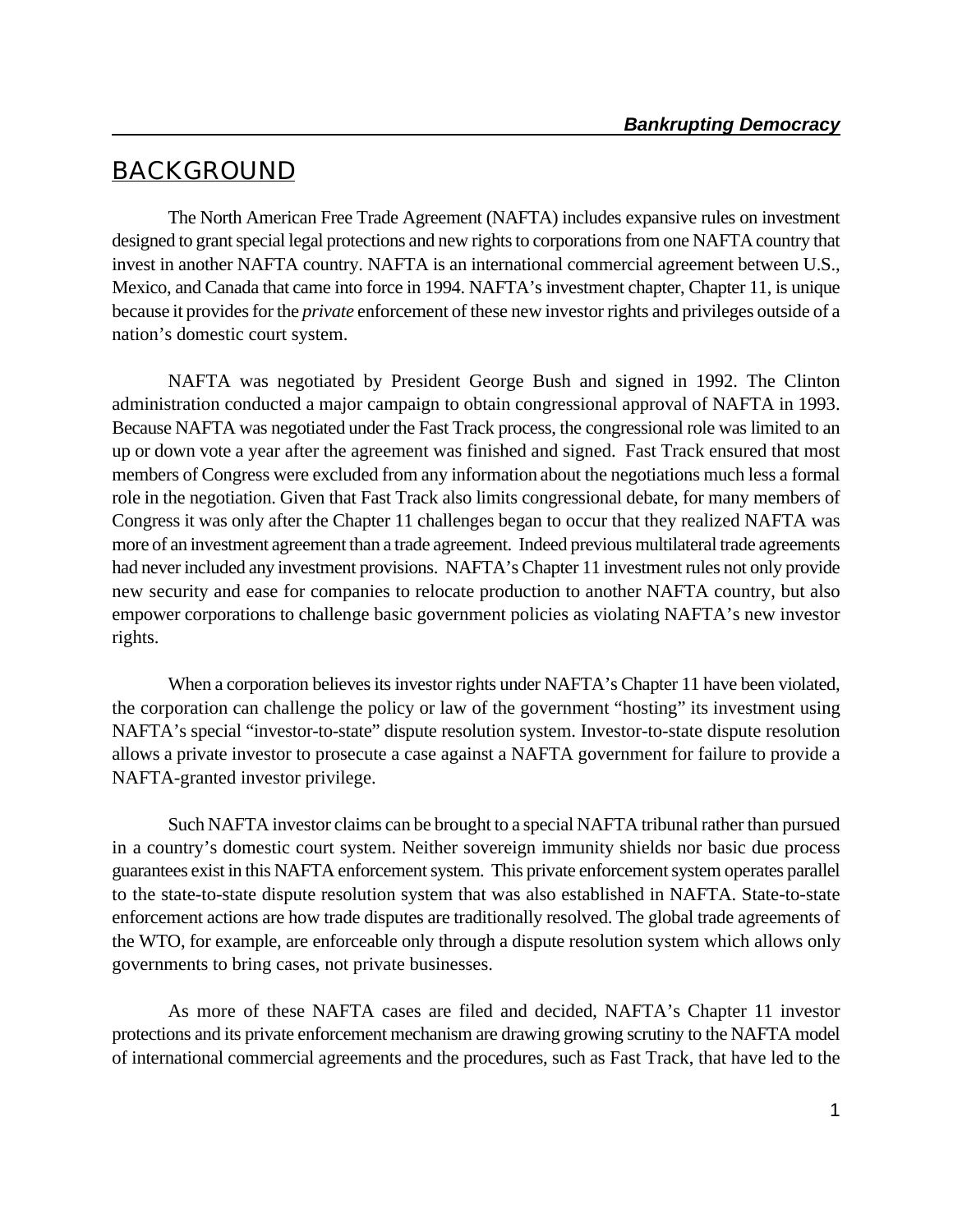## BACKGROUND

The North American Free Trade Agreement (NAFTA) includes expansive rules on investment designed to grant special legal protections and new rights to corporations from one NAFTA country that invest in another NAFTA country. NAFTA is an international commercial agreement between U.S., Mexico, and Canada that came into force in 1994. NAFTA's investment chapter, Chapter 11, is unique because it provides for the *private* enforcement of these new investor rights and privileges outside of a nation's domestic court system.

NAFTA was negotiated by President George Bush and signed in 1992. The Clinton administration conducted a major campaign to obtain congressional approval of NAFTA in 1993. Because NAFTA was negotiated under the Fast Track process, the congressional role was limited to an up or down vote a year after the agreement was finished and signed. Fast Track ensured that most members of Congress were excluded from any information about the negotiations much less a formal role in the negotiation. Given that Fast Track also limits congressional debate, for many members of Congress it was only after the Chapter 11 challenges began to occur that they realized NAFTA was more of an investment agreement than a trade agreement. Indeed previous multilateral trade agreements had never included any investment provisions. NAFTA's Chapter 11 investment rules not only provide new security and ease for companies to relocate production to another NAFTA country, but also empower corporations to challenge basic government policies as violating NAFTA's new investor rights.

When a corporation believes its investor rights under NAFTA's Chapter 11 have been violated, the corporation can challenge the policy or law of the government "hosting" its investment using NAFTA's special "investor-to-state" dispute resolution system. Investor-to-state dispute resolution allows a private investor to prosecute a case against a NAFTA government for failure to provide a NAFTA-granted investor privilege.

Such NAFTA investor claims can be brought to a special NAFTA tribunal rather than pursued in a country's domestic court system. Neither sovereign immunity shields nor basic due process guarantees exist in this NAFTA enforcement system. This private enforcement system operates parallel to the state-to-state dispute resolution system that was also established in NAFTA. State-to-state enforcement actions are how trade disputes are traditionally resolved. The global trade agreements of the WTO, for example, are enforceable only through a dispute resolution system which allows only governments to bring cases, not private businesses.

As more of these NAFTA cases are filed and decided, NAFTA's Chapter 11 investor protections and its private enforcement mechanism are drawing growing scrutiny to the NAFTA model of international commercial agreements and the procedures, such as Fast Track, that have led to the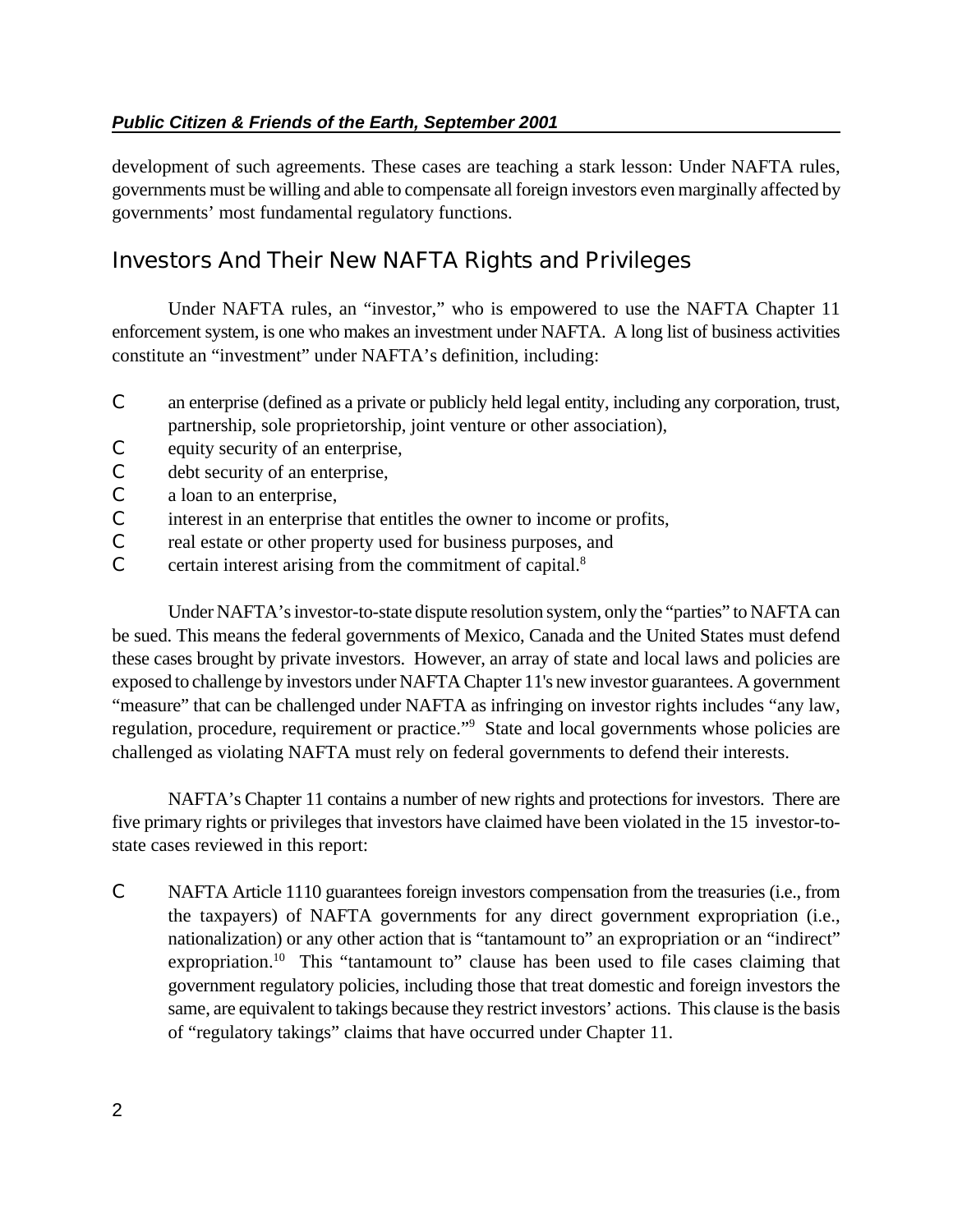development of such agreements. These cases are teaching a stark lesson: Under NAFTA rules, governments must be willing and able to compensate all foreign investors even marginally affected by governments' most fundamental regulatory functions.

## Investors And Their New NAFTA Rights and Privileges

Under NAFTA rules, an "investor," who is empowered to use the NAFTA Chapter 11 enforcement system, is one who makes an investment under NAFTA. A long list of business activities constitute an "investment" under NAFTA's definition, including:

- an enterprise (defined as a private or publicly held legal entity, including any corporation, trust, partnership, sole proprietorship, joint venture or other association),
- equity security of an enterprise,
- debt security of an enterprise,
- a loan to an enterprise,
- interest in an enterprise that entitles the owner to income or profits,
- real estate or other property used for business purposes, and
- certain interest arising from the commitment of capital.[8]

Under NAFTA's investor-to-state dispute resolution system, only the "parties" to NAFTA can be sued. This means the federal governments of Mexico, Canada and the United States must defend these cases brought by private investors. However, an array of state and local laws and policies are exposed to challenge by investors under NAFTA Chapter 11's new investor guarantees. A government "measure" that can be challenged under NAFTA as infringing on investor rights includes "any law, regulation, procedure, requirement or practice."[9] State and local governments whose policies are challenged as violating NAFTA must rely on federal governments to defend their interests.

NAFTA's Chapter 11 contains a number of new rights and protections for investors. There are five primary rights or privileges that investors have claimed have been violated in the 15 investor-to-state cases reviewed in this report:

- NAFTA Article 1110 guarantees foreign investors compensation from the treasuries (i.e., from the taxpayers) of NAFTA governments for any direct government expropriation (i.e., nationalization) or any other action that is "tantamount to" an expropriation or an "indirect" expropriation.[10] This "tantamount to" clause has been used to file cases claiming that government regulatory policies, including those that treat domestic and foreign investors the same, are equivalent to takings because they restrict investors' actions. This clause is the basis of "regulatory takings" claims that have occurred under Chapter 11.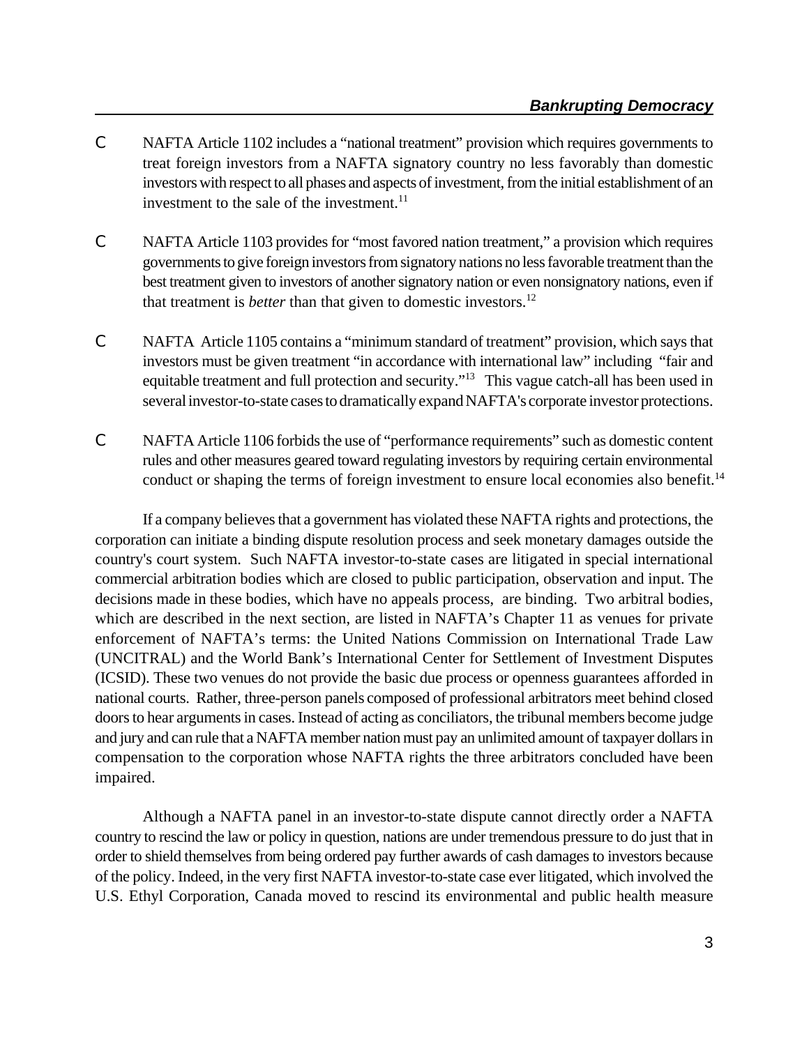- NAFTA Article 1102 includes a "national treatment" provision which requires governments to treat foreign investors from a NAFTA signatory country no less favorably than domestic investors with respect to all phases and aspects of investment, from the initial establishment of an investment to the sale of the investment.[11]

- NAFTA Article 1103 provides for "most favored nation treatment," a provision which requires governments to give foreign investors from signatory nations no less favorable treatment than the best treatment given to investors of another signatory nation or even nonsignatory nations, even if that treatment is *better* than that given to domestic investors.[12]

- NAFTA Article 1105 contains a "minimum standard of treatment" provision, which says that investors must be given treatment "in accordance with international law" including "fair and equitable treatment and full protection and security."[13] This vague catch-all has been used in several investor-to-state cases to dramatically expand NAFTA's corporate investor protections.

- NAFTA Article 1106 forbids the use of "performance requirements" such as domestic content rules and other measures geared toward regulating investors by requiring certain environmental conduct or shaping the terms of foreign investment to ensure local economies also benefit.[14]

If a company believes that a government has violated these NAFTA rights and protections, the corporation can initiate a binding dispute resolution process and seek monetary damages outside the country's court system. Such NAFTA investor-to-state cases are litigated in special international commercial arbitration bodies which are closed to public participation, observation and input. The decisions made in these bodies, which have no appeals process, are binding. Two arbitral bodies, which are described in the next section, are listed in NAFTA's Chapter 11 as venues for private enforcement of NAFTA's terms: the United Nations Commission on International Trade Law (UNCITRAL) and the World Bank's International Center for Settlement of Investment Disputes (ICSID). These two venues do not provide the basic due process or openness guarantees afforded in national courts. Rather, three-person panels composed of professional arbitrators meet behind closed doors to hear arguments in cases. Instead of acting as conciliators, the tribunal members become judge and jury and can rule that a NAFTA member nation must pay an unlimited amount of taxpayer dollars in compensation to the corporation whose NAFTA rights the three arbitrators concluded have been impaired.

Although a NAFTA panel in an investor-to-state dispute cannot directly order a NAFTA country to rescind the law or policy in question, nations are under tremendous pressure to do just that in order to shield themselves from being ordered pay further awards of cash damages to investors because of the policy. Indeed, in the very first NAFTA investor-to-state case ever litigated, which involved the U.S. Ethyl Corporation, Canada moved to rescind its environmental and public health measure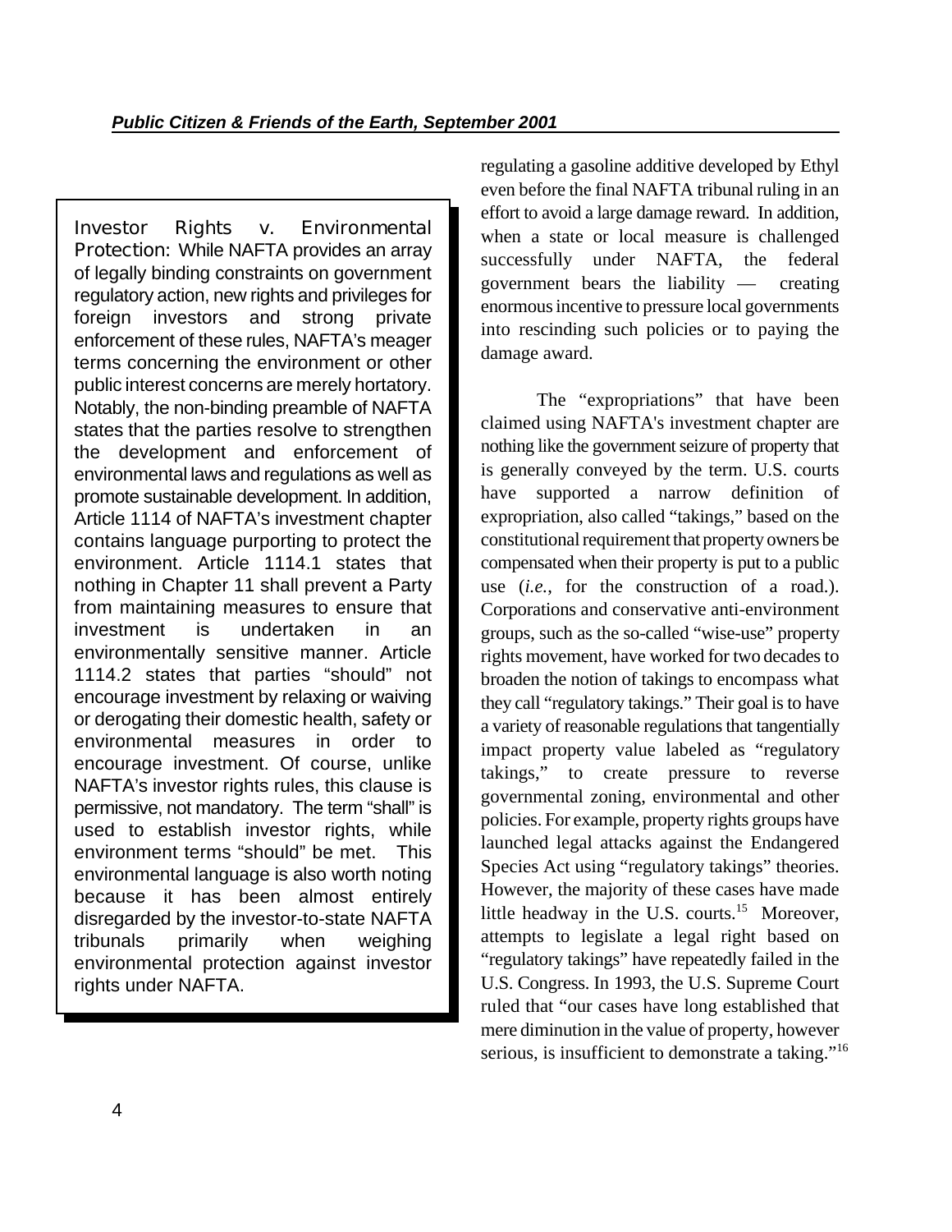regulating a gasoline additive developed by Ethyl even before the final NAFTA tribunal ruling in an effort to avoid a large damage reward. In addition, when a state or local measure is challenged successfully under NAFTA, the federal government bears the liability — creating enormous incentive to pressure local governments into rescinding such policies or to paying the damage award.

The "expropriations" that have been claimed using NAFTA's investment chapter are nothing like the government seizure of property that is generally conveyed by the term. U.S. courts have supported a narrow definition of expropriation, also called "takings," based on the constitutional requirement that property owners be compensated when their property is put to a public use (*i.e.*, for the construction of a road.). Corporations and conservative anti-environment groups, such as the so-called "wise-use" property rights movement, have worked for two decades to broaden the notion of takings to encompass what they call "regulatory takings." Their goal is to have a variety of reasonable regulations that tangentially impact property value labeled as "regulatory takings," to create pressure to reverse governmental zoning, environmental and other policies. For example, property rights groups have launched legal attacks against the Endangered Species Act using "regulatory takings" theories. However, the majority of these cases have made little headway in the U.S. courts.[15] Moreover, attempts to legislate a legal right based on "regulatory takings" have repeatedly failed in the U.S. Congress. In 1993, the U.S. Supreme Court ruled that "our cases have long established that mere diminution in the value of property, however serious, is insufficient to demonstrate a taking."[16]

> **Investor Rights v. Environmental Protection:** While NAFTA provides an array of legally binding constraints on government regulatory action, new rights and privileges for foreign investors and strong private enforcement of these rules, NAFTA's meager terms concerning the environment or other public interest concerns are merely hortatory. Notably, the non-binding preamble of NAFTA states that the parties resolve to strengthen the development and enforcement of environmental laws and regulations as well as promote sustainable development. In addition, Article 1114 of NAFTA's investment chapter contains language purporting to protect the environment. Article 1114.1 states that nothing in Chapter 11 shall prevent a Party from maintaining measures to ensure that investment is undertaken in an environmentally sensitive manner. Article 1114.2 states that parties "should" not encourage investment by relaxing or waiving or derogating their domestic health, safety or environmental measures in order to encourage investment. Of course, unlike NAFTA's investor rights rules, this clause is permissive, not mandatory. The term "shall" is used to establish investor rights, while environment terms "should" be met. This environmental language is also worth noting because it has been almost entirely disregarded by the investor-to-state NAFTA tribunals primarily when weighing environmental protection against investor rights under NAFTA.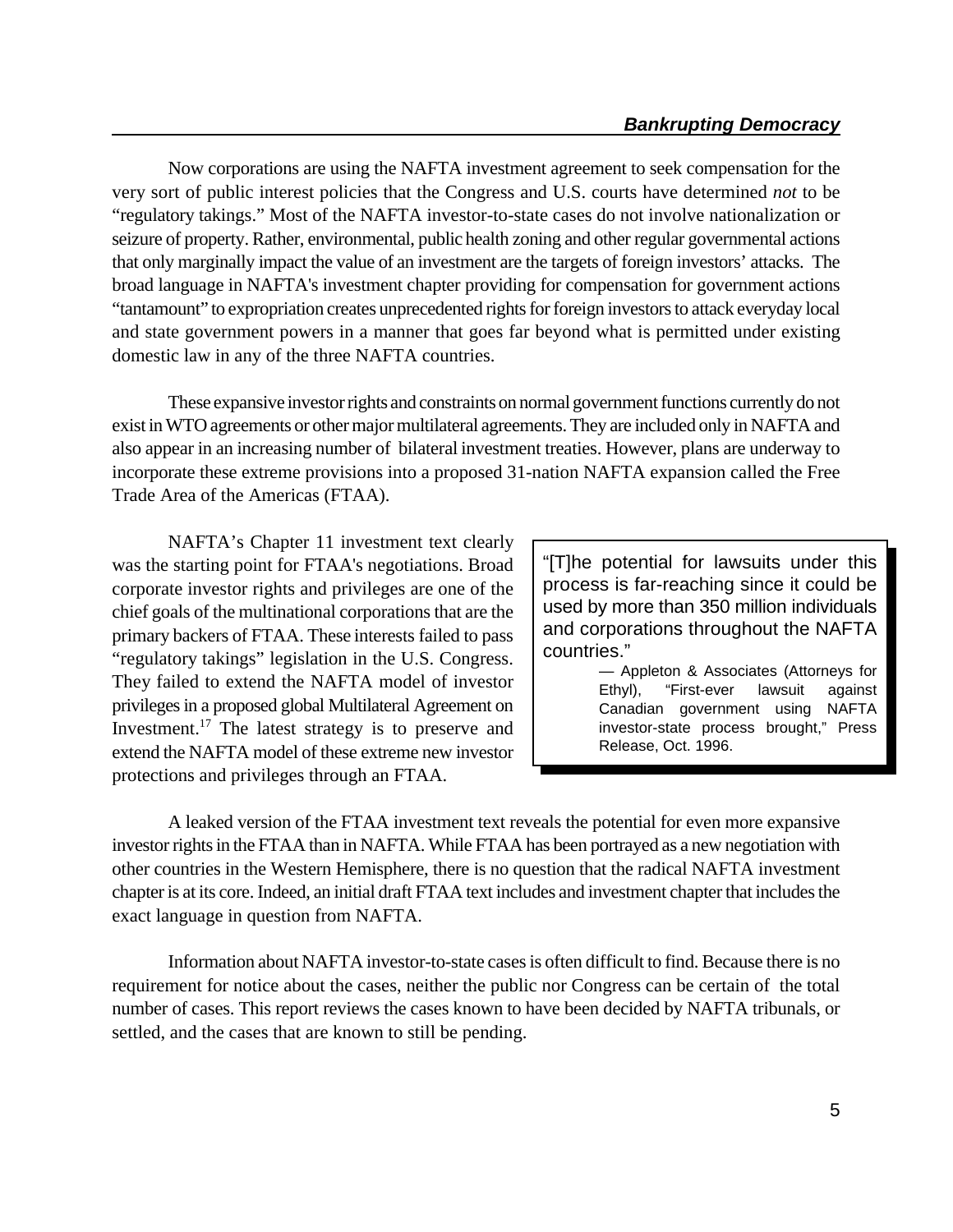Now corporations are using the NAFTA investment agreement to seek compensation for the very sort of public interest policies that the Congress and U.S. courts have determined *not* to be "regulatory takings." Most of the NAFTA investor-to-state cases do not involve nationalization or seizure of property. Rather, environmental, public health zoning and other regular governmental actions that only marginally impact the value of an investment are the targets of foreign investors' attacks. The broad language in NAFTA's investment chapter providing for compensation for government actions "tantamount" to expropriation creates unprecedented rights for foreign investors to attack everyday local and state government powers in a manner that goes far beyond what is permitted under existing domestic law in any of the three NAFTA countries.

These expansive investor rights and constraints on normal government functions currently do not exist in WTO agreements or other major multilateral agreements. They are included only in NAFTA and also appear in an increasing number of bilateral investment treaties. However, plans are underway to incorporate these extreme provisions into a proposed 31-nation NAFTA expansion called the Free Trade Area of the Americas (FTAA).

NAFTA's Chapter 11 investment text clearly was the starting point for FTAA's negotiations. Broad corporate investor rights and privileges are one of the chief goals of the multinational corporations that are the primary backers of FTAA. These interests failed to pass "regulatory takings" legislation in the U.S. Congress. They failed to extend the NAFTA model of investor privileges in a proposed global Multilateral Agreement on Investment.[17] The latest strategy is to preserve and extend the NAFTA model of these extreme new investor protections and privileges through an FTAA.

> "[T]he potential for lawsuits under this process is far-reaching since it could be used by more than 350 million individuals and corporations throughout the NAFTA countries."
>
> — Appleton & Associates (Attorneys for Ethyl), "First-ever lawsuit against Canadian government using NAFTA investor-state process brought," Press Release, Oct. 1996.

A leaked version of the FTAA investment text reveals the potential for even more expansive investor rights in the FTAA than in NAFTA. While FTAA has been portrayed as a new negotiation with other countries in the Western Hemisphere, there is no question that the radical NAFTA investment chapter is at its core. Indeed, an initial draft FTAA text includes and investment chapter that includes the exact language in question from NAFTA.

Information about NAFTA investor-to-state cases is often difficult to find. Because there is no requirement for notice about the cases, neither the public nor Congress can be certain of the total number of cases. This report reviews the cases known to have been decided by NAFTA tribunals, or settled, and the cases that are known to still be pending.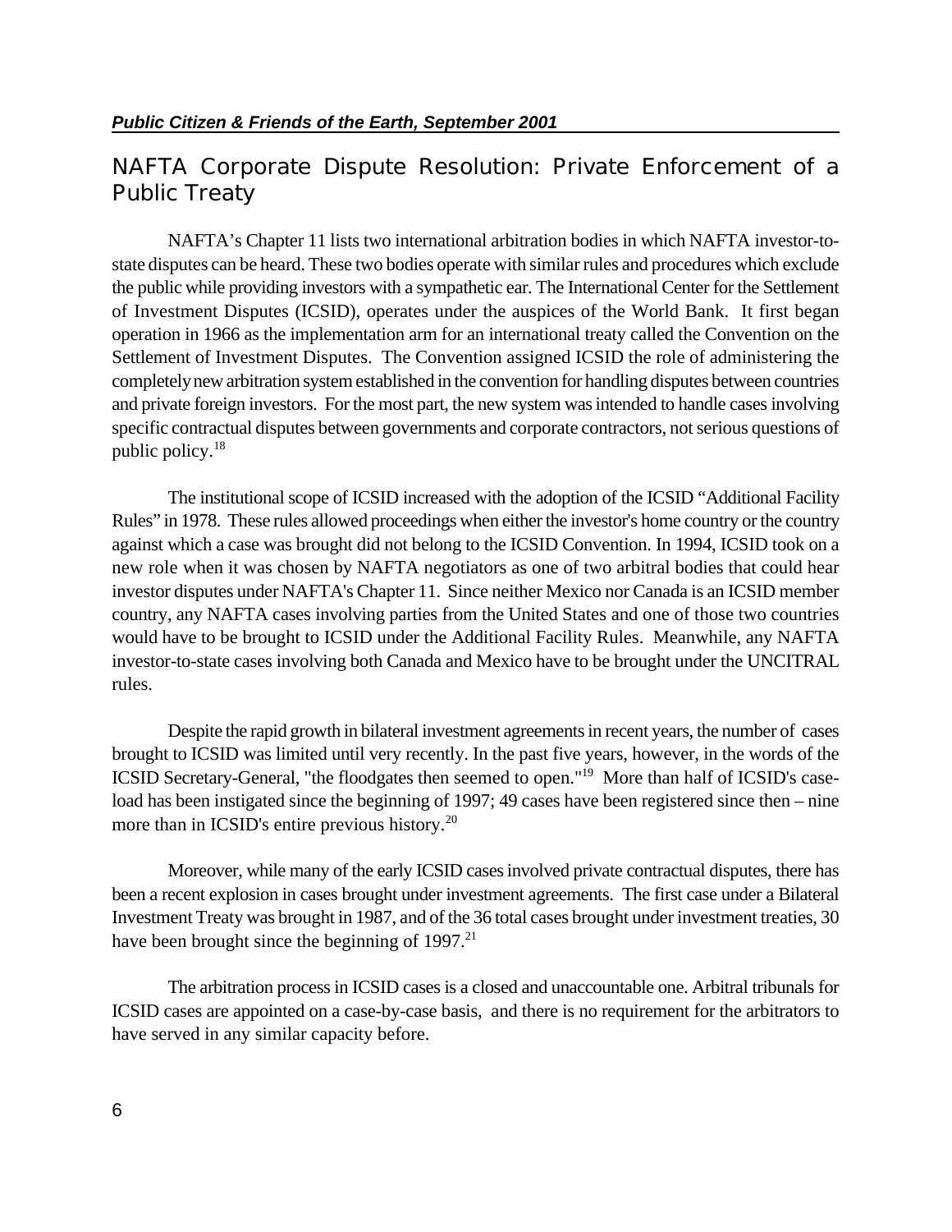## NAFTA Corporate Dispute Resolution: Private Enforcement of a Public Treaty

NAFTA's Chapter 11 lists two international arbitration bodies in which NAFTA investor-to-state disputes can be heard. These two bodies operate with similar rules and procedures which exclude the public while providing investors with a sympathetic ear. The International Center for the Settlement of Investment Disputes (ICSID), operates under the auspices of the World Bank. It first began operation in 1966 as the implementation arm for an international treaty called the Convention on the Settlement of Investment Disputes. The Convention assigned ICSID the role of administering the completely new arbitration system established in the convention for handling disputes between countries and private foreign investors. For the most part, the new system was intended to handle cases involving specific contractual disputes between governments and corporate contractors, not serious questions of public policy.[18]

The institutional scope of ICSID increased with the adoption of the ICSID "Additional Facility Rules" in 1978. These rules allowed proceedings when either the investor's home country or the country against which a case was brought did not belong to the ICSID Convention. In 1994, ICSID took on a new role when it was chosen by NAFTA negotiators as one of two arbitral bodies that could hear investor disputes under NAFTA's Chapter 11. Since neither Mexico nor Canada is an ICSID member country, any NAFTA cases involving parties from the United States and one of those two countries would have to be brought to ICSID under the Additional Facility Rules. Meanwhile, any NAFTA investor-to-state cases involving both Canada and Mexico have to be brought under the UNCITRAL rules.

Despite the rapid growth in bilateral investment agreements in recent years, the number of cases brought to ICSID was limited until very recently. In the past five years, however, in the words of the ICSID Secretary-General, "the floodgates then seemed to open."[19] More than half of ICSID's case-load has been instigated since the beginning of 1997; 49 cases have been registered since then – nine more than in ICSID's entire previous history.[20]

Moreover, while many of the early ICSID cases involved private contractual disputes, there has been a recent explosion in cases brought under investment agreements. The first case under a Bilateral Investment Treaty was brought in 1987, and of the 36 total cases brought under investment treaties, 30 have been brought since the beginning of 1997.[21]

The arbitration process in ICSID cases is a closed and unaccountable one. Arbitral tribunals for ICSID cases are appointed on a case-by-case basis, and there is no requirement for the arbitrators to have served in any similar capacity before.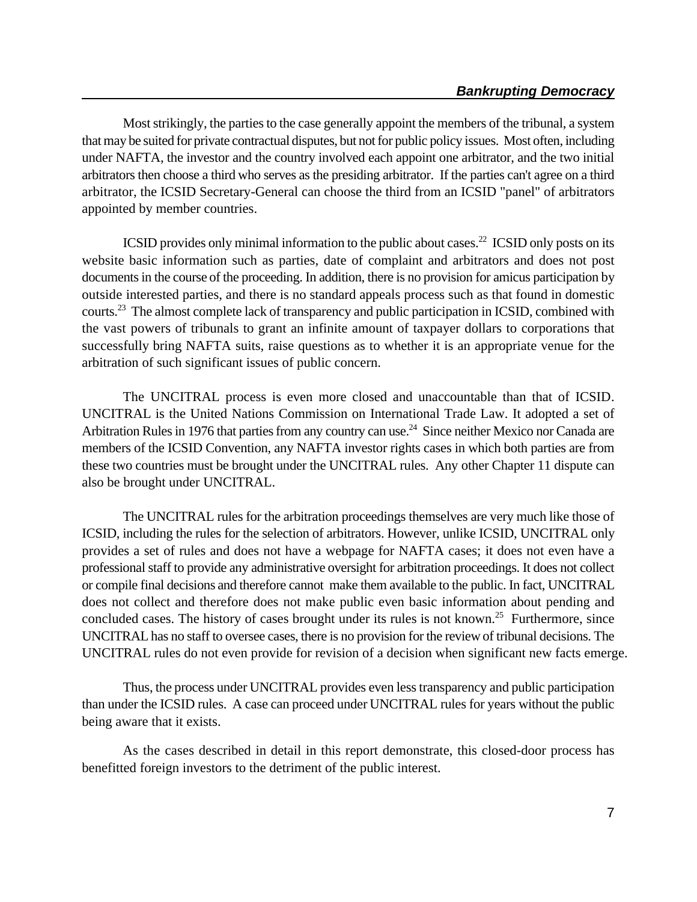Most strikingly, the parties to the case generally appoint the members of the tribunal, a system that may be suited for private contractual disputes, but not for public policy issues. Most often, including under NAFTA, the investor and the country involved each appoint one arbitrator, and the two initial arbitrators then choose a third who serves as the presiding arbitrator. If the parties can't agree on a third arbitrator, the ICSID Secretary-General can choose the third from an ICSID "panel" of arbitrators appointed by member countries.

ICSID provides only minimal information to the public about cases.[22] ICSID only posts on its website basic information such as parties, date of complaint and arbitrators and does not post documents in the course of the proceeding. In addition, there is no provision for amicus participation by outside interested parties, and there is no standard appeals process such as that found in domestic courts.[23] The almost complete lack of transparency and public participation in ICSID, combined with the vast powers of tribunals to grant an infinite amount of taxpayer dollars to corporations that successfully bring NAFTA suits, raise questions as to whether it is an appropriate venue for the arbitration of such significant issues of public concern.

The UNCITRAL process is even more closed and unaccountable than that of ICSID. UNCITRAL is the United Nations Commission on International Trade Law. It adopted a set of Arbitration Rules in 1976 that parties from any country can use.[24] Since neither Mexico nor Canada are members of the ICSID Convention, any NAFTA investor rights cases in which both parties are from these two countries must be brought under the UNCITRAL rules. Any other Chapter 11 dispute can also be brought under UNCITRAL.

The UNCITRAL rules for the arbitration proceedings themselves are very much like those of ICSID, including the rules for the selection of arbitrators. However, unlike ICSID, UNCITRAL only provides a set of rules and does not have a webpage for NAFTA cases; it does not even have a professional staff to provide any administrative oversight for arbitration proceedings. It does not collect or compile final decisions and therefore cannot make them available to the public. In fact, UNCITRAL does not collect and therefore does not make public even basic information about pending and concluded cases. The history of cases brought under its rules is not known.[25] Furthermore, since UNCITRAL has no staff to oversee cases, there is no provision for the review of tribunal decisions. The UNCITRAL rules do not even provide for revision of a decision when significant new facts emerge.

Thus, the process under UNCITRAL provides even less transparency and public participation than under the ICSID rules. A case can proceed under UNCITRAL rules for years without the public being aware that it exists.

As the cases described in detail in this report demonstrate, this closed-door process has benefitted foreign investors to the detriment of the public interest.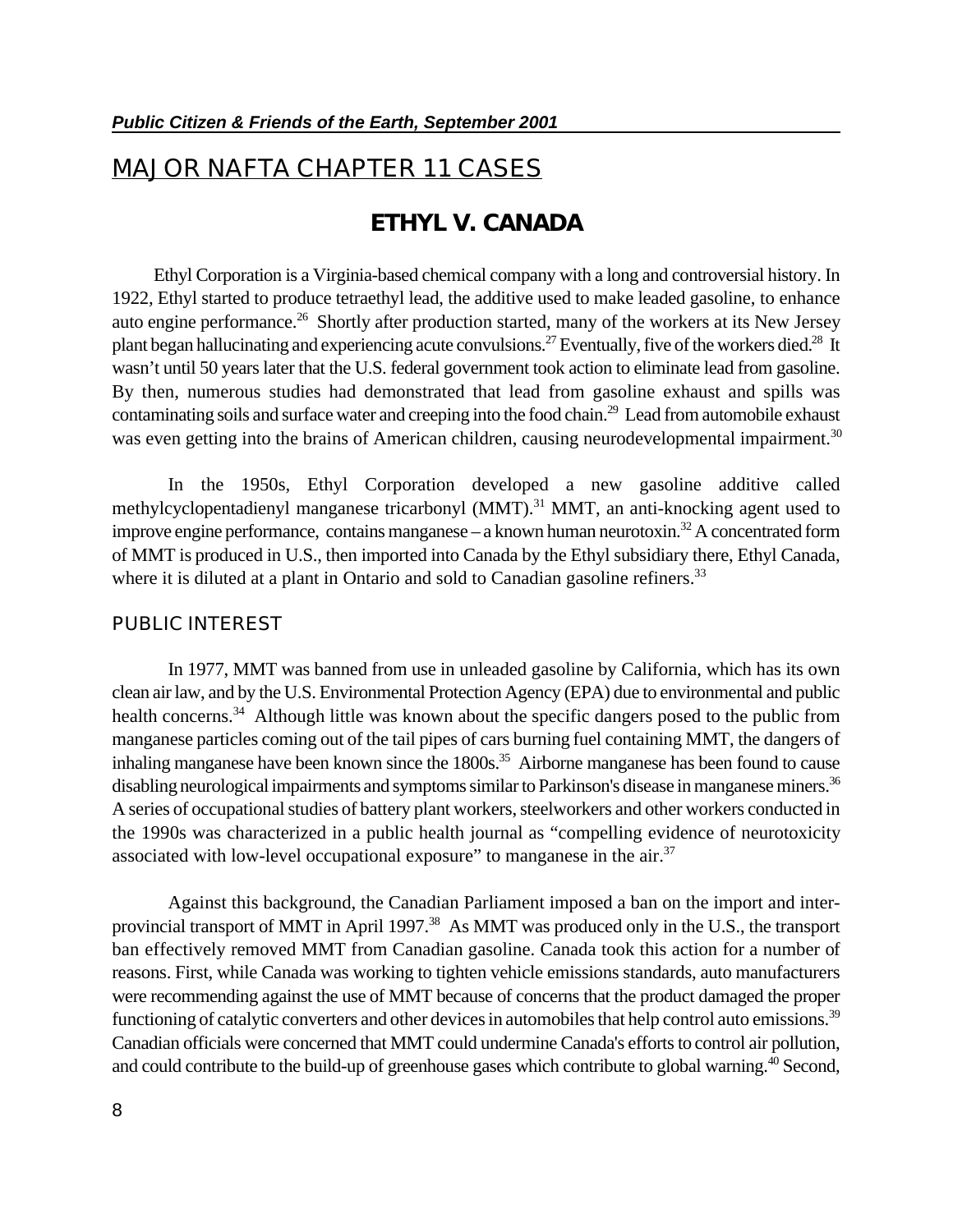# MAJOR NAFTA CHAPTER 11 CASES

## ETHYL V. CANADA

Ethyl Corporation is a Virginia-based chemical company with a long and controversial history. In 1922, Ethyl started to produce tetraethyl lead, the additive used to make leaded gasoline, to enhance auto engine performance.[26] Shortly after production started, many of the workers at its New Jersey plant began hallucinating and experiencing acute convulsions.[27] Eventually, five of the workers died.[28] It wasn't until 50 years later that the U.S. federal government took action to eliminate lead from gasoline. By then, numerous studies had demonstrated that lead from gasoline exhaust and spills was contaminating soils and surface water and creeping into the food chain.[29] Lead from automobile exhaust was even getting into the brains of American children, causing neurodevelopmental impairment.[30]

In the 1950s, Ethyl Corporation developed a new gasoline additive called methylcyclopentadienyl manganese tricarbonyl (MMT).[31] MMT, an anti-knocking agent used to improve engine performance, contains manganese – a known human neurotoxin.[32] A concentrated form of MMT is produced in U.S., then imported into Canada by the Ethyl subsidiary there, Ethyl Canada, where it is diluted at a plant in Ontario and sold to Canadian gasoline refiners.[33]

### PUBLIC INTEREST

In 1977, MMT was banned from use in unleaded gasoline by California, which has its own clean air law, and by the U.S. Environmental Protection Agency (EPA) due to environmental and public health concerns.[34] Although little was known about the specific dangers posed to the public from manganese particles coming out of the tail pipes of cars burning fuel containing MMT, the dangers of inhaling manganese have been known since the 1800s.[35] Airborne manganese has been found to cause disabling neurological impairments and symptoms similar to Parkinson's disease in manganese miners.[36] A series of occupational studies of battery plant workers, steelworkers and other workers conducted in the 1990s was characterized in a public health journal as "compelling evidence of neurotoxicity associated with low-level occupational exposure" to manganese in the air.[37]

Against this background, the Canadian Parliament imposed a ban on the import and inter-provincial transport of MMT in April 1997.[38] As MMT was produced only in the U.S., the transport ban effectively removed MMT from Canadian gasoline. Canada took this action for a number of reasons. First, while Canada was working to tighten vehicle emissions standards, auto manufacturers were recommending against the use of MMT because of concerns that the product damaged the proper functioning of catalytic converters and other devices in automobiles that help control auto emissions.[39] Canadian officials were concerned that MMT could undermine Canada's efforts to control air pollution, and could contribute to the build-up of greenhouse gases which contribute to global warning.[40] Second,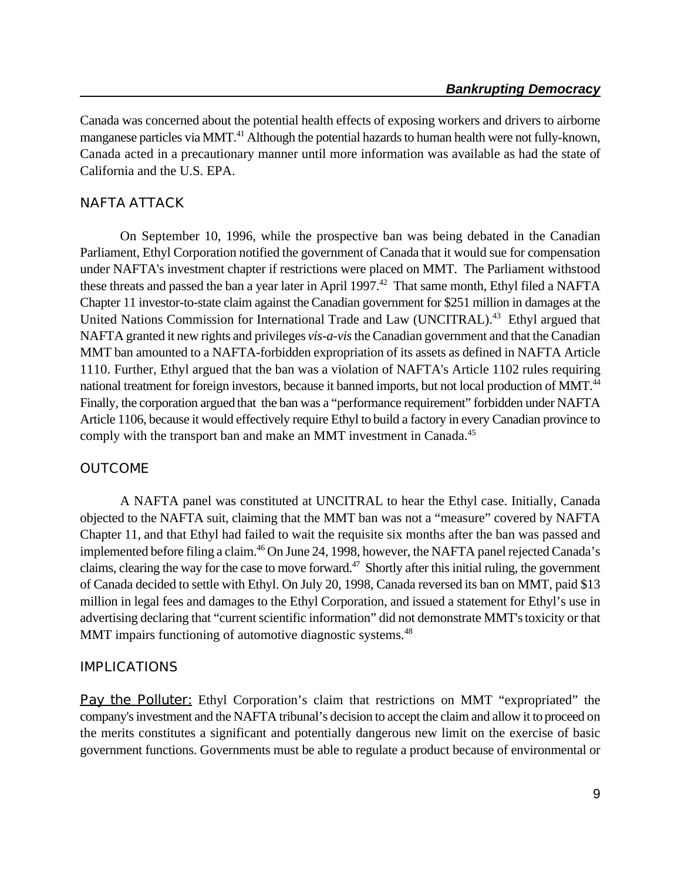Canada was concerned about the potential health effects of exposing workers and drivers to airborne manganese particles via MMT.[41] Although the potential hazards to human health were not fully-known, Canada acted in a precautionary manner until more information was available as had the state of California and the U.S. EPA.

## NAFTA ATTACK

On September 10, 1996, while the prospective ban was being debated in the Canadian Parliament, Ethyl Corporation notified the government of Canada that it would sue for compensation under NAFTA's investment chapter if restrictions were placed on MMT. The Parliament withstood these threats and passed the ban a year later in April 1997.[42] That same month, Ethyl filed a NAFTA Chapter 11 investor-to-state claim against the Canadian government for $251 million in damages at the United Nations Commission for International Trade and Law (UNCITRAL).[43] Ethyl argued that NAFTA granted it new rights and privileges *vis-a-vis* the Canadian government and that the Canadian MMT ban amounted to a NAFTA-forbidden expropriation of its assets as defined in NAFTA Article 1110. Further, Ethyl argued that the ban was a violation of NAFTA's Article 1102 rules requiring national treatment for foreign investors, because it banned imports, but not local production of MMT.[44] Finally, the corporation argued that the ban was a "performance requirement" forbidden under NAFTA Article 1106, because it would effectively require Ethyl to build a factory in every Canadian province to comply with the transport ban and make an MMT investment in Canada.[45]

## OUTCOME

A NAFTA panel was constituted at UNCITRAL to hear the Ethyl case. Initially, Canada objected to the NAFTA suit, claiming that the MMT ban was not a "measure" covered by NAFTA Chapter 11, and that Ethyl had failed to wait the requisite six months after the ban was passed and implemented before filing a claim.[46] On June 24, 1998, however, the NAFTA panel rejected Canada's claims, clearing the way for the case to move forward.[47] Shortly after this initial ruling, the government of Canada decided to settle with Ethyl. On July 20, 1998, Canada reversed its ban on MMT, paid $13 million in legal fees and damages to the Ethyl Corporation, and issued a statement for Ethyl's use in advertising declaring that "current scientific information" did not demonstrate MMT's toxicity or that MMT impairs functioning of automotive diagnostic systems.[48]

## IMPLICATIONS

Pay the Polluter: Ethyl Corporation's claim that restrictions on MMT "expropriated" the company's investment and the NAFTA tribunal's decision to accept the claim and allow it to proceed on the merits constitutes a significant and potentially dangerous new limit on the exercise of basic government functions. Governments must be able to regulate a product because of environmental or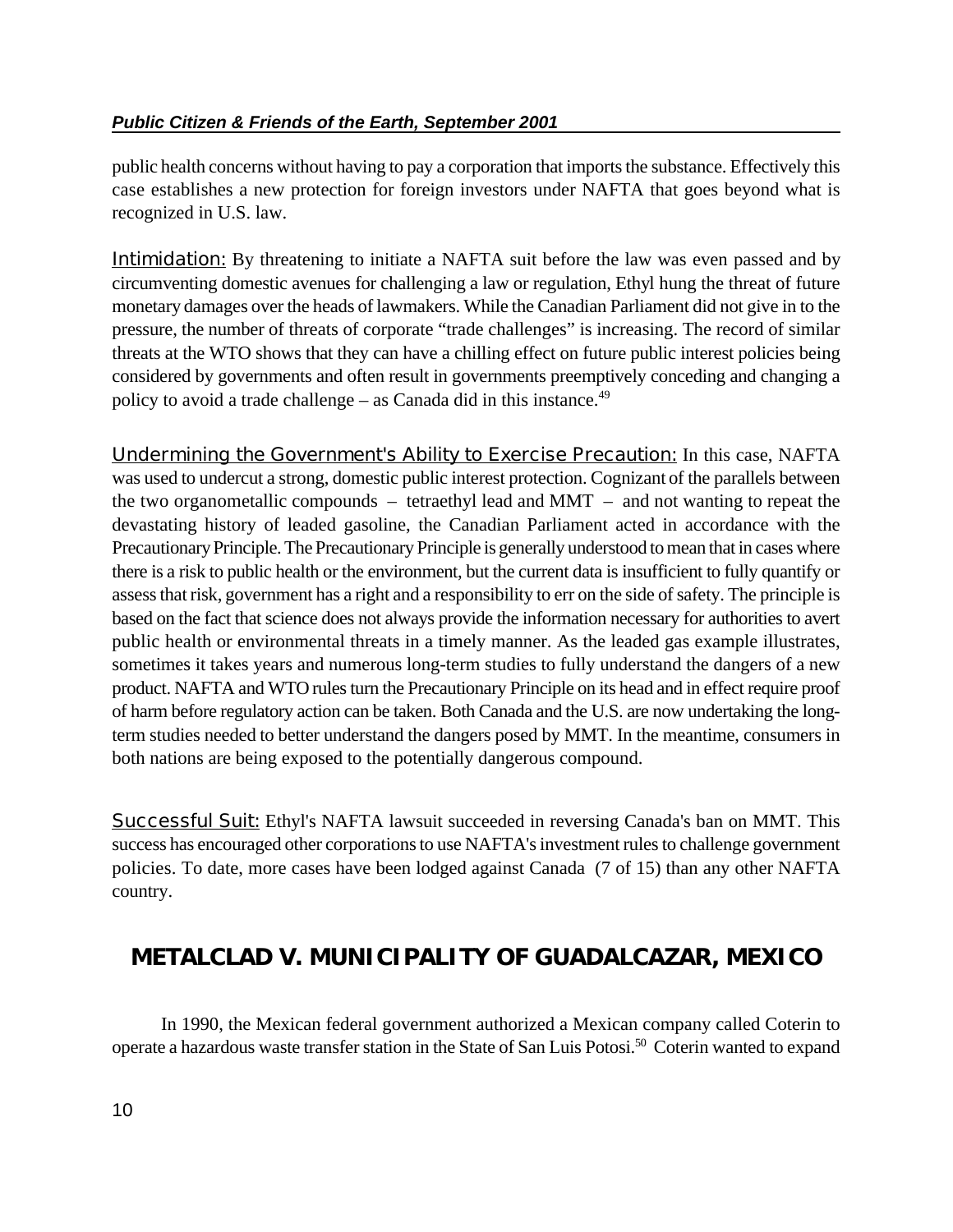public health concerns without having to pay a corporation that imports the substance. Effectively this case establishes a new protection for foreign investors under NAFTA that goes beyond what is recognized in U.S. law.

Intimidation: By threatening to initiate a NAFTA suit before the law was even passed and by circumventing domestic avenues for challenging a law or regulation, Ethyl hung the threat of future monetary damages over the heads of lawmakers. While the Canadian Parliament did not give in to the pressure, the number of threats of corporate "trade challenges" is increasing. The record of similar threats at the WTO shows that they can have a chilling effect on future public interest policies being considered by governments and often result in governments preemptively conceding and changing a policy to avoid a trade challenge – as Canada did in this instance.[49]

Undermining the Government's Ability to Exercise Precaution: In this case, NAFTA was used to undercut a strong, domestic public interest protection. Cognizant of the parallels between the two organometallic compounds – tetraethyl lead and MMT – and not wanting to repeat the devastating history of leaded gasoline, the Canadian Parliament acted in accordance with the Precautionary Principle. The Precautionary Principle is generally understood to mean that in cases where there is a risk to public health or the environment, but the current data is insufficient to fully quantify or assess that risk, government has a right and a responsibility to err on the side of safety. The principle is based on the fact that science does not always provide the information necessary for authorities to avert public health or environmental threats in a timely manner. As the leaded gas example illustrates, sometimes it takes years and numerous long-term studies to fully understand the dangers of a new product. NAFTA and WTO rules turn the Precautionary Principle on its head and in effect require proof of harm before regulatory action can be taken. Both Canada and the U.S. are now undertaking the long-term studies needed to better understand the dangers posed by MMT. In the meantime, consumers in both nations are being exposed to the potentially dangerous compound.

Successful Suit: Ethyl's NAFTA lawsuit succeeded in reversing Canada's ban on MMT. This success has encouraged other corporations to use NAFTA's investment rules to challenge government policies. To date, more cases have been lodged against Canada (7 of 15) than any other NAFTA country.

## METALCLAD V. MUNICIPALITY OF GUADALCAZAR, MEXICO

In 1990, the Mexican federal government authorized a Mexican company called Coterin to operate a hazardous waste transfer station in the State of San Luis Potosi.[50] Coterin wanted to expand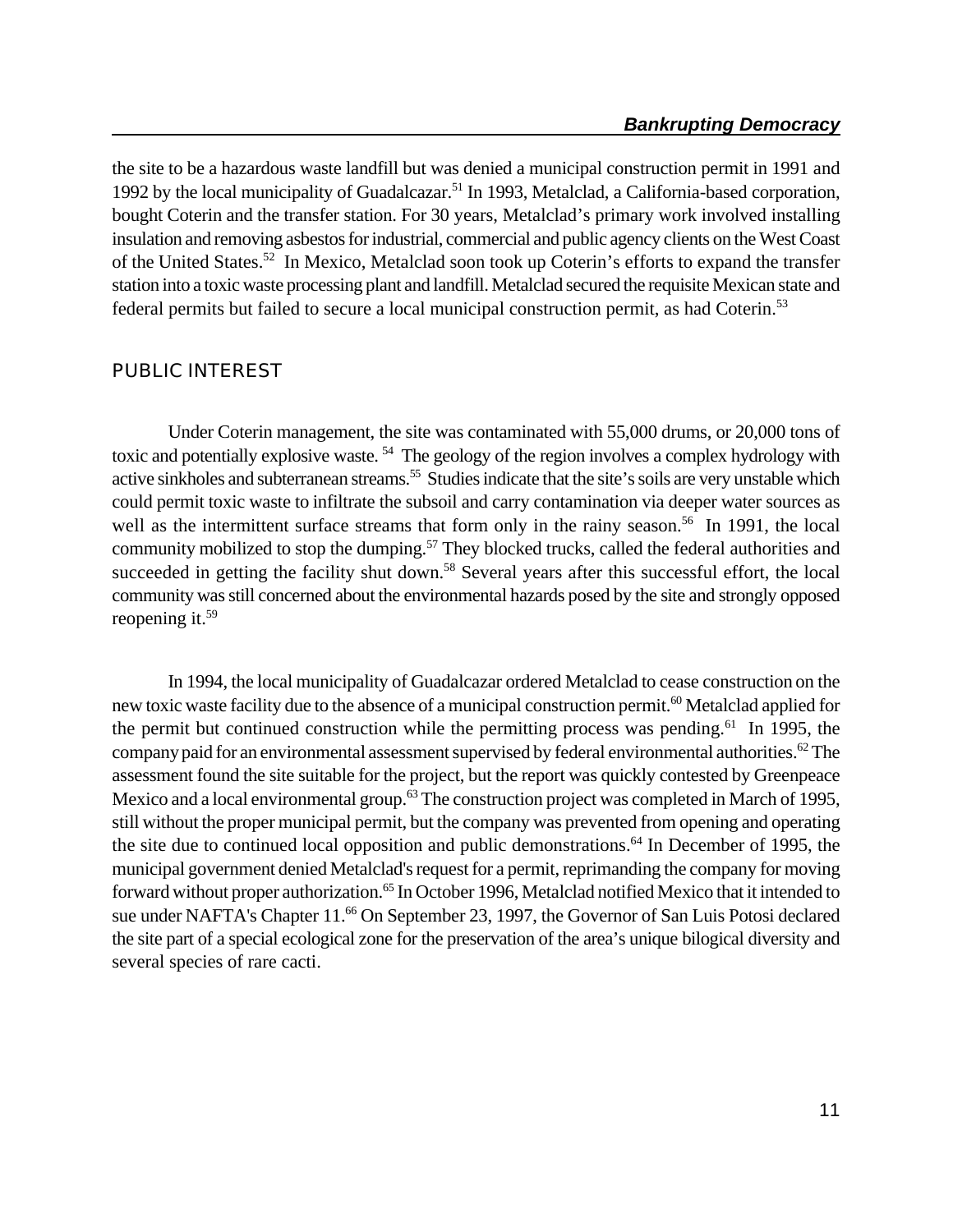the site to be a hazardous waste landfill but was denied a municipal construction permit in 1991 and 1992 by the local municipality of Guadalcazar.[51] In 1993, Metalclad, a California-based corporation, bought Coterin and the transfer station. For 30 years, Metalclad's primary work involved installing insulation and removing asbestos for industrial, commercial and public agency clients on the West Coast of the United States.[52] In Mexico, Metalclad soon took up Coterin's efforts to expand the transfer station into a toxic waste processing plant and landfill. Metalclad secured the requisite Mexican state and federal permits but failed to secure a local municipal construction permit, as had Coterin.[53]

## PUBLIC INTEREST

Under Coterin management, the site was contaminated with 55,000 drums, or 20,000 tons of toxic and potentially explosive waste.[54] The geology of the region involves a complex hydrology with active sinkholes and subterranean streams.[55] Studies indicate that the site's soils are very unstable which could permit toxic waste to infiltrate the subsoil and carry contamination via deeper water sources as well as the intermittent surface streams that form only in the rainy season.[56] In 1991, the local community mobilized to stop the dumping.[57] They blocked trucks, called the federal authorities and succeeded in getting the facility shut down.[58] Several years after this successful effort, the local community was still concerned about the environmental hazards posed by the site and strongly opposed reopening it.[59]

In 1994, the local municipality of Guadalcazar ordered Metalclad to cease construction on the new toxic waste facility due to the absence of a municipal construction permit.[60] Metalclad applied for the permit but continued construction while the permitting process was pending.[61] In 1995, the company paid for an environmental assessment supervised by federal environmental authorities.[62] The assessment found the site suitable for the project, but the report was quickly contested by Greenpeace Mexico and a local environmental group.[63] The construction project was completed in March of 1995, still without the proper municipal permit, but the company was prevented from opening and operating the site due to continued local opposition and public demonstrations.[64] In December of 1995, the municipal government denied Metalclad's request for a permit, reprimanding the company for moving forward without proper authorization.[65] In October 1996, Metalclad notified Mexico that it intended to sue under NAFTA's Chapter 11.[66] On September 23, 1997, the Governor of San Luis Potosi declared the site part of a special ecological zone for the preservation of the area's unique bilogical diversity and several species of rare cacti.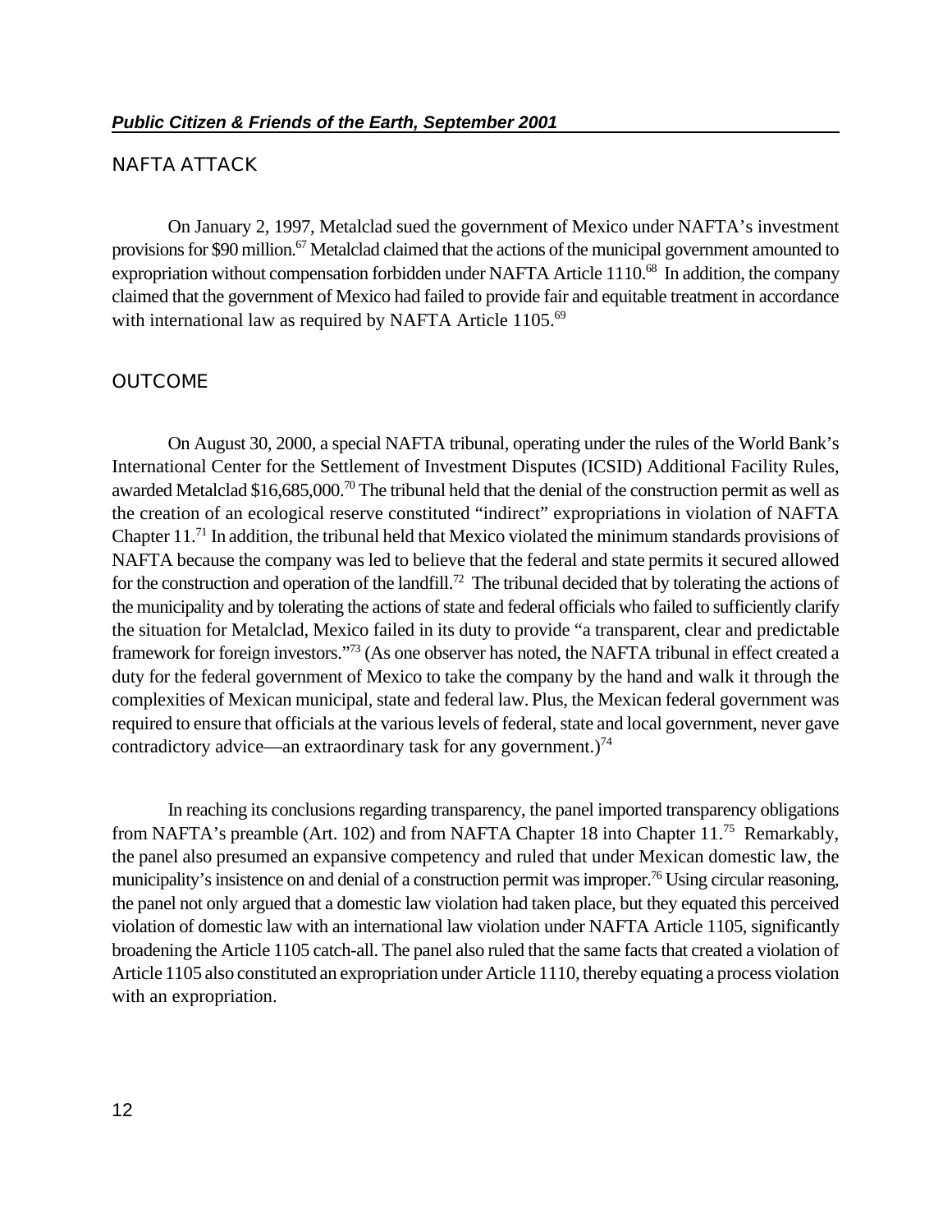## NAFTA ATTACK

On January 2, 1997, Metalclad sued the government of Mexico under NAFTA's investment provisions for \$90 million.[67] Metalclad claimed that the actions of the municipal government amounted to expropriation without compensation forbidden under NAFTA Article 1110.[68] In addition, the company claimed that the government of Mexico had failed to provide fair and equitable treatment in accordance with international law as required by NAFTA Article 1105.[69]

## OUTCOME

On August 30, 2000, a special NAFTA tribunal, operating under the rules of the World Bank's International Center for the Settlement of Investment Disputes (ICSID) Additional Facility Rules, awarded Metalclad \$16,685,000.[70] The tribunal held that the denial of the construction permit as well as the creation of an ecological reserve constituted "indirect" expropriations in violation of NAFTA Chapter 11.[71] In addition, the tribunal held that Mexico violated the minimum standards provisions of NAFTA because the company was led to believe that the federal and state permits it secured allowed for the construction and operation of the landfill.[72] The tribunal decided that by tolerating the actions of the municipality and by tolerating the actions of state and federal officials who failed to sufficiently clarify the situation for Metalclad, Mexico failed in its duty to provide "a transparent, clear and predictable framework for foreign investors."[73] (As one observer has noted, the NAFTA tribunal in effect created a duty for the federal government of Mexico to take the company by the hand and walk it through the complexities of Mexican municipal, state and federal law. Plus, the Mexican federal government was required to ensure that officials at the various levels of federal, state and local government, never gave contradictory advice—an extraordinary task for any government.)[74]

In reaching its conclusions regarding transparency, the panel imported transparency obligations from NAFTA's preamble (Art. 102) and from NAFTA Chapter 18 into Chapter 11.[75] Remarkably, the panel also presumed an expansive competency and ruled that under Mexican domestic law, the municipality's insistence on and denial of a construction permit was improper.[76] Using circular reasoning, the panel not only argued that a domestic law violation had taken place, but they equated this perceived violation of domestic law with an international law violation under NAFTA Article 1105, significantly broadening the Article 1105 catch-all. The panel also ruled that the same facts that created a violation of Article 1105 also constituted an expropriation under Article 1110, thereby equating a process violation with an expropriation.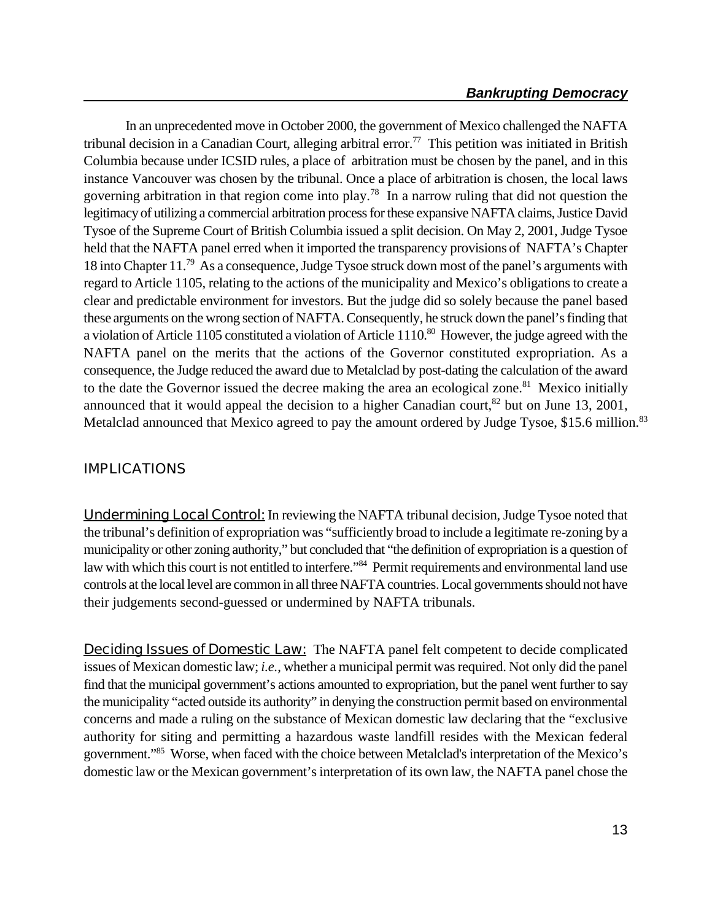In an unprecedented move in October 2000, the government of Mexico challenged the NAFTA tribunal decision in a Canadian Court, alleging arbitral error.[77] This petition was initiated in British Columbia because under ICSID rules, a place of arbitration must be chosen by the panel, and in this instance Vancouver was chosen by the tribunal. Once a place of arbitration is chosen, the local laws governing arbitration in that region come into play.[78] In a narrow ruling that did not question the legitimacy of utilizing a commercial arbitration process for these expansive NAFTA claims, Justice David Tysoe of the Supreme Court of British Columbia issued a split decision. On May 2, 2001, Judge Tysoe held that the NAFTA panel erred when it imported the transparency provisions of NAFTA's Chapter 18 into Chapter 11.[79] As a consequence, Judge Tysoe struck down most of the panel's arguments with regard to Article 1105, relating to the actions of the municipality and Mexico's obligations to create a clear and predictable environment for investors. But the judge did so solely because the panel based these arguments on the wrong section of NAFTA. Consequently, he struck down the panel's finding that a violation of Article 1105 constituted a violation of Article 1110.[80] However, the judge agreed with the NAFTA panel on the merits that the actions of the Governor constituted expropriation. As a consequence, the Judge reduced the award due to Metalclad by post-dating the calculation of the award to the date the Governor issued the decree making the area an ecological zone.[81] Mexico initially announced that it would appeal the decision to a higher Canadian court,[82] but on June 13, 2001, Metalclad announced that Mexico agreed to pay the amount ordered by Judge Tysoe, $15.6 million.[83]

## IMPLICATIONS

**Undermining Local Control:** In reviewing the NAFTA tribunal decision, Judge Tysoe noted that the tribunal's definition of expropriation was "sufficiently broad to include a legitimate re-zoning by a municipality or other zoning authority," but concluded that "the definition of expropriation is a question of law with which this court is not entitled to interfere."[84] Permit requirements and environmental land use controls at the local level are common in all three NAFTA countries. Local governments should not have their judgements second-guessed or undermined by NAFTA tribunals.

**Deciding Issues of Domestic Law:** The NAFTA panel felt competent to decide complicated issues of Mexican domestic law; *i.e.*, whether a municipal permit was required. Not only did the panel find that the municipal government's actions amounted to expropriation, but the panel went further to say the municipality "acted outside its authority" in denying the construction permit based on environmental concerns and made a ruling on the substance of Mexican domestic law declaring that the "exclusive authority for siting and permitting a hazardous waste landfill resides with the Mexican federal government."[85] Worse, when faced with the choice between Metalclad's interpretation of the Mexico's domestic law or the Mexican government's interpretation of its own law, the NAFTA panel chose the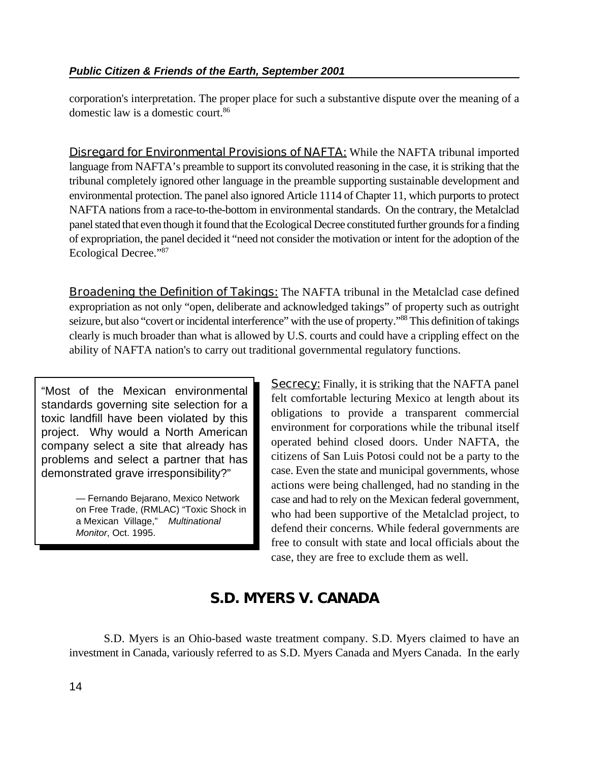corporation's interpretation. The proper place for such a substantive dispute over the meaning of a domestic law is a domestic court.[86]

Disregard for Environmental Provisions of NAFTA: While the NAFTA tribunal imported language from NAFTA's preamble to support its convoluted reasoning in the case, it is striking that the tribunal completely ignored other language in the preamble supporting sustainable development and environmental protection. The panel also ignored Article 1114 of Chapter 11, which purports to protect NAFTA nations from a race-to-the-bottom in environmental standards. On the contrary, the Metalclad panel stated that even though it found that the Ecological Decree constituted further grounds for a finding of expropriation, the panel decided it "need not consider the motivation or intent for the adoption of the Ecological Decree."[87]

Broadening the Definition of Takings: The NAFTA tribunal in the Metalclad case defined expropriation as not only "open, deliberate and acknowledged takings" of property such as outright seizure, but also "covert or incidental interference" with the use of property."[88] This definition of takings clearly is much broader than what is allowed by U.S. courts and could have a crippling effect on the ability of NAFTA nation's to carry out traditional governmental regulatory functions.

> "Most of the Mexican environmental standards governing site selection for a toxic landfill have been violated by this project. Why would a North American company select a site that already has problems and select a partner that has demonstrated grave irresponsibility?"
>
> — Fernando Bejarano, Mexico Network on Free Trade, (RMLAC) "Toxic Shock in a Mexican Village," *Multinational Monitor*, Oct. 1995.

Secrecy: Finally, it is striking that the NAFTA panel felt comfortable lecturing Mexico at length about its obligations to provide a transparent commercial environment for corporations while the tribunal itself operated behind closed doors. Under NAFTA, the citizens of San Luis Potosi could not be a party to the case. Even the state and municipal governments, whose actions were being challenged, had no standing in the case and had to rely on the Mexican federal government, who had been supportive of the Metalclad project, to defend their concerns. While federal governments are free to consult with state and local officials about the case, they are free to exclude them as well.

## S.D. MYERS V. CANADA

S.D. Myers is an Ohio-based waste treatment company. S.D. Myers claimed to have an investment in Canada, variously referred to as S.D. Myers Canada and Myers Canada. In the early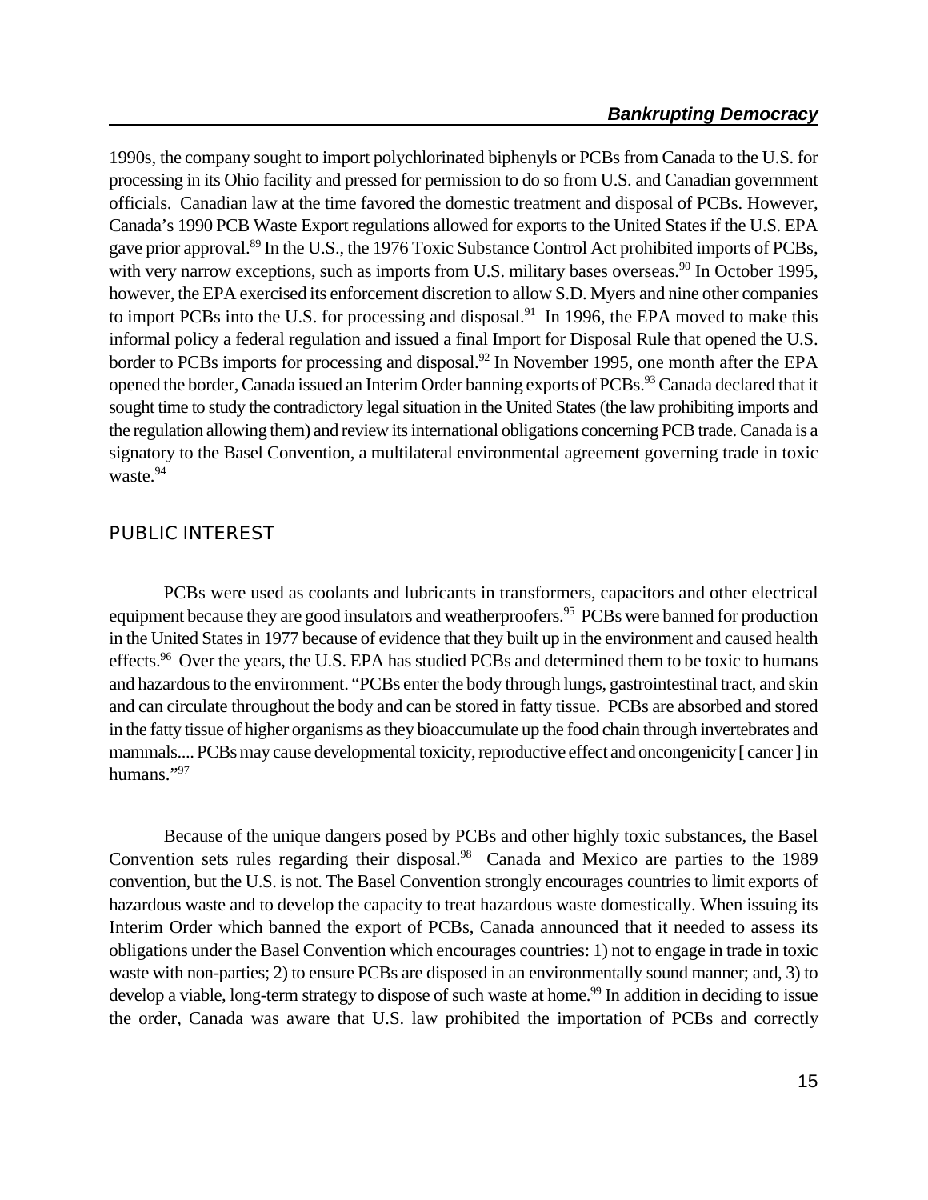1990s, the company sought to import polychlorinated biphenyls or PCBs from Canada to the U.S. for processing in its Ohio facility and pressed for permission to do so from U.S. and Canadian government officials. Canadian law at the time favored the domestic treatment and disposal of PCBs. However, Canada's 1990 PCB Waste Export regulations allowed for exports to the United States if the U.S. EPA gave prior approval.[89] In the U.S., the 1976 Toxic Substance Control Act prohibited imports of PCBs, with very narrow exceptions, such as imports from U.S. military bases overseas.[90] In October 1995, however, the EPA exercised its enforcement discretion to allow S.D. Myers and nine other companies to import PCBs into the U.S. for processing and disposal.[91] In 1996, the EPA moved to make this informal policy a federal regulation and issued a final Import for Disposal Rule that opened the U.S. border to PCBs imports for processing and disposal.[92] In November 1995, one month after the EPA opened the border, Canada issued an Interim Order banning exports of PCBs.[93] Canada declared that it sought time to study the contradictory legal situation in the United States (the law prohibiting imports and the regulation allowing them) and review its international obligations concerning PCB trade. Canada is a signatory to the Basel Convention, a multilateral environmental agreement governing trade in toxic waste.[94]

## PUBLIC INTEREST

PCBs were used as coolants and lubricants in transformers, capacitors and other electrical equipment because they are good insulators and weatherproofers.[95] PCBs were banned for production in the United States in 1977 because of evidence that they built up in the environment and caused health effects.[96] Over the years, the U.S. EPA has studied PCBs and determined them to be toxic to humans and hazardous to the environment. "PCBs enter the body through lungs, gastrointestinal tract, and skin and can circulate throughout the body and can be stored in fatty tissue. PCBs are absorbed and stored in the fatty tissue of higher organisms as they bioaccumulate up the food chain through invertebrates and mammals.... PCBs may cause developmental toxicity, reproductive effect and oncongenicity [ cancer ] in humans."[97]

Because of the unique dangers posed by PCBs and other highly toxic substances, the Basel Convention sets rules regarding their disposal.[98] Canada and Mexico are parties to the 1989 convention, but the U.S. is not. The Basel Convention strongly encourages countries to limit exports of hazardous waste and to develop the capacity to treat hazardous waste domestically. When issuing its Interim Order which banned the export of PCBs, Canada announced that it needed to assess its obligations under the Basel Convention which encourages countries: 1) not to engage in trade in toxic waste with non-parties; 2) to ensure PCBs are disposed in an environmentally sound manner; and, 3) to develop a viable, long-term strategy to dispose of such waste at home.[99] In addition in deciding to issue the order, Canada was aware that U.S. law prohibited the importation of PCBs and correctly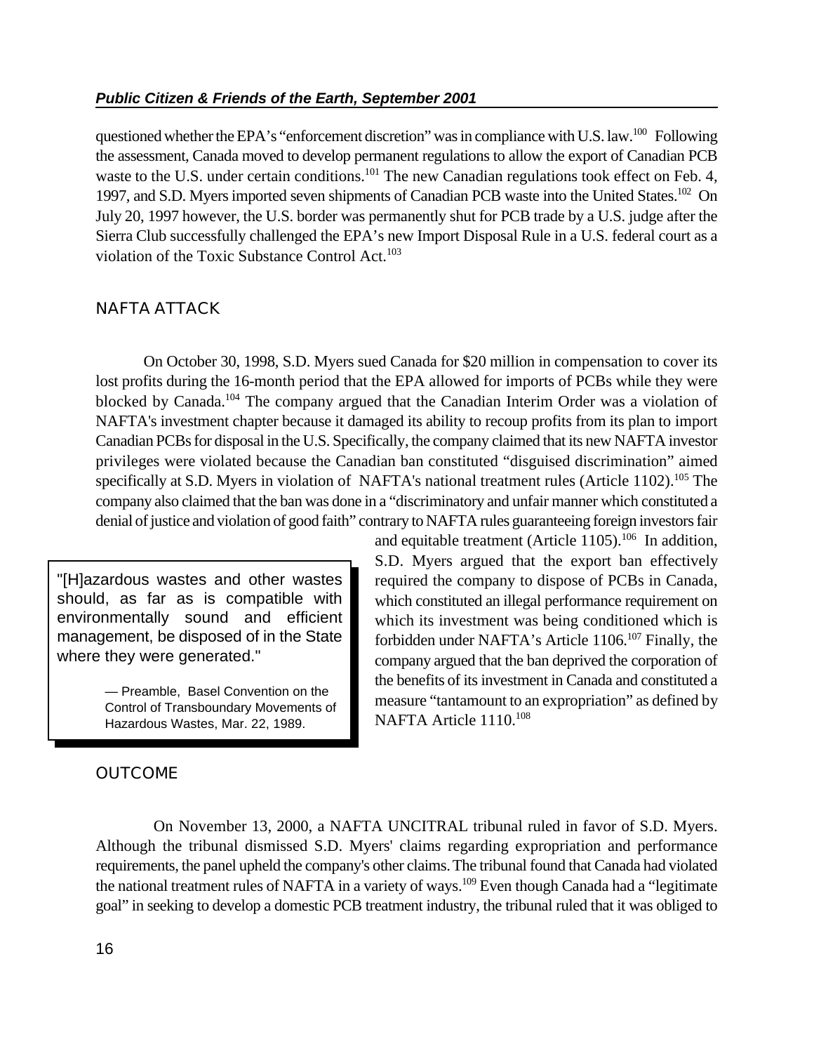questioned whether the EPA's "enforcement discretion" was in compliance with U.S. law.[100] Following the assessment, Canada moved to develop permanent regulations to allow the export of Canadian PCB waste to the U.S. under certain conditions.[101] The new Canadian regulations took effect on Feb. 4, 1997, and S.D. Myers imported seven shipments of Canadian PCB waste into the United States.[102] On July 20, 1997 however, the U.S. border was permanently shut for PCB trade by a U.S. judge after the Sierra Club successfully challenged the EPA's new Import Disposal Rule in a U.S. federal court as a violation of the Toxic Substance Control Act.[103]

## NAFTA ATTACK

On October 30, 1998, S.D. Myers sued Canada for $20 million in compensation to cover its lost profits during the 16-month period that the EPA allowed for imports of PCBs while they were blocked by Canada.[104] The company argued that the Canadian Interim Order was a violation of NAFTA's investment chapter because it damaged its ability to recoup profits from its plan to import Canadian PCBs for disposal in the U.S. Specifically, the company claimed that its new NAFTA investor privileges were violated because the Canadian ban constituted "disguised discrimination" aimed specifically at S.D. Myers in violation of NAFTA's national treatment rules (Article 1102).[105] The company also claimed that the ban was done in a "discriminatory and unfair manner which constituted a denial of justice and violation of good faith" contrary to NAFTA rules guaranteeing foreign investors fair and equitable treatment (Article 1105).[106] In addition, S.D. Myers argued that the export ban effectively required the company to dispose of PCBs in Canada, which constituted an illegal performance requirement on which its investment was being conditioned which is forbidden under NAFTA's Article 1106.[107] Finally, the company argued that the ban deprived the corporation of the benefits of its investment in Canada and constituted a measure "tantamount to an expropriation" as defined by NAFTA Article 1110.[108]

> "[H]azardous wastes and other wastes should, as far as is compatible with environmentally sound and efficient management, be disposed of in the State where they were generated."
>
> — Preamble, Basel Convention on the Control of Transboundary Movements of Hazardous Wastes, Mar. 22, 1989.

## OUTCOME

On November 13, 2000, a NAFTA UNCITRAL tribunal ruled in favor of S.D. Myers. Although the tribunal dismissed S.D. Myers' claims regarding expropriation and performance requirements, the panel upheld the company's other claims. The tribunal found that Canada had violated the national treatment rules of NAFTA in a variety of ways.[109] Even though Canada had a "legitimate goal" in seeking to develop a domestic PCB treatment industry, the tribunal ruled that it was obliged to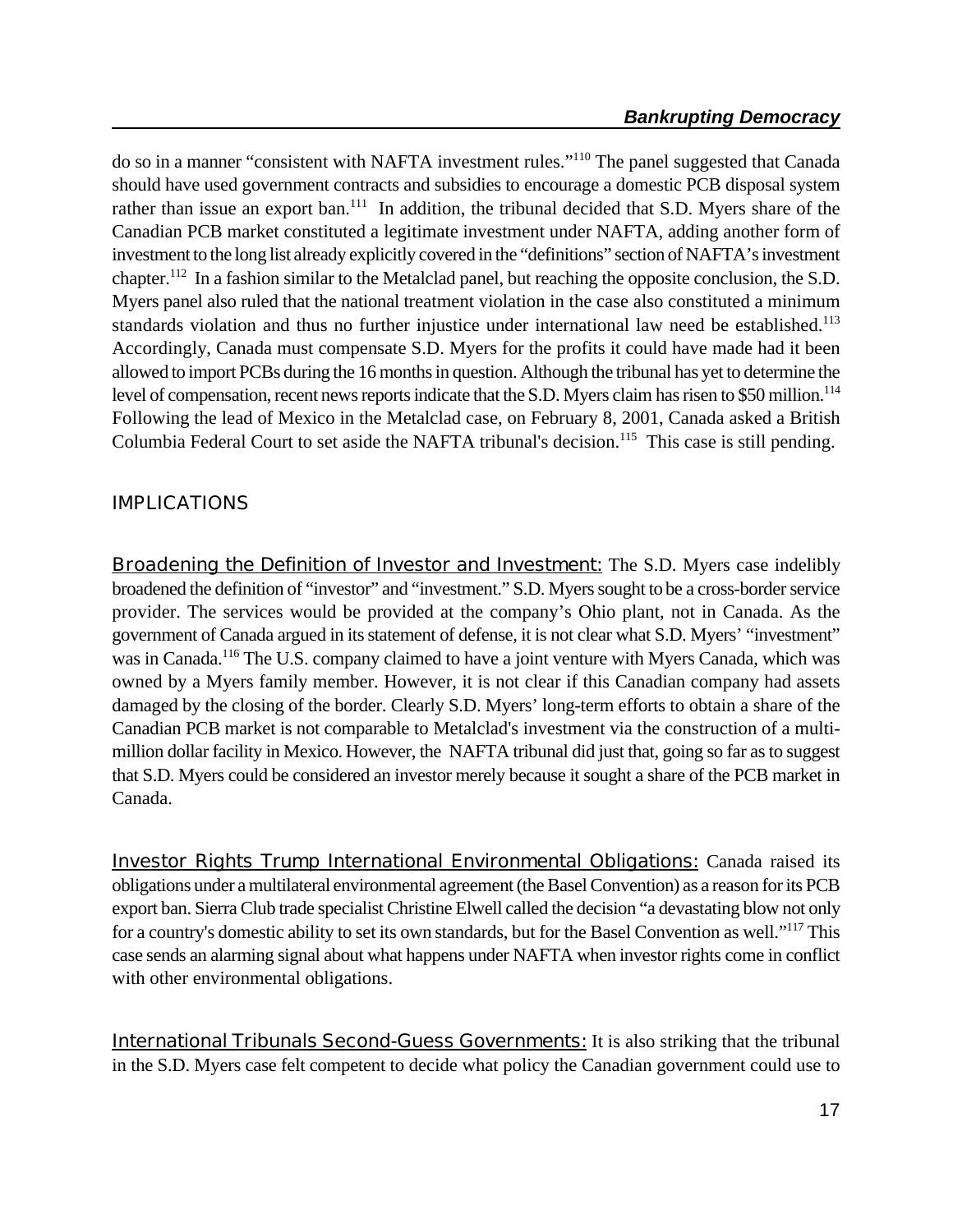do so in a manner "consistent with NAFTA investment rules."[110] The panel suggested that Canada should have used government contracts and subsidies to encourage a domestic PCB disposal system rather than issue an export ban.[111] In addition, the tribunal decided that S.D. Myers share of the Canadian PCB market constituted a legitimate investment under NAFTA, adding another form of investment to the long list already explicitly covered in the "definitions" section of NAFTA's investment chapter.[112] In a fashion similar to the Metalclad panel, but reaching the opposite conclusion, the S.D. Myers panel also ruled that the national treatment violation in the case also constituted a minimum standards violation and thus no further injustice under international law need be established.[113] Accordingly, Canada must compensate S.D. Myers for the profits it could have made had it been allowed to import PCBs during the 16 months in question. Although the tribunal has yet to determine the level of compensation, recent news reports indicate that the S.D. Myers claim has risen to $50 million.[114] Following the lead of Mexico in the Metalclad case, on February 8, 2001, Canada asked a British Columbia Federal Court to set aside the NAFTA tribunal's decision.[115] This case is still pending.

## IMPLICATIONS

Broadening the Definition of Investor and Investment: The S.D. Myers case indelibly broadened the definition of "investor" and "investment." S.D. Myers sought to be a cross-border service provider. The services would be provided at the company's Ohio plant, not in Canada. As the government of Canada argued in its statement of defense, it is not clear what S.D. Myers' "investment" was in Canada.[116] The U.S. company claimed to have a joint venture with Myers Canada, which was owned by a Myers family member. However, it is not clear if this Canadian company had assets damaged by the closing of the border. Clearly S.D. Myers' long-term efforts to obtain a share of the Canadian PCB market is not comparable to Metalclad's investment via the construction of a multi-million dollar facility in Mexico. However, the NAFTA tribunal did just that, going so far as to suggest that S.D. Myers could be considered an investor merely because it sought a share of the PCB market in Canada.

Investor Rights Trump International Environmental Obligations: Canada raised its obligations under a multilateral environmental agreement (the Basel Convention) as a reason for its PCB export ban. Sierra Club trade specialist Christine Elwell called the decision "a devastating blow not only for a country's domestic ability to set its own standards, but for the Basel Convention as well."[117] This case sends an alarming signal about what happens under NAFTA when investor rights come in conflict with other environmental obligations.

International Tribunals Second-Guess Governments: It is also striking that the tribunal in the S.D. Myers case felt competent to decide what policy the Canadian government could use to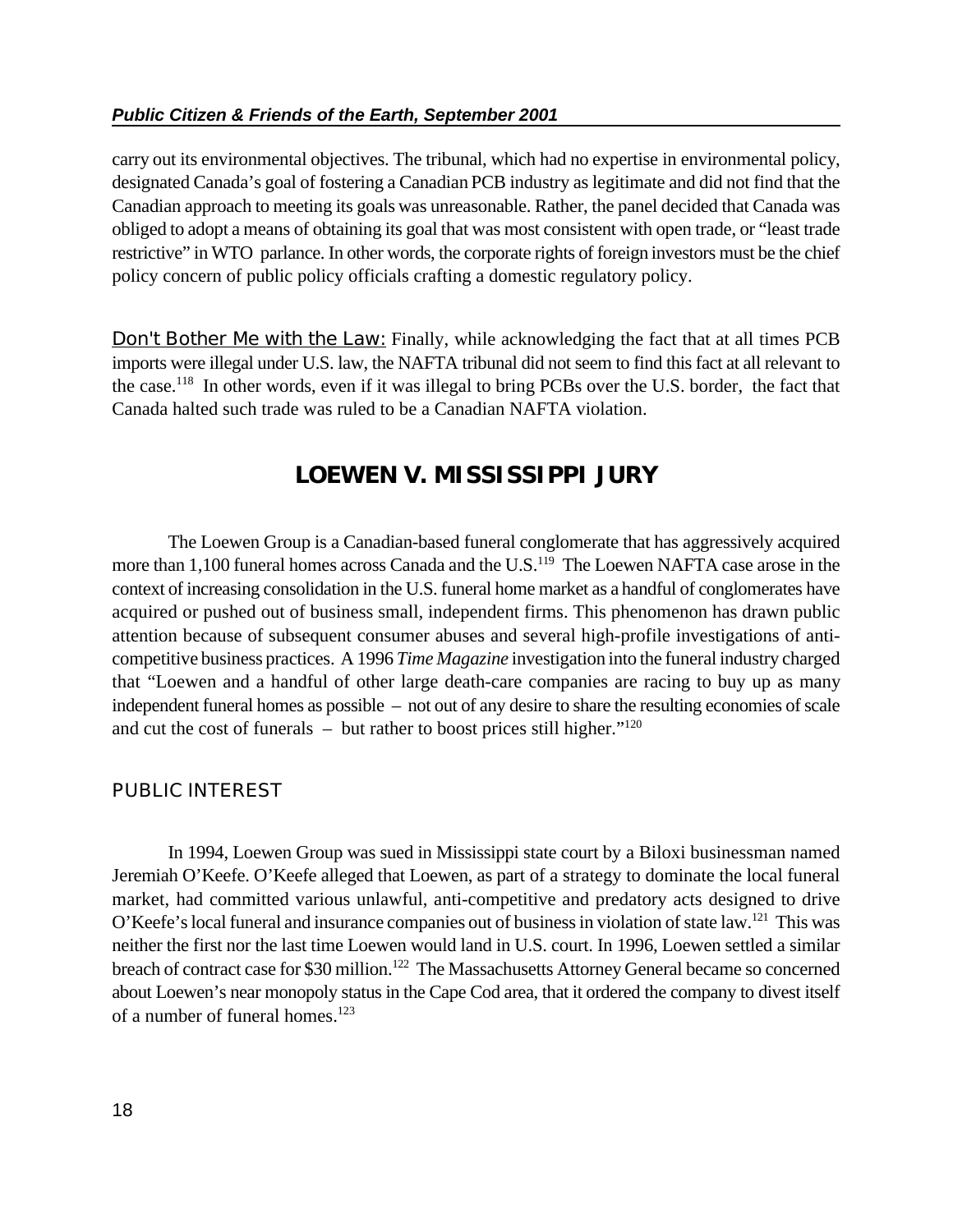carry out its environmental objectives. The tribunal, which had no expertise in environmental policy, designated Canada's goal of fostering a Canadian PCB industry as legitimate and did not find that the Canadian approach to meeting its goals was unreasonable. Rather, the panel decided that Canada was obliged to adopt a means of obtaining its goal that was most consistent with open trade, or "least trade restrictive" in WTO parlance. In other words, the corporate rights of foreign investors must be the chief policy concern of public policy officials crafting a domestic regulatory policy.

Don't Bother Me with the Law: Finally, while acknowledging the fact that at all times PCB imports were illegal under U.S. law, the NAFTA tribunal did not seem to find this fact at all relevant to the case.[118] In other words, even if it was illegal to bring PCBs over the U.S. border, the fact that Canada halted such trade was ruled to be a Canadian NAFTA violation.

## LOEWEN V. MISSISSIPPI JURY

The Loewen Group is a Canadian-based funeral conglomerate that has aggressively acquired more than 1,100 funeral homes across Canada and the U.S.[119] The Loewen NAFTA case arose in the context of increasing consolidation in the U.S. funeral home market as a handful of conglomerates have acquired or pushed out of business small, independent firms. This phenomenon has drawn public attention because of subsequent consumer abuses and several high-profile investigations of anti-competitive business practices. A 1996 *Time Magazine* investigation into the funeral industry charged that "Loewen and a handful of other large death-care companies are racing to buy up as many independent funeral homes as possible – not out of any desire to share the resulting economies of scale and cut the cost of funerals – but rather to boost prices still higher."[120]

### PUBLIC INTEREST

In 1994, Loewen Group was sued in Mississippi state court by a Biloxi businessman named Jeremiah O'Keefe. O'Keefe alleged that Loewen, as part of a strategy to dominate the local funeral market, had committed various unlawful, anti-competitive and predatory acts designed to drive O'Keefe's local funeral and insurance companies out of business in violation of state law.[121] This was neither the first nor the last time Loewen would land in U.S. court. In 1996, Loewen settled a similar breach of contract case for $30 million.[122] The Massachusetts Attorney General became so concerned about Loewen's near monopoly status in the Cape Cod area, that it ordered the company to divest itself of a number of funeral homes.[123]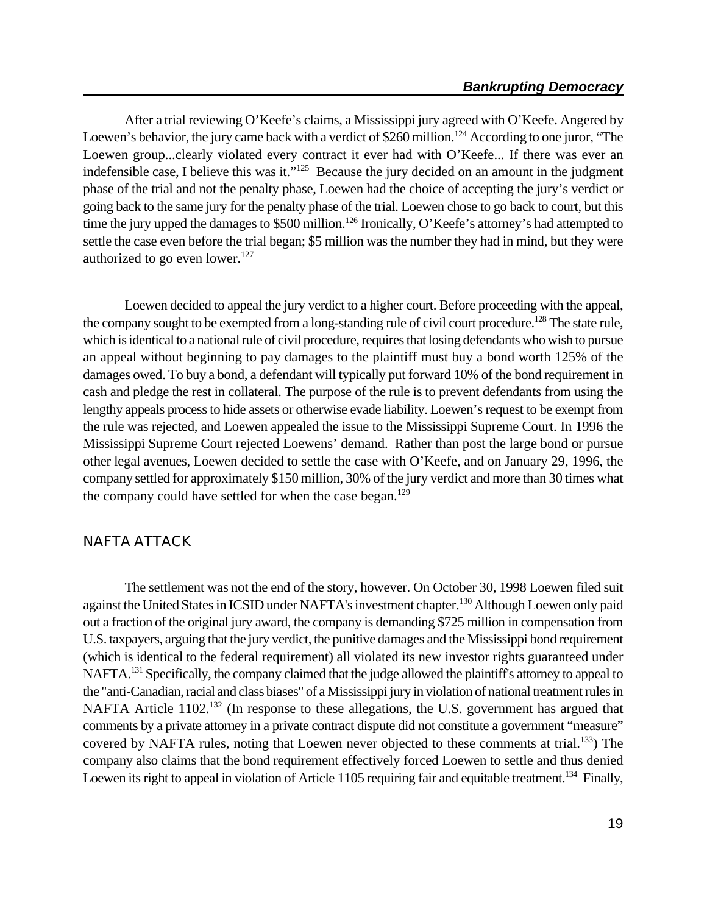After a trial reviewing O'Keefe's claims, a Mississippi jury agreed with O'Keefe. Angered by Loewen's behavior, the jury came back with a verdict of $260 million.[124] According to one juror, "The Loewen group...clearly violated every contract it ever had with O'Keefe... If there was ever an indefensible case, I believe this was it."[125] Because the jury decided on an amount in the judgment phase of the trial and not the penalty phase, Loewen had the choice of accepting the jury's verdict or going back to the same jury for the penalty phase of the trial. Loewen chose to go back to court, but this time the jury upped the damages to $500 million.[126] Ironically, O'Keefe's attorney's had attempted to settle the case even before the trial began; $5 million was the number they had in mind, but they were authorized to go even lower.[127]

Loewen decided to appeal the jury verdict to a higher court. Before proceeding with the appeal, the company sought to be exempted from a long-standing rule of civil court procedure.[128] The state rule, which is identical to a national rule of civil procedure, requires that losing defendants who wish to pursue an appeal without beginning to pay damages to the plaintiff must buy a bond worth 125% of the damages owed. To buy a bond, a defendant will typically put forward 10% of the bond requirement in cash and pledge the rest in collateral. The purpose of the rule is to prevent defendants from using the lengthy appeals process to hide assets or otherwise evade liability. Loewen's request to be exempt from the rule was rejected, and Loewen appealed the issue to the Mississippi Supreme Court. In 1996 the Mississippi Supreme Court rejected Loewens' demand. Rather than post the large bond or pursue other legal avenues, Loewen decided to settle the case with O'Keefe, and on January 29, 1996, the company settled for approximately $150 million, 30% of the jury verdict and more than 30 times what the company could have settled for when the case began.[129]

## NAFTA ATTACK

The settlement was not the end of the story, however. On October 30, 1998 Loewen filed suit against the United States in ICSID under NAFTA's investment chapter.[130] Although Loewen only paid out a fraction of the original jury award, the company is demanding $725 million in compensation from U.S. taxpayers, arguing that the jury verdict, the punitive damages and the Mississippi bond requirement (which is identical to the federal requirement) all violated its new investor rights guaranteed under NAFTA.[131] Specifically, the company claimed that the judge allowed the plaintiff's attorney to appeal to the "anti-Canadian, racial and class biases" of a Mississippi jury in violation of national treatment rules in NAFTA Article 1102.[132] (In response to these allegations, the U.S. government has argued that comments by a private attorney in a private contract dispute did not constitute a government "measure" covered by NAFTA rules, noting that Loewen never objected to these comments at trial.[133]) The company also claims that the bond requirement effectively forced Loewen to settle and thus denied Loewen its right to appeal in violation of Article 1105 requiring fair and equitable treatment.[134] Finally,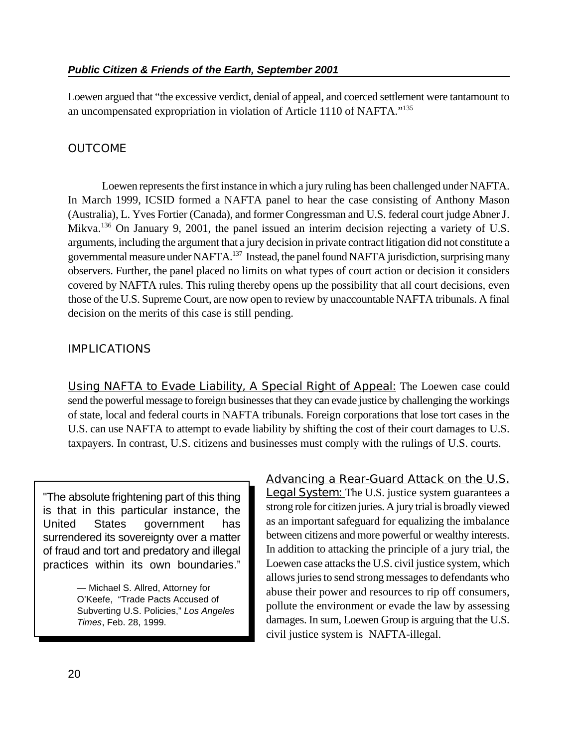Loewen argued that "the excessive verdict, denial of appeal, and coerced settlement were tantamount to an uncompensated expropriation in violation of Article 1110 of NAFTA."[135]

## OUTCOME

Loewen represents the first instance in which a jury ruling has been challenged under NAFTA. In March 1999, ICSID formed a NAFTA panel to hear the case consisting of Anthony Mason (Australia), L. Yves Fortier (Canada), and former Congressman and U.S. federal court judge Abner J. Mikva.[136] On January 9, 2001, the panel issued an interim decision rejecting a variety of U.S. arguments, including the argument that a jury decision in private contract litigation did not constitute a governmental measure under NAFTA.[137] Instead, the panel found NAFTA jurisdiction, surprising many observers. Further, the panel placed no limits on what types of court action or decision it considers covered by NAFTA rules. This ruling thereby opens up the possibility that all court decisions, even those of the U.S. Supreme Court, are now open to review by unaccountable NAFTA tribunals. A final decision on the merits of this case is still pending.

## IMPLICATIONS

Using NAFTA to Evade Liability, A Special Right of Appeal: The Loewen case could send the powerful message to foreign businesses that they can evade justice by challenging the workings of state, local and federal courts in NAFTA tribunals. Foreign corporations that lose tort cases in the U.S. can use NAFTA to attempt to evade liability by shifting the cost of their court damages to U.S. taxpayers. In contrast, U.S. citizens and businesses must comply with the rulings of U.S. courts.

> "The absolute frightening part of this thing is that in this particular instance, the United States government has surrendered its sovereignty over a matter of fraud and tort and predatory and illegal practices within its own boundaries."
>
> — Michael S. Allred, Attorney for O'Keefe, "Trade Pacts Accused of Subverting U.S. Policies," *Los Angeles Times*, Feb. 28, 1999.

Advancing a Rear-Guard Attack on the U.S. Legal System: The U.S. justice system guarantees a strong role for citizen juries. A jury trial is broadly viewed as an important safeguard for equalizing the imbalance between citizens and more powerful or wealthy interests. In addition to attacking the principle of a jury trial, the Loewen case attacks the U.S. civil justice system, which allows juries to send strong messages to defendants who abuse their power and resources to rip off consumers, pollute the environment or evade the law by assessing damages. In sum, Loewen Group is arguing that the U.S. civil justice system is NAFTA-illegal.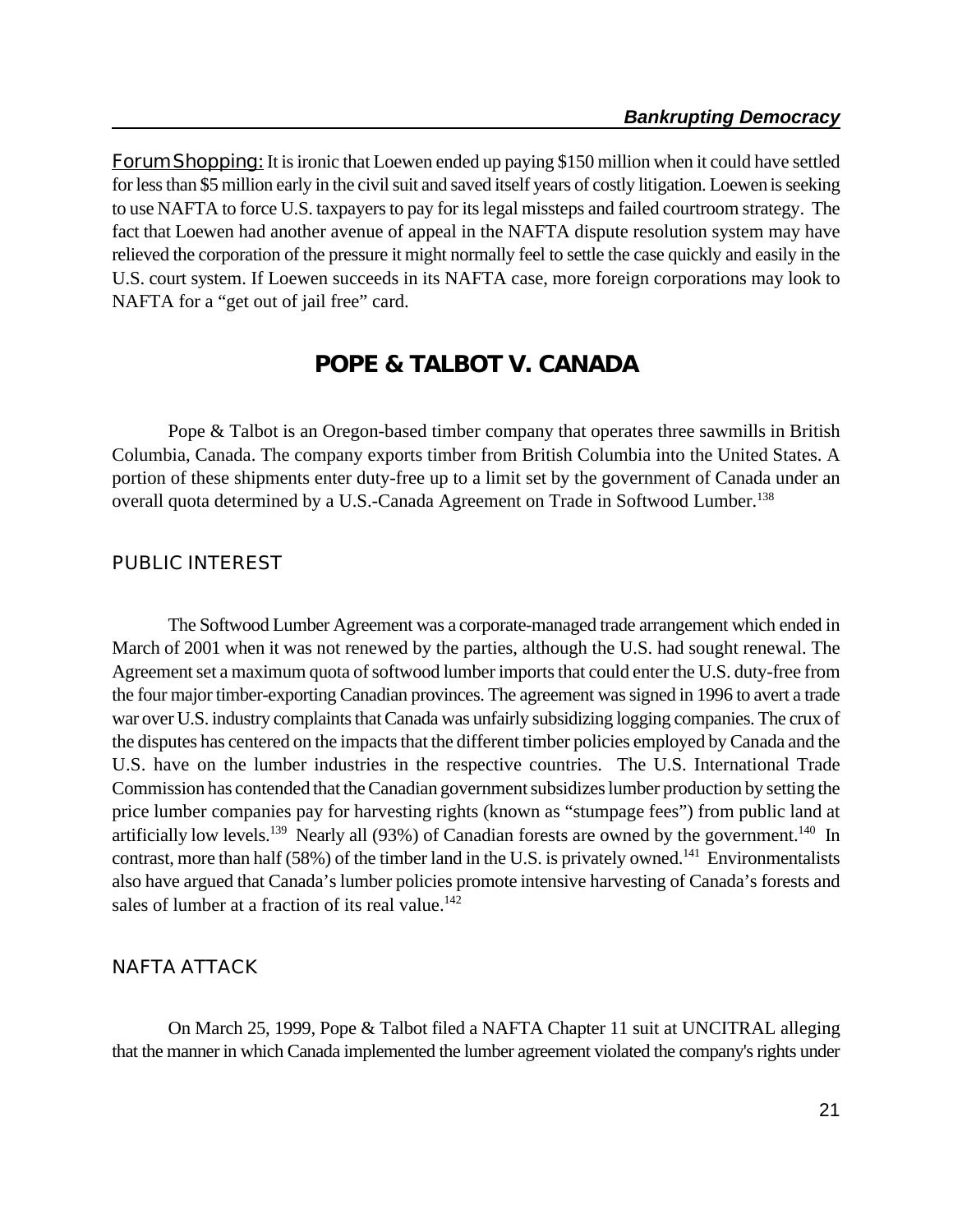<u>Forum Shopping:</u> It is ironic that Loewen ended up paying $150 million when it could have settled for less than $5 million early in the civil suit and saved itself years of costly litigation. Loewen is seeking to use NAFTA to force U.S. taxpayers to pay for its legal missteps and failed courtroom strategy. The fact that Loewen had another avenue of appeal in the NAFTA dispute resolution system may have relieved the corporation of the pressure it might normally feel to settle the case quickly and easily in the U.S. court system. If Loewen succeeds in its NAFTA case, more foreign corporations may look to NAFTA for a "get out of jail free" card.

## POPE & TALBOT V. CANADA

Pope & Talbot is an Oregon-based timber company that operates three sawmills in British Columbia, Canada. The company exports timber from British Columbia into the United States. A portion of these shipments enter duty-free up to a limit set by the government of Canada under an overall quota determined by a U.S.-Canada Agreement on Trade in Softwood Lumber.[138]

### PUBLIC INTEREST

The Softwood Lumber Agreement was a corporate-managed trade arrangement which ended in March of 2001 when it was not renewed by the parties, although the U.S. had sought renewal. The Agreement set a maximum quota of softwood lumber imports that could enter the U.S. duty-free from the four major timber-exporting Canadian provinces. The agreement was signed in 1996 to avert a trade war over U.S. industry complaints that Canada was unfairly subsidizing logging companies. The crux of the disputes has centered on the impacts that the different timber policies employed by Canada and the U.S. have on the lumber industries in the respective countries. The U.S. International Trade Commission has contended that the Canadian government subsidizes lumber production by setting the price lumber companies pay for harvesting rights (known as "stumpage fees") from public land at artificially low levels.[139] Nearly all (93%) of Canadian forests are owned by the government.[140] In contrast, more than half (58%) of the timber land in the U.S. is privately owned.[141] Environmentalists also have argued that Canada's lumber policies promote intensive harvesting of Canada's forests and sales of lumber at a fraction of its real value.[142]

### NAFTA ATTACK

On March 25, 1999, Pope & Talbot filed a NAFTA Chapter 11 suit at UNCITRAL alleging that the manner in which Canada implemented the lumber agreement violated the company's rights under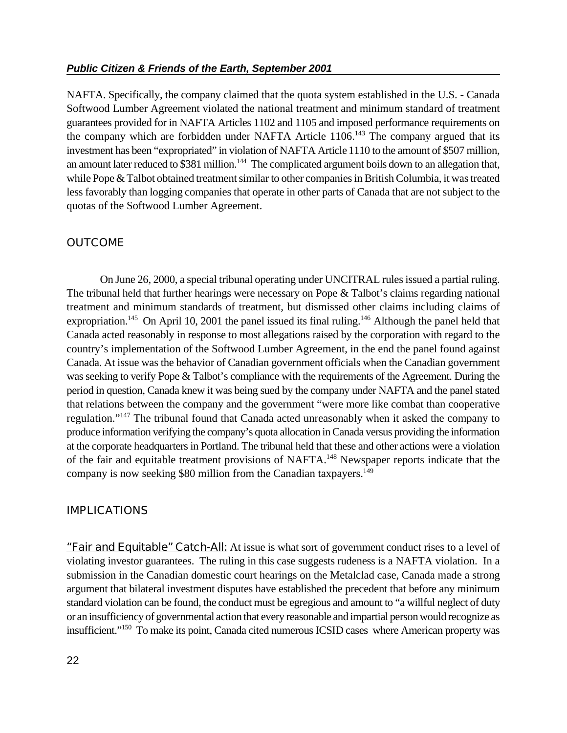NAFTA. Specifically, the company claimed that the quota system established in the U.S. - Canada Softwood Lumber Agreement violated the national treatment and minimum standard of treatment guarantees provided for in NAFTA Articles 1102 and 1105 and imposed performance requirements on the company which are forbidden under NAFTA Article 1106.[143] The company argued that its investment has been "expropriated" in violation of NAFTA Article 1110 to the amount of $507 million, an amount later reduced to $381 million.[144] The complicated argument boils down to an allegation that, while Pope & Talbot obtained treatment similar to other companies in British Columbia, it was treated less favorably than logging companies that operate in other parts of Canada that are not subject to the quotas of the Softwood Lumber Agreement.

## OUTCOME

On June 26, 2000, a special tribunal operating under UNCITRAL rules issued a partial ruling. The tribunal held that further hearings were necessary on Pope & Talbot's claims regarding national treatment and minimum standards of treatment, but dismissed other claims including claims of expropriation.[145] On April 10, 2001 the panel issued its final ruling.[146] Although the panel held that Canada acted reasonably in response to most allegations raised by the corporation with regard to the country's implementation of the Softwood Lumber Agreement, in the end the panel found against Canada. At issue was the behavior of Canadian government officials when the Canadian government was seeking to verify Pope & Talbot's compliance with the requirements of the Agreement. During the period in question, Canada knew it was being sued by the company under NAFTA and the panel stated that relations between the company and the government "were more like combat than cooperative regulation."[147] The tribunal found that Canada acted unreasonably when it asked the company to produce information verifying the company's quota allocation in Canada versus providing the information at the corporate headquarters in Portland. The tribunal held that these and other actions were a violation of the fair and equitable treatment provisions of NAFTA.[148] Newspaper reports indicate that the company is now seeking $80 million from the Canadian taxpayers.[149]

## IMPLICATIONS

"Fair and Equitable" Catch-All: At issue is what sort of government conduct rises to a level of violating investor guarantees. The ruling in this case suggests rudeness is a NAFTA violation. In a submission in the Canadian domestic court hearings on the Metalclad case, Canada made a strong argument that bilateral investment disputes have established the precedent that before any minimum standard violation can be found, the conduct must be egregious and amount to "a willful neglect of duty or an insufficiency of governmental action that every reasonable and impartial person would recognize as insufficient."[150] To make its point, Canada cited numerous ICSID cases where American property was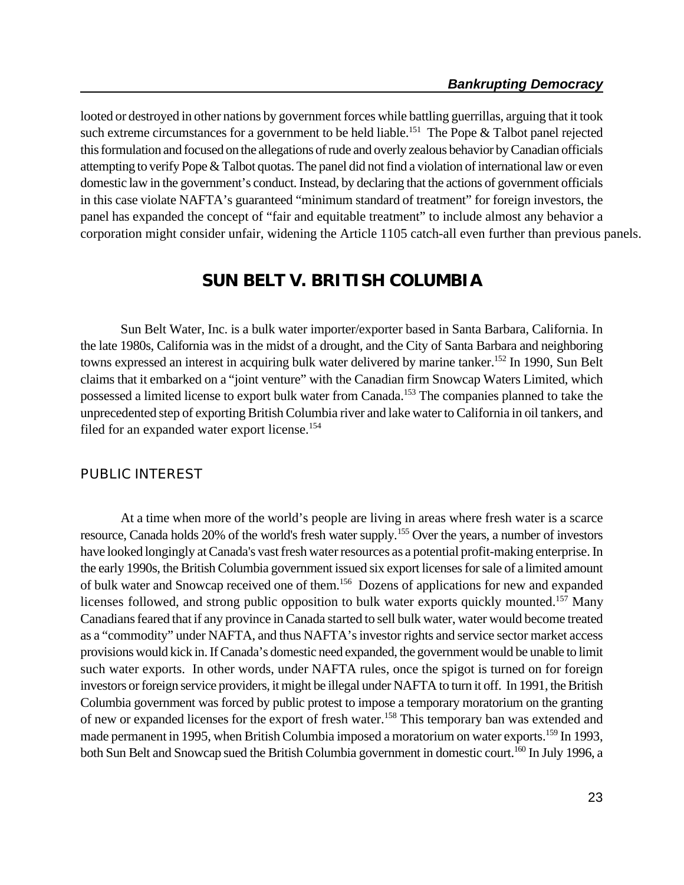looted or destroyed in other nations by government forces while battling guerrillas, arguing that it took such extreme circumstances for a government to be held liable.[151] The Pope & Talbot panel rejected this formulation and focused on the allegations of rude and overly zealous behavior by Canadian officials attempting to verify Pope & Talbot quotas. The panel did not find a violation of international law or even domestic law in the government's conduct. Instead, by declaring that the actions of government officials in this case violate NAFTA's guaranteed "minimum standard of treatment" for foreign investors, the panel has expanded the concept of "fair and equitable treatment" to include almost any behavior a corporation might consider unfair, widening the Article 1105 catch-all even further than previous panels.

## SUN BELT V. BRITISH COLUMBIA

Sun Belt Water, Inc. is a bulk water importer/exporter based in Santa Barbara, California. In the late 1980s, California was in the midst of a drought, and the City of Santa Barbara and neighboring towns expressed an interest in acquiring bulk water delivered by marine tanker.[152] In 1990, Sun Belt claims that it embarked on a "joint venture" with the Canadian firm Snowcap Waters Limited, which possessed a limited license to export bulk water from Canada.[153] The companies planned to take the unprecedented step of exporting British Columbia river and lake water to California in oil tankers, and filed for an expanded water export license.[154]

### PUBLIC INTEREST

At a time when more of the world's people are living in areas where fresh water is a scarce resource, Canada holds 20% of the world's fresh water supply.[155] Over the years, a number of investors have looked longingly at Canada's vast fresh water resources as a potential profit-making enterprise. In the early 1990s, the British Columbia government issued six export licenses for sale of a limited amount of bulk water and Snowcap received one of them.[156] Dozens of applications for new and expanded licenses followed, and strong public opposition to bulk water exports quickly mounted.[157] Many Canadians feared that if any province in Canada started to sell bulk water, water would become treated as a "commodity" under NAFTA, and thus NAFTA's investor rights and service sector market access provisions would kick in. If Canada's domestic need expanded, the government would be unable to limit such water exports. In other words, under NAFTA rules, once the spigot is turned on for foreign investors or foreign service providers, it might be illegal under NAFTA to turn it off. In 1991, the British Columbia government was forced by public protest to impose a temporary moratorium on the granting of new or expanded licenses for the export of fresh water.[158] This temporary ban was extended and made permanent in 1995, when British Columbia imposed a moratorium on water exports.[159] In 1993, both Sun Belt and Snowcap sued the British Columbia government in domestic court.[160] In July 1996, a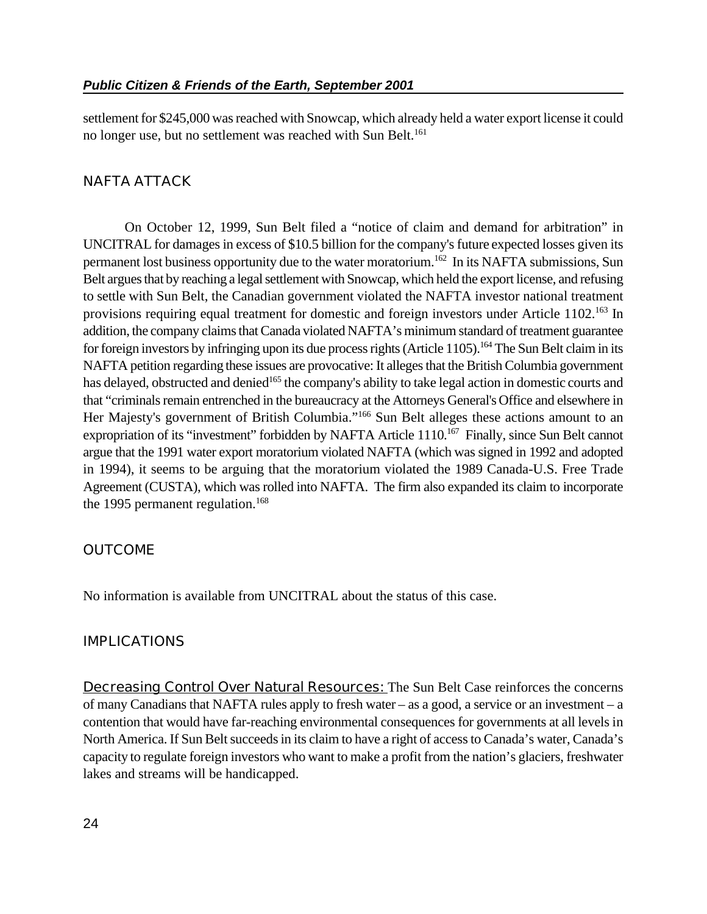settlement for $245,000 was reached with Snowcap, which already held a water export license it could no longer use, but no settlement was reached with Sun Belt.[161]

## NAFTA ATTACK

On October 12, 1999, Sun Belt filed a "notice of claim and demand for arbitration" in UNCITRAL for damages in excess of $10.5 billion for the company's future expected losses given its permanent lost business opportunity due to the water moratorium.[162] In its NAFTA submissions, Sun Belt argues that by reaching a legal settlement with Snowcap, which held the export license, and refusing to settle with Sun Belt, the Canadian government violated the NAFTA investor national treatment provisions requiring equal treatment for domestic and foreign investors under Article 1102.[163] In addition, the company claims that Canada violated NAFTA's minimum standard of treatment guarantee for foreign investors by infringing upon its due process rights (Article 1105).[164] The Sun Belt claim in its NAFTA petition regarding these issues are provocative: It alleges that the British Columbia government has delayed, obstructed and denied[165] the company's ability to take legal action in domestic courts and that "criminals remain entrenched in the bureaucracy at the Attorneys General's Office and elsewhere in Her Majesty's government of British Columbia."[166] Sun Belt alleges these actions amount to an expropriation of its "investment" forbidden by NAFTA Article 1110.[167] Finally, since Sun Belt cannot argue that the 1991 water export moratorium violated NAFTA (which was signed in 1992 and adopted in 1994), it seems to be arguing that the moratorium violated the 1989 Canada-U.S. Free Trade Agreement (CUSTA), which was rolled into NAFTA. The firm also expanded its claim to incorporate the 1995 permanent regulation.[168]

## OUTCOME

No information is available from UNCITRAL about the status of this case.

## IMPLICATIONS

Decreasing Control Over Natural Resources: The Sun Belt Case reinforces the concerns of many Canadians that NAFTA rules apply to fresh water – as a good, a service or an investment – a contention that would have far-reaching environmental consequences for governments at all levels in North America. If Sun Belt succeeds in its claim to have a right of access to Canada's water, Canada's capacity to regulate foreign investors who want to make a profit from the nation's glaciers, freshwater lakes and streams will be handicapped.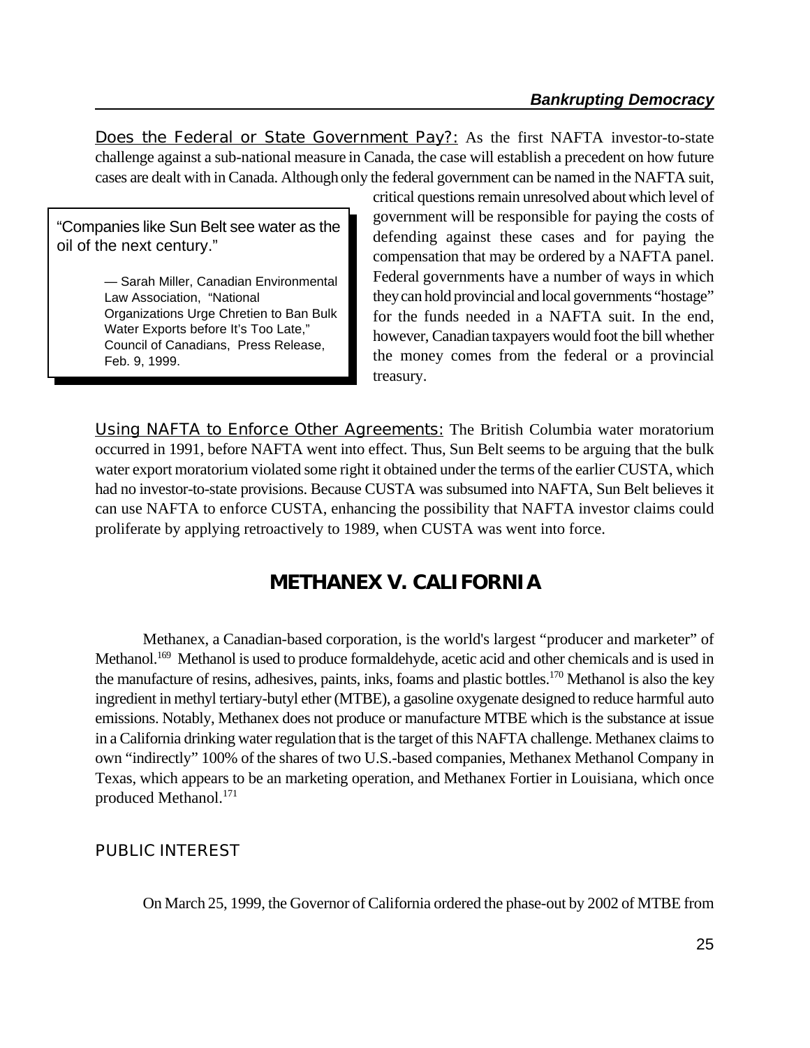Does the Federal or State Government Pay?: As the first NAFTA investor-to-state challenge against a sub-national measure in Canada, the case will establish a precedent on how future cases are dealt with in Canada. Although only the federal government can be named in the NAFTA suit, critical questions remain unresolved about which level of government will be responsible for paying the costs of defending against these cases and for paying the compensation that may be ordered by a NAFTA panel. Federal governments have a number of ways in which they can hold provincial and local governments "hostage" for the funds needed in a NAFTA suit. In the end, however, Canadian taxpayers would foot the bill whether the money comes from the federal or a provincial treasury.

> "Companies like Sun Belt see water as the oil of the next century."
>
> — Sarah Miller, Canadian Environmental Law Association, "National Organizations Urge Chretien to Ban Bulk Water Exports before It's Too Late," Council of Canadians, Press Release, Feb. 9, 1999.

Using NAFTA to Enforce Other Agreements: The British Columbia water moratorium occurred in 1991, before NAFTA went into effect. Thus, Sun Belt seems to be arguing that the bulk water export moratorium violated some right it obtained under the terms of the earlier CUSTA, which had no investor-to-state provisions. Because CUSTA was subsumed into NAFTA, Sun Belt believes it can use NAFTA to enforce CUSTA, enhancing the possibility that NAFTA investor claims could proliferate by applying retroactively to 1989, when CUSTA was went into force.

## METHANEX V. CALIFORNIA

Methanex, a Canadian-based corporation, is the world's largest "producer and marketer" of Methanol.[169] Methanol is used to produce formaldehyde, acetic acid and other chemicals and is used in the manufacture of resins, adhesives, paints, inks, foams and plastic bottles.[170] Methanol is also the key ingredient in methyl tertiary-butyl ether (MTBE), a gasoline oxygenate designed to reduce harmful auto emissions. Notably, Methanex does not produce or manufacture MTBE which is the substance at issue in a California drinking water regulation that is the target of this NAFTA challenge. Methanex claims to own "indirectly" 100% of the shares of two U.S.-based companies, Methanex Methanol Company in Texas, which appears to be an marketing operation, and Methanex Fortier in Louisiana, which once produced Methanol.[171]

### PUBLIC INTEREST

On March 25, 1999, the Governor of California ordered the phase-out by 2002 of MTBE from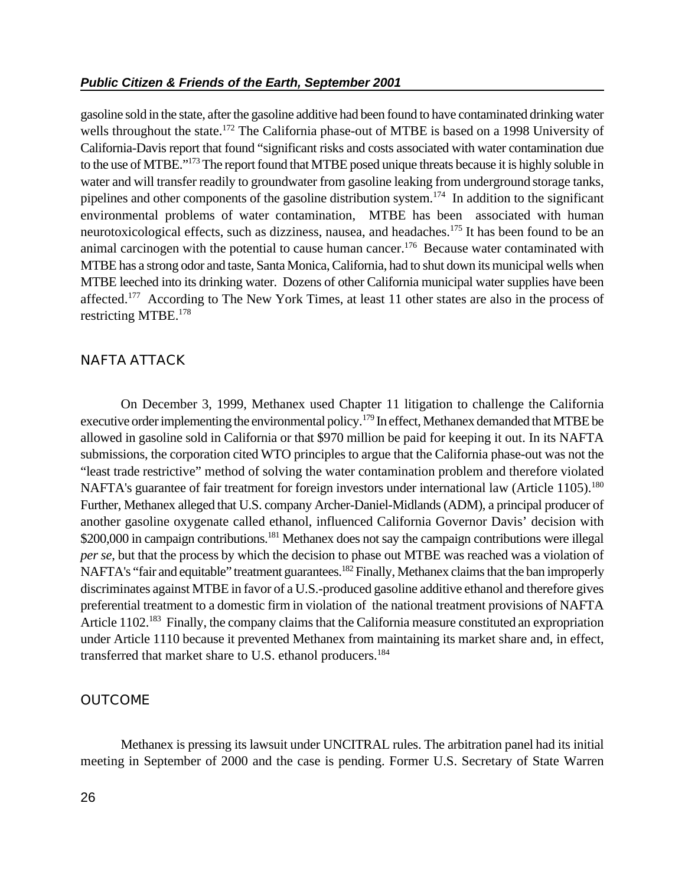gasoline sold in the state, after the gasoline additive had been found to have contaminated drinking water wells throughout the state.[172] The California phase-out of MTBE is based on a 1998 University of California-Davis report that found "significant risks and costs associated with water contamination due to the use of MTBE."[173] The report found that MTBE posed unique threats because it is highly soluble in water and will transfer readily to groundwater from gasoline leaking from underground storage tanks, pipelines and other components of the gasoline distribution system.[174] In addition to the significant environmental problems of water contamination, MTBE has been associated with human neurotoxicological effects, such as dizziness, nausea, and headaches.[175] It has been found to be an animal carcinogen with the potential to cause human cancer.[176] Because water contaminated with MTBE has a strong odor and taste, Santa Monica, California, had to shut down its municipal wells when MTBE leeched into its drinking water. Dozens of other California municipal water supplies have been affected.[177] According to The New York Times, at least 11 other states are also in the process of restricting MTBE.[178]

## NAFTA ATTACK

On December 3, 1999, Methanex used Chapter 11 litigation to challenge the California executive order implementing the environmental policy.[179] In effect, Methanex demanded that MTBE be allowed in gasoline sold in California or that $970 million be paid for keeping it out. In its NAFTA submissions, the corporation cited WTO principles to argue that the California phase-out was not the "least trade restrictive" method of solving the water contamination problem and therefore violated NAFTA's guarantee of fair treatment for foreign investors under international law (Article 1105).[180] Further, Methanex alleged that U.S. company Archer-Daniel-Midlands (ADM), a principal producer of another gasoline oxygenate called ethanol, influenced California Governor Davis' decision with $200,000 in campaign contributions.[181] Methanex does not say the campaign contributions were illegal *per se*, but that the process by which the decision to phase out MTBE was reached was a violation of NAFTA's "fair and equitable" treatment guarantees.[182] Finally, Methanex claims that the ban improperly discriminates against MTBE in favor of a U.S.-produced gasoline additive ethanol and therefore gives preferential treatment to a domestic firm in violation of the national treatment provisions of NAFTA Article 1102.[183] Finally, the company claims that the California measure constituted an expropriation under Article 1110 because it prevented Methanex from maintaining its market share and, in effect, transferred that market share to U.S. ethanol producers.[184]

## OUTCOME

Methanex is pressing its lawsuit under UNCITRAL rules. The arbitration panel had its initial meeting in September of 2000 and the case is pending. Former U.S. Secretary of State Warren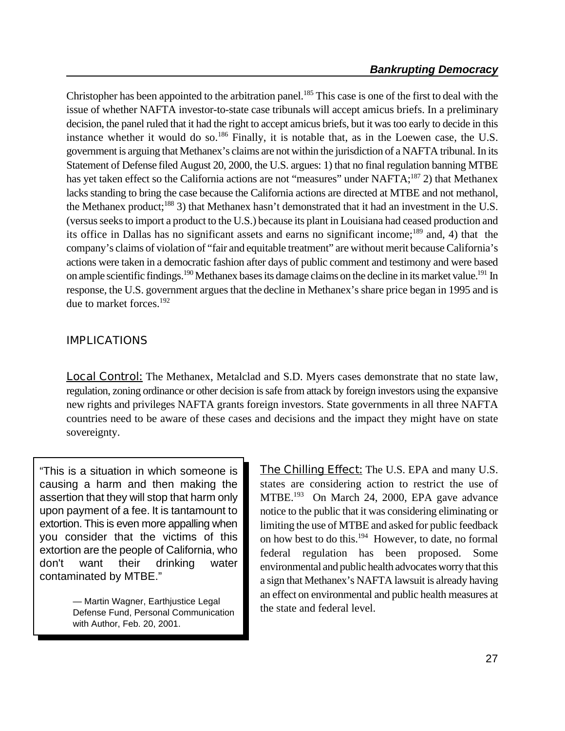Christopher has been appointed to the arbitration panel.[185] This case is one of the first to deal with the issue of whether NAFTA investor-to-state case tribunals will accept amicus briefs. In a preliminary decision, the panel ruled that it had the right to accept amicus briefs, but it was too early to decide in this instance whether it would do so.[186] Finally, it is notable that, as in the Loewen case, the U.S. government is arguing that Methanex's claims are not within the jurisdiction of a NAFTA tribunal. In its Statement of Defense filed August 20, 2000, the U.S. argues: 1) that no final regulation banning MTBE has yet taken effect so the California actions are not "measures" under NAFTA;[187] 2) that Methanex lacks standing to bring the case because the California actions are directed at MTBE and not methanol, the Methanex product;[188] 3) that Methanex hasn't demonstrated that it had an investment in the U.S. (versus seeks to import a product to the U.S.) because its plant in Louisiana had ceased production and its office in Dallas has no significant assets and earns no significant income;[189] and, 4) that the company's claims of violation of "fair and equitable treatment" are without merit because California's actions were taken in a democratic fashion after days of public comment and testimony and were based on ample scientific findings.[190] Methanex bases its damage claims on the decline in its market value.[191] In response, the U.S. government argues that the decline in Methanex's share price began in 1995 and is due to market forces.[192]

## IMPLICATIONS

<u>Local Control:</u> The Methanex, Metalclad and S.D. Myers cases demonstrate that no state law, regulation, zoning ordinance or other decision is safe from attack by foreign investors using the expansive new rights and privileges NAFTA grants foreign investors. State governments in all three NAFTA countries need to be aware of these cases and decisions and the impact they might have on state sovereignty.

> "This is a situation in which someone is causing a harm and then making the assertion that they will stop that harm only upon payment of a fee. It is tantamount to extortion. This is even more appalling when you consider that the victims of this extortion are the people of California, who don't want their drinking water contaminated by MTBE."
>
> — Martin Wagner, Earthjustice Legal Defense Fund, Personal Communication with Author, Feb. 20, 2001.

<u>The Chilling Effect:</u> The U.S. EPA and many U.S. states are considering action to restrict the use of MTBE.[193] On March 24, 2000, EPA gave advance notice to the public that it was considering eliminating or limiting the use of MTBE and asked for public feedback on how best to do this.[194] However, to date, no formal federal regulation has been proposed. Some environmental and public health advocates worry that this a sign that Methanex's NAFTA lawsuit is already having an effect on environmental and public health measures at the state and federal level.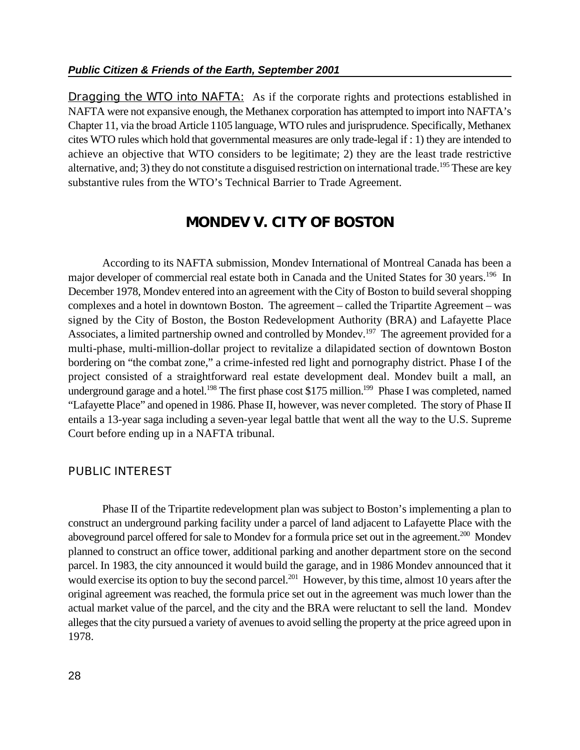Dragging the WTO into NAFTA: As if the corporate rights and protections established in NAFTA were not expansive enough, the Methanex corporation has attempted to import into NAFTA's Chapter 11, via the broad Article 1105 language, WTO rules and jurisprudence. Specifically, Methanex cites WTO rules which hold that governmental measures are only trade-legal if : 1) they are intended to achieve an objective that WTO considers to be legitimate; 2) they are the least trade restrictive alternative, and; 3) they do not constitute a disguised restriction on international trade.[195] These are key substantive rules from the WTO's Technical Barrier to Trade Agreement.

## MONDEV V. CITY OF BOSTON

According to its NAFTA submission, Mondev International of Montreal Canada has been a major developer of commercial real estate both in Canada and the United States for 30 years.[196] In December 1978, Mondev entered into an agreement with the City of Boston to build several shopping complexes and a hotel in downtown Boston. The agreement – called the Tripartite Agreement – was signed by the City of Boston, the Boston Redevelopment Authority (BRA) and Lafayette Place Associates, a limited partnership owned and controlled by Mondev.[197] The agreement provided for a multi-phase, multi-million-dollar project to revitalize a dilapidated section of downtown Boston bordering on "the combat zone," a crime-infested red light and pornography district. Phase I of the project consisted of a straightforward real estate development deal. Mondev built a mall, an underground garage and a hotel.[198] The first phase cost $175 million.[199] Phase I was completed, named "Lafayette Place" and opened in 1986. Phase II, however, was never completed. The story of Phase II entails a 13-year saga including a seven-year legal battle that went all the way to the U.S. Supreme Court before ending up in a NAFTA tribunal.

### PUBLIC INTEREST

Phase II of the Tripartite redevelopment plan was subject to Boston's implementing a plan to construct an underground parking facility under a parcel of land adjacent to Lafayette Place with the aboveground parcel offered for sale to Mondev for a formula price set out in the agreement.[200] Mondev planned to construct an office tower, additional parking and another department store on the second parcel. In 1983, the city announced it would build the garage, and in 1986 Mondev announced that it would exercise its option to buy the second parcel.[201] However, by this time, almost 10 years after the original agreement was reached, the formula price set out in the agreement was much lower than the actual market value of the parcel, and the city and the BRA were reluctant to sell the land. Mondev alleges that the city pursued a variety of avenues to avoid selling the property at the price agreed upon in 1978.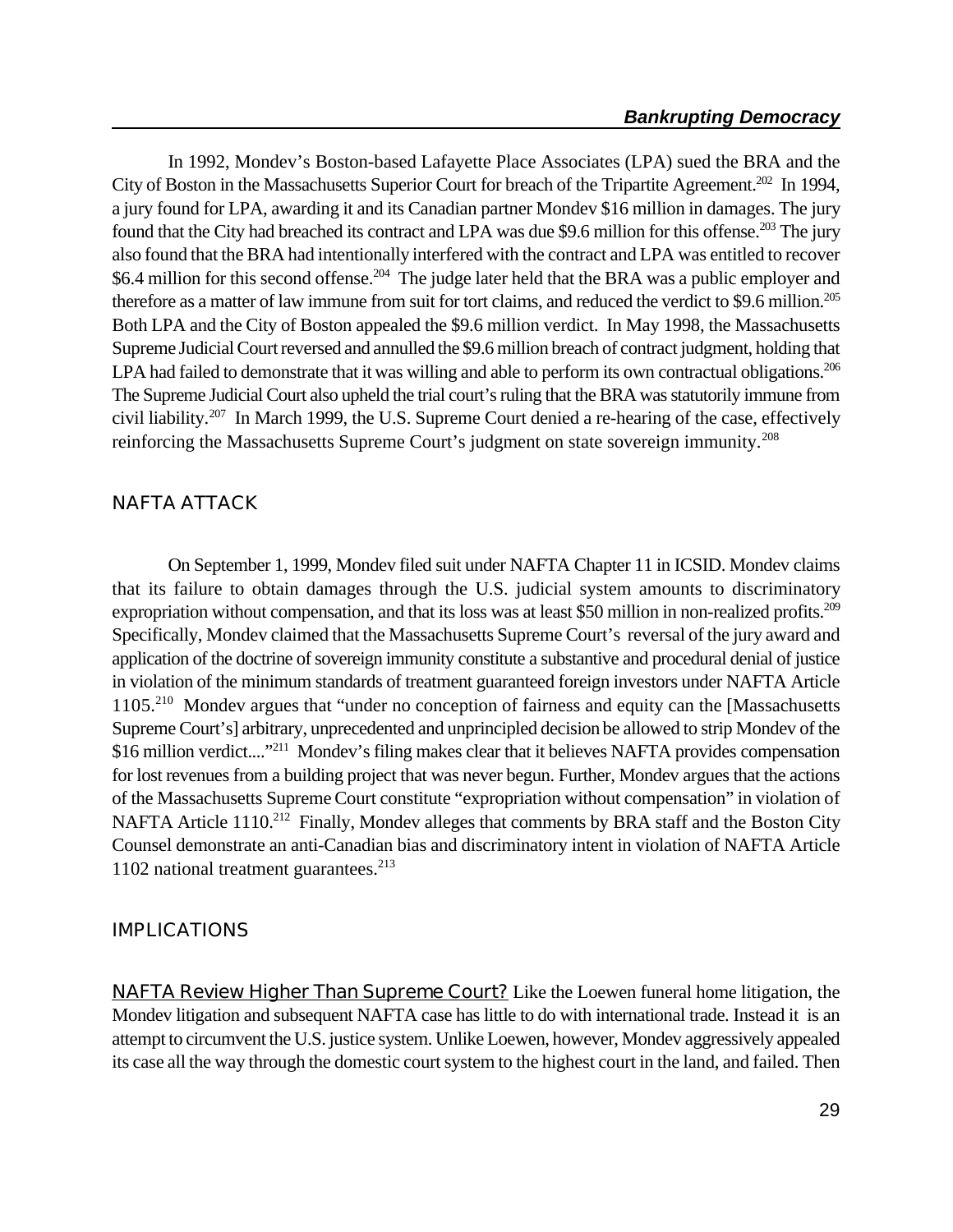In 1992, Mondev's Boston-based Lafayette Place Associates (LPA) sued the BRA and the City of Boston in the Massachusetts Superior Court for breach of the Tripartite Agreement.[202] In 1994, a jury found for LPA, awarding it and its Canadian partner Mondev $16 million in damages. The jury found that the City had breached its contract and LPA was due $9.6 million for this offense.[203] The jury also found that the BRA had intentionally interfered with the contract and LPA was entitled to recover $6.4 million for this second offense.[204] The judge later held that the BRA was a public employer and therefore as a matter of law immune from suit for tort claims, and reduced the verdict to $9.6 million.[205] Both LPA and the City of Boston appealed the $9.6 million verdict. In May 1998, the Massachusetts Supreme Judicial Court reversed and annulled the $9.6 million breach of contract judgment, holding that LPA had failed to demonstrate that it was willing and able to perform its own contractual obligations.[206] The Supreme Judicial Court also upheld the trial court's ruling that the BRA was statutorily immune from civil liability.[207] In March 1999, the U.S. Supreme Court denied a re-hearing of the case, effectively reinforcing the Massachusetts Supreme Court's judgment on state sovereign immunity.[208]

## NAFTA ATTACK

On September 1, 1999, Mondev filed suit under NAFTA Chapter 11 in ICSID. Mondev claims that its failure to obtain damages through the U.S. judicial system amounts to discriminatory expropriation without compensation, and that its loss was at least $50 million in non-realized profits.[209] Specifically, Mondev claimed that the Massachusetts Supreme Court's reversal of the jury award and application of the doctrine of sovereign immunity constitute a substantive and procedural denial of justice in violation of the minimum standards of treatment guaranteed foreign investors under NAFTA Article 1105.[210] Mondev argues that "under no conception of fairness and equity can the [Massachusetts Supreme Court's] arbitrary, unprecedented and unprincipled decision be allowed to strip Mondev of the $16 million verdict...."[211] Mondev's filing makes clear that it believes NAFTA provides compensation for lost revenues from a building project that was never begun. Further, Mondev argues that the actions of the Massachusetts Supreme Court constitute "expropriation without compensation" in violation of NAFTA Article 1110.[212] Finally, Mondev alleges that comments by BRA staff and the Boston City Counsel demonstrate an anti-Canadian bias and discriminatory intent in violation of NAFTA Article 1102 national treatment guarantees.[213]

## IMPLICATIONS

NAFTA Review Higher Than Supreme Court? Like the Loewen funeral home litigation, the Mondev litigation and subsequent NAFTA case has little to do with international trade. Instead it is an attempt to circumvent the U.S. justice system. Unlike Loewen, however, Mondev aggressively appealed its case all the way through the domestic court system to the highest court in the land, and failed. Then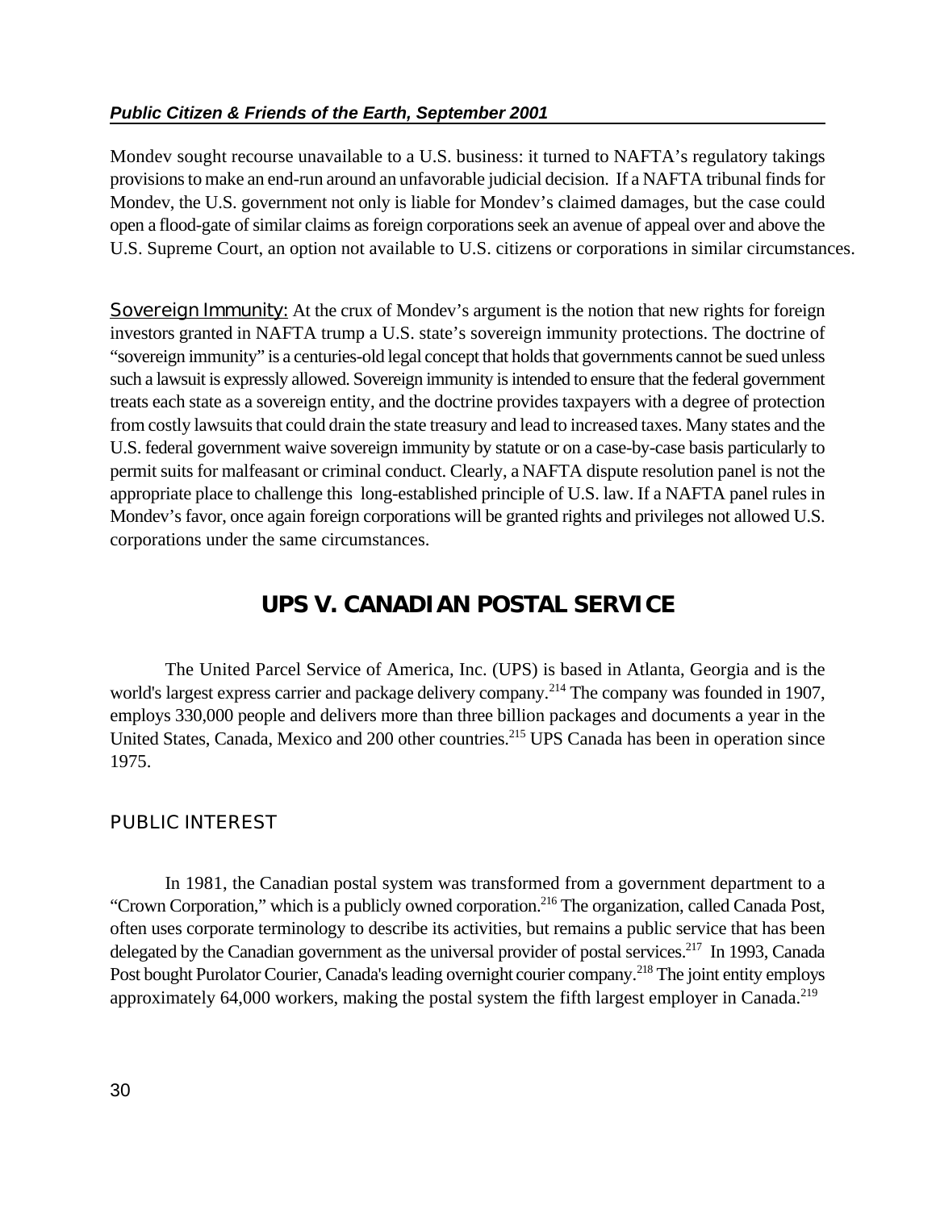Mondev sought recourse unavailable to a U.S. business: it turned to NAFTA's regulatory takings provisions to make an end-run around an unfavorable judicial decision. If a NAFTA tribunal finds for Mondev, the U.S. government not only is liable for Mondev's claimed damages, but the case could open a flood-gate of similar claims as foreign corporations seek an avenue of appeal over and above the U.S. Supreme Court, an option not available to U.S. citizens or corporations in similar circumstances.

Sovereign Immunity: At the crux of Mondev's argument is the notion that new rights for foreign investors granted in NAFTA trump a U.S. state's sovereign immunity protections. The doctrine of "sovereign immunity" is a centuries-old legal concept that holds that governments cannot be sued unless such a lawsuit is expressly allowed. Sovereign immunity is intended to ensure that the federal government treats each state as a sovereign entity, and the doctrine provides taxpayers with a degree of protection from costly lawsuits that could drain the state treasury and lead to increased taxes. Many states and the U.S. federal government waive sovereign immunity by statute or on a case-by-case basis particularly to permit suits for malfeasant or criminal conduct. Clearly, a NAFTA dispute resolution panel is not the appropriate place to challenge this long-established principle of U.S. law. If a NAFTA panel rules in Mondev's favor, once again foreign corporations will be granted rights and privileges not allowed U.S. corporations under the same circumstances.

## UPS V. CANADIAN POSTAL SERVICE

The United Parcel Service of America, Inc. (UPS) is based in Atlanta, Georgia and is the world's largest express carrier and package delivery company.[214] The company was founded in 1907, employs 330,000 people and delivers more than three billion packages and documents a year in the United States, Canada, Mexico and 200 other countries.[215] UPS Canada has been in operation since 1975.

### PUBLIC INTEREST

In 1981, the Canadian postal system was transformed from a government department to a "Crown Corporation," which is a publicly owned corporation.[216] The organization, called Canada Post, often uses corporate terminology to describe its activities, but remains a public service that has been delegated by the Canadian government as the universal provider of postal services.[217] In 1993, Canada Post bought Purolator Courier, Canada's leading overnight courier company.[218] The joint entity employs approximately 64,000 workers, making the postal system the fifth largest employer in Canada.[219]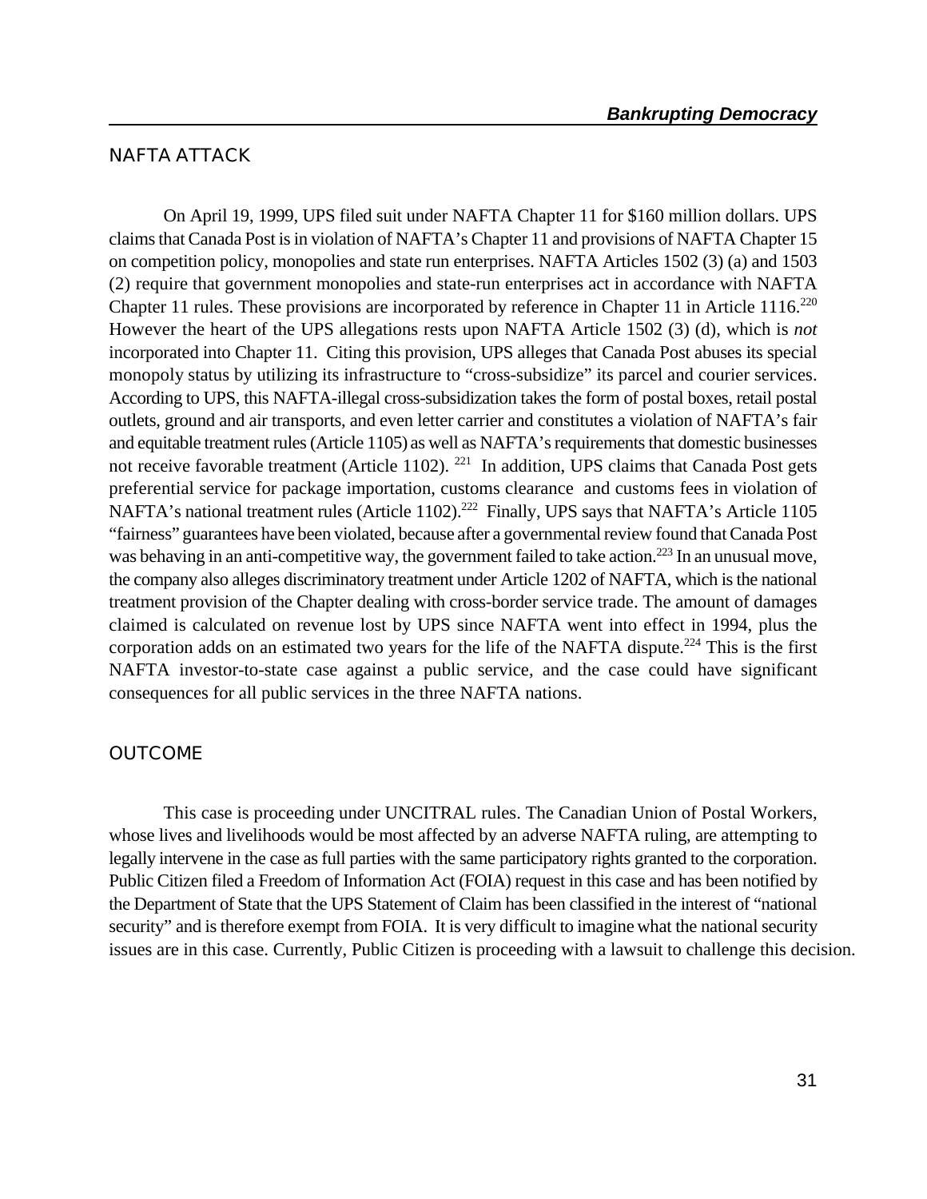## NAFTA ATTACK

On April 19, 1999, UPS filed suit under NAFTA Chapter 11 for $160 million dollars. UPS claims that Canada Post is in violation of NAFTA's Chapter 11 and provisions of NAFTA Chapter 15 on competition policy, monopolies and state run enterprises. NAFTA Articles 1502 (3) (a) and 1503 (2) require that government monopolies and state-run enterprises act in accordance with NAFTA Chapter 11 rules. These provisions are incorporated by reference in Chapter 11 in Article 1116.[220] However the heart of the UPS allegations rests upon NAFTA Article 1502 (3) (d), which is *not* incorporated into Chapter 11. Citing this provision, UPS alleges that Canada Post abuses its special monopoly status by utilizing its infrastructure to "cross-subsidize" its parcel and courier services. According to UPS, this NAFTA-illegal cross-subsidization takes the form of postal boxes, retail postal outlets, ground and air transports, and even letter carrier and constitutes a violation of NAFTA's fair and equitable treatment rules (Article 1105) as well as NAFTA's requirements that domestic businesses not receive favorable treatment (Article 1102). [221] In addition, UPS claims that Canada Post gets preferential service for package importation, customs clearance and customs fees in violation of NAFTA's national treatment rules (Article 1102).[222] Finally, UPS says that NAFTA's Article 1105 "fairness" guarantees have been violated, because after a governmental review found that Canada Post was behaving in an anti-competitive way, the government failed to take action.[223] In an unusual move, the company also alleges discriminatory treatment under Article 1202 of NAFTA, which is the national treatment provision of the Chapter dealing with cross-border service trade. The amount of damages claimed is calculated on revenue lost by UPS since NAFTA went into effect in 1994, plus the corporation adds on an estimated two years for the life of the NAFTA dispute.[224] This is the first NAFTA investor-to-state case against a public service, and the case could have significant consequences for all public services in the three NAFTA nations.

## OUTCOME

This case is proceeding under UNCITRAL rules. The Canadian Union of Postal Workers, whose lives and livelihoods would be most affected by an adverse NAFTA ruling, are attempting to legally intervene in the case as full parties with the same participatory rights granted to the corporation. Public Citizen filed a Freedom of Information Act (FOIA) request in this case and has been notified by the Department of State that the UPS Statement of Claim has been classified in the interest of "national security" and is therefore exempt from FOIA. It is very difficult to imagine what the national security issues are in this case. Currently, Public Citizen is proceeding with a lawsuit to challenge this decision.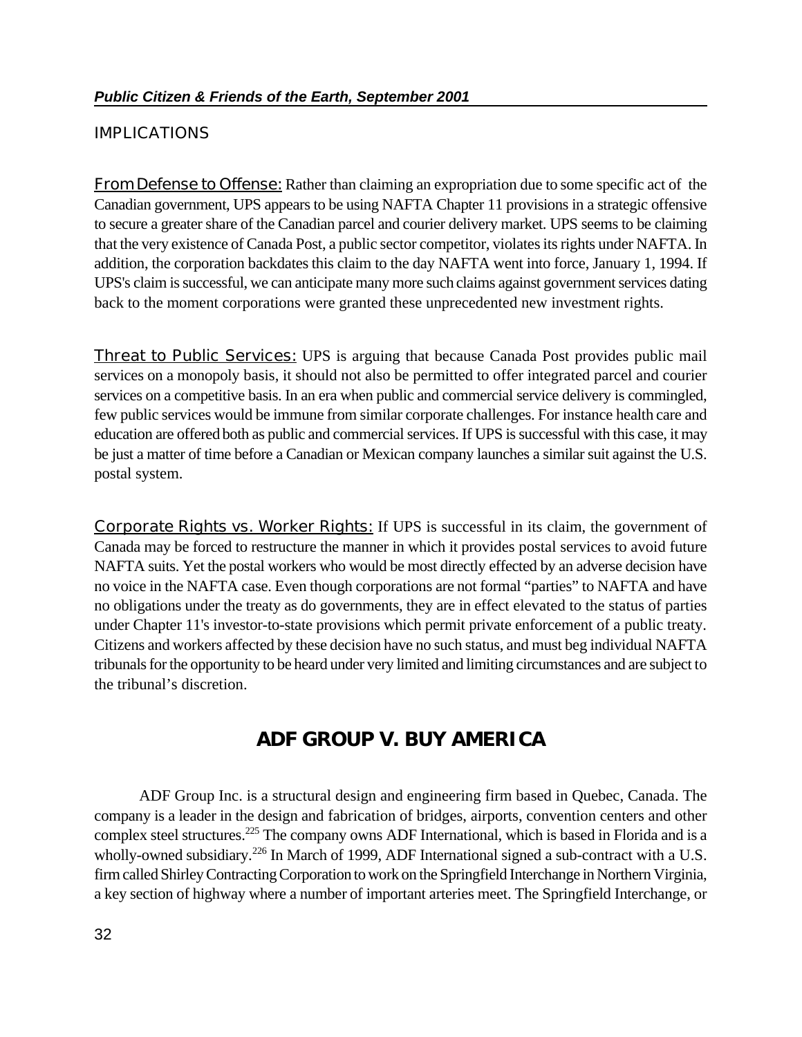## IMPLICATIONS

From Defense to Offense: Rather than claiming an expropriation due to some specific act of the Canadian government, UPS appears to be using NAFTA Chapter 11 provisions in a strategic offensive to secure a greater share of the Canadian parcel and courier delivery market. UPS seems to be claiming that the very existence of Canada Post, a public sector competitor, violates its rights under NAFTA. In addition, the corporation backdates this claim to the day NAFTA went into force, January 1, 1994. If UPS's claim is successful, we can anticipate many more such claims against government services dating back to the moment corporations were granted these unprecedented new investment rights.

Threat to Public Services: UPS is arguing that because Canada Post provides public mail services on a monopoly basis, it should not also be permitted to offer integrated parcel and courier services on a competitive basis. In an era when public and commercial service delivery is commingled, few public services would be immune from similar corporate challenges. For instance health care and education are offered both as public and commercial services. If UPS is successful with this case, it may be just a matter of time before a Canadian or Mexican company launches a similar suit against the U.S. postal system.

Corporate Rights vs. Worker Rights: If UPS is successful in its claim, the government of Canada may be forced to restructure the manner in which it provides postal services to avoid future NAFTA suits. Yet the postal workers who would be most directly effected by an adverse decision have no voice in the NAFTA case. Even though corporations are not formal "parties" to NAFTA and have no obligations under the treaty as do governments, they are in effect elevated to the status of parties under Chapter 11's investor-to-state provisions which permit private enforcement of a public treaty. Citizens and workers affected by these decision have no such status, and must beg individual NAFTA tribunals for the opportunity to be heard under very limited and limiting circumstances and are subject to the tribunal's discretion.

## ADF GROUP V. BUY AMERICA

ADF Group Inc. is a structural design and engineering firm based in Quebec, Canada. The company is a leader in the design and fabrication of bridges, airports, convention centers and other complex steel structures.[225] The company owns ADF International, which is based in Florida and is a wholly-owned subsidiary.[226] In March of 1999, ADF International signed a sub-contract with a U.S. firm called Shirley Contracting Corporation to work on the Springfield Interchange in Northern Virginia, a key section of highway where a number of important arteries meet. The Springfield Interchange, or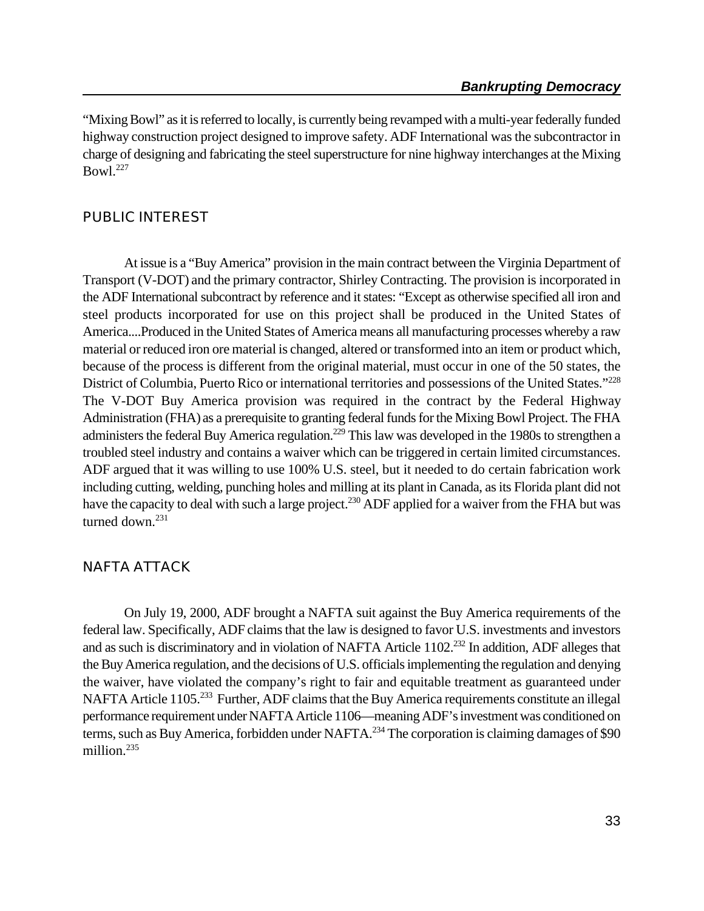"Mixing Bowl" as it is referred to locally, is currently being revamped with a multi-year federally funded highway construction project designed to improve safety. ADF International was the subcontractor in charge of designing and fabricating the steel superstructure for nine highway interchanges at the Mixing Bowl.[227]

## PUBLIC INTEREST

At issue is a "Buy America" provision in the main contract between the Virginia Department of Transport (V-DOT) and the primary contractor, Shirley Contracting. The provision is incorporated in the ADF International subcontract by reference and it states: "Except as otherwise specified all iron and steel products incorporated for use on this project shall be produced in the United States of America....Produced in the United States of America means all manufacturing processes whereby a raw material or reduced iron ore material is changed, altered or transformed into an item or product which, because of the process is different from the original material, must occur in one of the 50 states, the District of Columbia, Puerto Rico or international territories and possessions of the United States."[228] The V-DOT Buy America provision was required in the contract by the Federal Highway Administration (FHA) as a prerequisite to granting federal funds for the Mixing Bowl Project. The FHA administers the federal Buy America regulation.[229] This law was developed in the 1980s to strengthen a troubled steel industry and contains a waiver which can be triggered in certain limited circumstances. ADF argued that it was willing to use 100% U.S. steel, but it needed to do certain fabrication work including cutting, welding, punching holes and milling at its plant in Canada, as its Florida plant did not have the capacity to deal with such a large project.[230] ADF applied for a waiver from the FHA but was turned down.[231]

## NAFTA ATTACK

On July 19, 2000, ADF brought a NAFTA suit against the Buy America requirements of the federal law. Specifically, ADF claims that the law is designed to favor U.S. investments and investors and as such is discriminatory and in violation of NAFTA Article 1102.[232] In addition, ADF alleges that the Buy America regulation, and the decisions of U.S. officials implementing the regulation and denying the waiver, have violated the company's right to fair and equitable treatment as guaranteed under NAFTA Article 1105.[233] Further, ADF claims that the Buy America requirements constitute an illegal performance requirement under NAFTA Article 1106—meaning ADF's investment was conditioned on terms, such as Buy America, forbidden under NAFTA.[234] The corporation is claiming damages of $90 million.[235]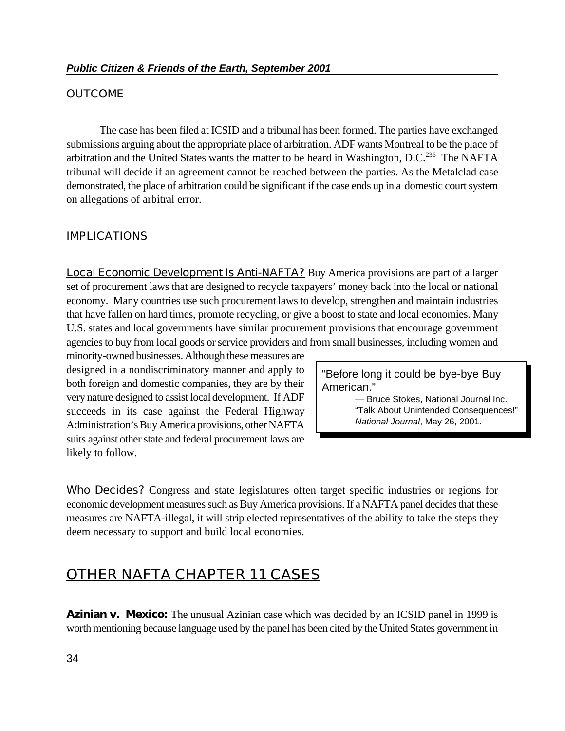### OUTCOME

The case has been filed at ICSID and a tribunal has been formed. The parties have exchanged submissions arguing about the appropriate place of arbitration. ADF wants Montreal to be the place of arbitration and the United States wants the matter to be heard in Washington, D.C.[236] The NAFTA tribunal will decide if an agreement cannot be reached between the parties. As the Metalclad case demonstrated, the place of arbitration could be significant if the case ends up in a domestic court system on allegations of arbitral error.

### IMPLICATIONS

Local Economic Development Is Anti-NAFTA? Buy America provisions are part of a larger set of procurement laws that are designed to recycle taxpayers' money back into the local or national economy. Many countries use such procurement laws to develop, strengthen and maintain industries that have fallen on hard times, promote recycling, or give a boost to state and local economies. Many U.S. states and local governments have similar procurement provisions that encourage government agencies to buy from local goods or service providers and from small businesses, including women and minority-owned businesses. Although these measures are designed in a nondiscriminatory manner and apply to both foreign and domestic companies, they are by their very nature designed to assist local development. If ADF succeeds in its case against the Federal Highway Administration's Buy America provisions, other NAFTA suits against other state and federal procurement laws are likely to follow.

> "Before long it could be bye-bye Buy American."
>
> — Bruce Stokes, National Journal Inc. "Talk About Unintended Consequences!" *National Journal*, May 26, 2001.

Who Decides? Congress and state legislatures often target specific industries or regions for economic development measures such as Buy America provisions. If a NAFTA panel decides that these measures are NAFTA-illegal, it will strip elected representatives of the ability to take the steps they deem necessary to support and build local economies.

## OTHER NAFTA CHAPTER 11 CASES

**Azinian v. Mexico:** The unusual Azinian case which was decided by an ICSID panel in 1999 is worth mentioning because language used by the panel has been cited by the United States government in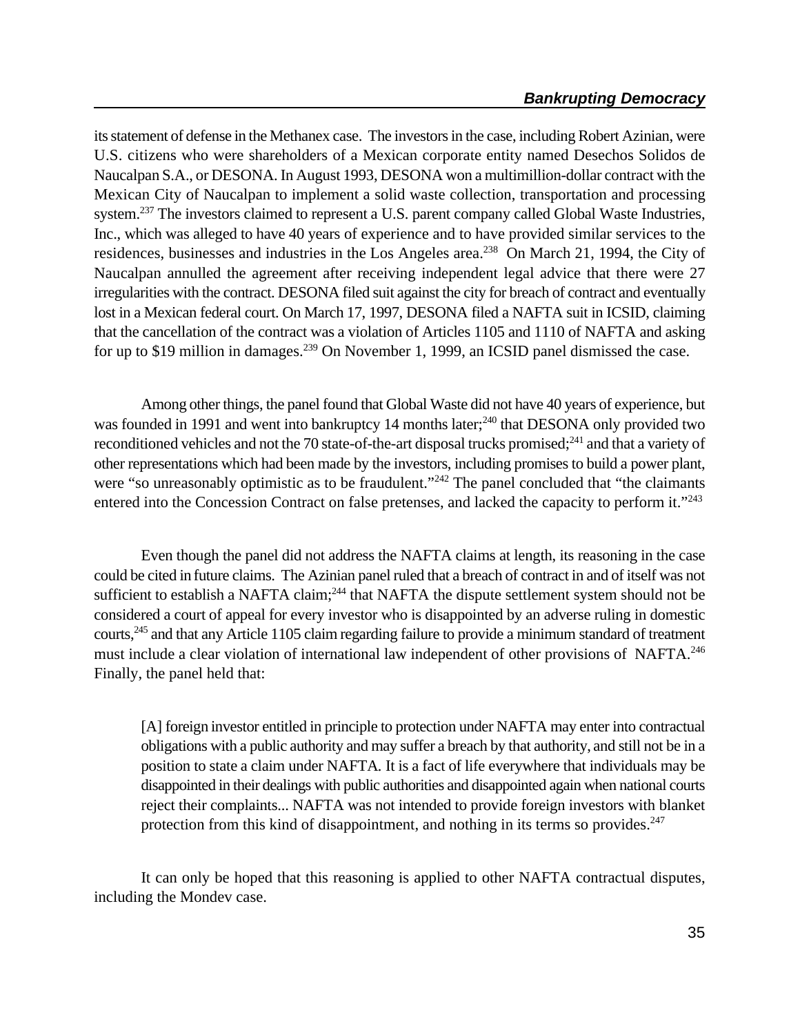its statement of defense in the Methanex case. The investors in the case, including Robert Azinian, were U.S. citizens who were shareholders of a Mexican corporate entity named Desechos Solidos de Naucalpan S.A., or DESONA. In August 1993, DESONA won a multimillion-dollar contract with the Mexican City of Naucalpan to implement a solid waste collection, transportation and processing system.[237] The investors claimed to represent a U.S. parent company called Global Waste Industries, Inc., which was alleged to have 40 years of experience and to have provided similar services to the residences, businesses and industries in the Los Angeles area.[238] On March 21, 1994, the City of Naucalpan annulled the agreement after receiving independent legal advice that there were 27 irregularities with the contract. DESONA filed suit against the city for breach of contract and eventually lost in a Mexican federal court. On March 17, 1997, DESONA filed a NAFTA suit in ICSID, claiming that the cancellation of the contract was a violation of Articles 1105 and 1110 of NAFTA and asking for up to $19 million in damages.[239] On November 1, 1999, an ICSID panel dismissed the case.

Among other things, the panel found that Global Waste did not have 40 years of experience, but was founded in 1991 and went into bankruptcy 14 months later;[240] that DESONA only provided two reconditioned vehicles and not the 70 state-of-the-art disposal trucks promised;[241] and that a variety of other representations which had been made by the investors, including promises to build a power plant, were "so unreasonably optimistic as to be fraudulent."[242] The panel concluded that "the claimants entered into the Concession Contract on false pretenses, and lacked the capacity to perform it."[243]

Even though the panel did not address the NAFTA claims at length, its reasoning in the case could be cited in future claims. The Azinian panel ruled that a breach of contract in and of itself was not sufficient to establish a NAFTA claim;[244] that NAFTA the dispute settlement system should not be considered a court of appeal for every investor who is disappointed by an adverse ruling in domestic courts,[245] and that any Article 1105 claim regarding failure to provide a minimum standard of treatment must include a clear violation of international law independent of other provisions of NAFTA.[246] Finally, the panel held that:

> [A] foreign investor entitled in principle to protection under NAFTA may enter into contractual obligations with a public authority and may suffer a breach by that authority, and still not be in a position to state a claim under NAFTA. It is a fact of life everywhere that individuals may be disappointed in their dealings with public authorities and disappointed again when national courts reject their complaints... NAFTA was not intended to provide foreign investors with blanket protection from this kind of disappointment, and nothing in its terms so provides.[247]

It can only be hoped that this reasoning is applied to other NAFTA contractual disputes, including the Mondev case.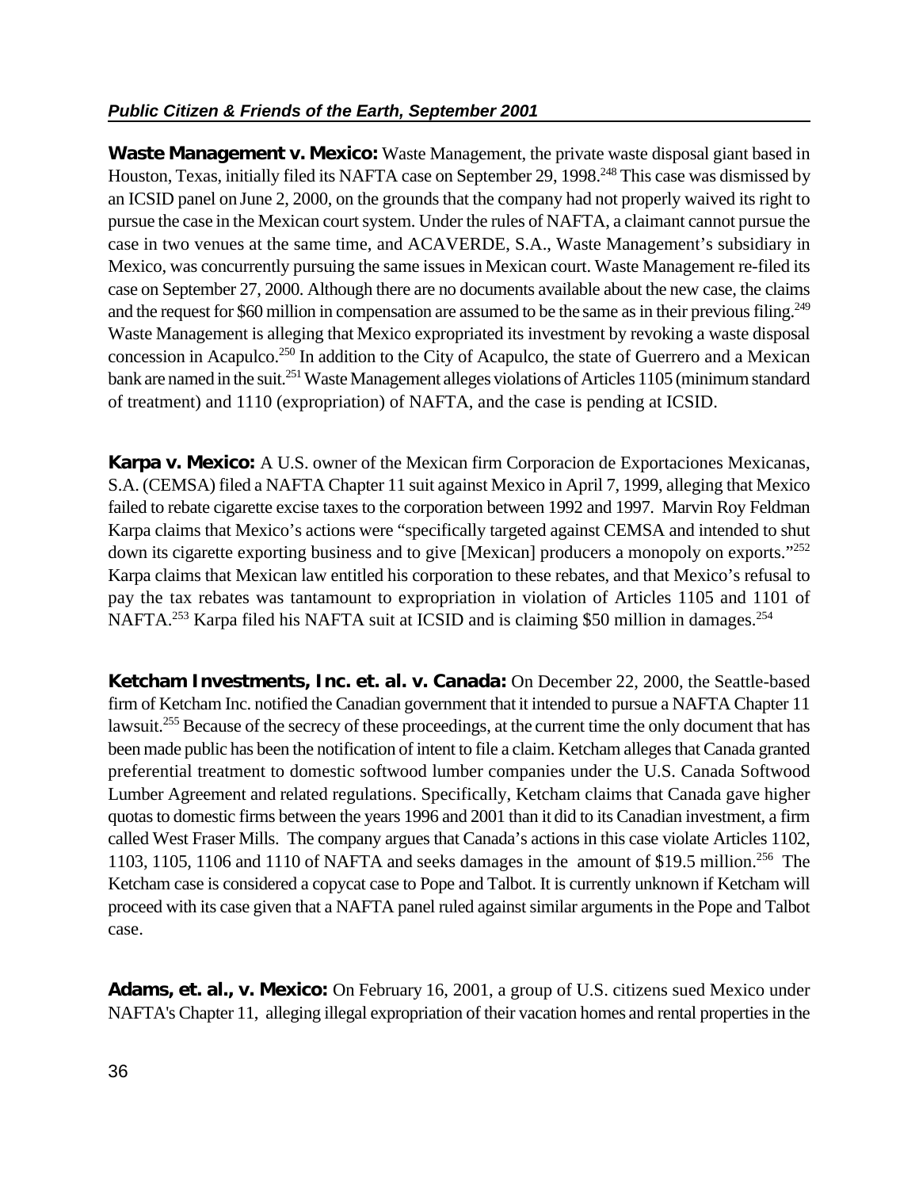**Waste Management v. Mexico:** Waste Management, the private waste disposal giant based in Houston, Texas, initially filed its NAFTA case on September 29, 1998.[248] This case was dismissed by an ICSID panel on June 2, 2000, on the grounds that the company had not properly waived its right to pursue the case in the Mexican court system. Under the rules of NAFTA, a claimant cannot pursue the case in two venues at the same time, and ACAVERDE, S.A., Waste Management's subsidiary in Mexico, was concurrently pursuing the same issues in Mexican court. Waste Management re-filed its case on September 27, 2000. Although there are no documents available about the new case, the claims and the request for $60 million in compensation are assumed to be the same as in their previous filing.[249] Waste Management is alleging that Mexico expropriated its investment by revoking a waste disposal concession in Acapulco.[250] In addition to the City of Acapulco, the state of Guerrero and a Mexican bank are named in the suit.[251] Waste Management alleges violations of Articles 1105 (minimum standard of treatment) and 1110 (expropriation) of NAFTA, and the case is pending at ICSID.

**Karpa v. Mexico:** A U.S. owner of the Mexican firm Corporacion de Exportaciones Mexicanas, S.A. (CEMSA) filed a NAFTA Chapter 11 suit against Mexico in April 7, 1999, alleging that Mexico failed to rebate cigarette excise taxes to the corporation between 1992 and 1997. Marvin Roy Feldman Karpa claims that Mexico's actions were "specifically targeted against CEMSA and intended to shut down its cigarette exporting business and to give [Mexican] producers a monopoly on exports."[252] Karpa claims that Mexican law entitled his corporation to these rebates, and that Mexico's refusal to pay the tax rebates was tantamount to expropriation in violation of Articles 1105 and 1101 of NAFTA.[253] Karpa filed his NAFTA suit at ICSID and is claiming $50 million in damages.[254]

**Ketcham Investments, Inc. et. al. v. Canada:** On December 22, 2000, the Seattle-based firm of Ketcham Inc. notified the Canadian government that it intended to pursue a NAFTA Chapter 11 lawsuit.[255] Because of the secrecy of these proceedings, at the current time the only document that has been made public has been the notification of intent to file a claim. Ketcham alleges that Canada granted preferential treatment to domestic softwood lumber companies under the U.S. Canada Softwood Lumber Agreement and related regulations. Specifically, Ketcham claims that Canada gave higher quotas to domestic firms between the years 1996 and 2001 than it did to its Canadian investment, a firm called West Fraser Mills. The company argues that Canada's actions in this case violate Articles 1102, 1103, 1105, 1106 and 1110 of NAFTA and seeks damages in the amount of $19.5 million.[256] The Ketcham case is considered a copycat case to Pope and Talbot. It is currently unknown if Ketcham will proceed with its case given that a NAFTA panel ruled against similar arguments in the Pope and Talbot case.

**Adams, et. al., v. Mexico:** On February 16, 2001, a group of U.S. citizens sued Mexico under NAFTA's Chapter 11, alleging illegal expropriation of their vacation homes and rental properties in the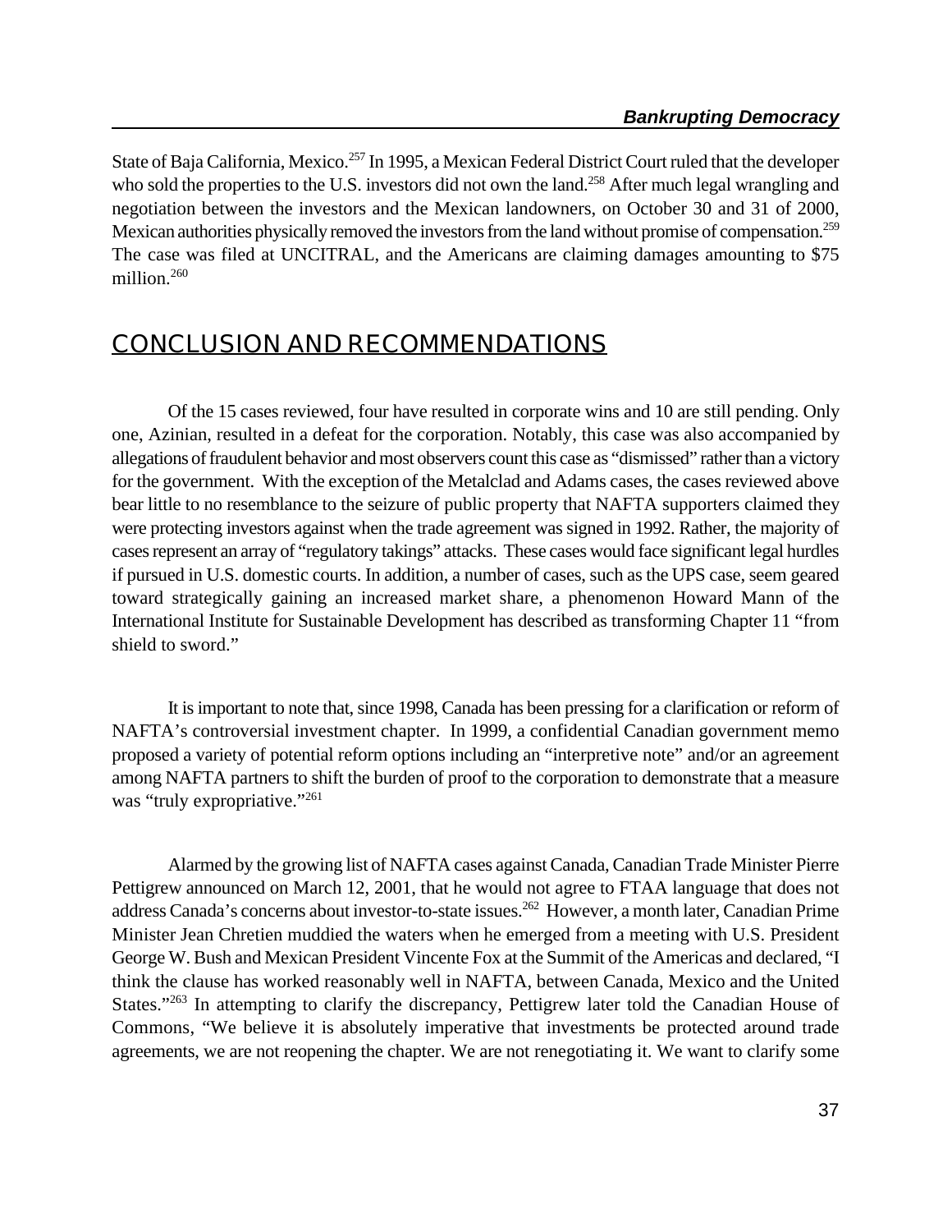State of Baja California, Mexico.[257] In 1995, a Mexican Federal District Court ruled that the developer who sold the properties to the U.S. investors did not own the land.[258] After much legal wrangling and negotiation between the investors and the Mexican landowners, on October 30 and 31 of 2000, Mexican authorities physically removed the investors from the land without promise of compensation.[259] The case was filed at UNCITRAL, and the Americans are claiming damages amounting to $75 million.[260]

## CONCLUSION AND RECOMMENDATIONS

Of the 15 cases reviewed, four have resulted in corporate wins and 10 are still pending. Only one, Azinian, resulted in a defeat for the corporation. Notably, this case was also accompanied by allegations of fraudulent behavior and most observers count this case as "dismissed" rather than a victory for the government. With the exception of the Metalclad and Adams cases, the cases reviewed above bear little to no resemblance to the seizure of public property that NAFTA supporters claimed they were protecting investors against when the trade agreement was signed in 1992. Rather, the majority of cases represent an array of "regulatory takings" attacks. These cases would face significant legal hurdles if pursued in U.S. domestic courts. In addition, a number of cases, such as the UPS case, seem geared toward strategically gaining an increased market share, a phenomenon Howard Mann of the International Institute for Sustainable Development has described as transforming Chapter 11 "from shield to sword."

It is important to note that, since 1998, Canada has been pressing for a clarification or reform of NAFTA's controversial investment chapter. In 1999, a confidential Canadian government memo proposed a variety of potential reform options including an "interpretive note" and/or an agreement among NAFTA partners to shift the burden of proof to the corporation to demonstrate that a measure was "truly expropriative."[261]

Alarmed by the growing list of NAFTA cases against Canada, Canadian Trade Minister Pierre Pettigrew announced on March 12, 2001, that he would not agree to FTAA language that does not address Canada's concerns about investor-to-state issues.[262] However, a month later, Canadian Prime Minister Jean Chretien muddied the waters when he emerged from a meeting with U.S. President George W. Bush and Mexican President Vincente Fox at the Summit of the Americas and declared, "I think the clause has worked reasonably well in NAFTA, between Canada, Mexico and the United States."[263] In attempting to clarify the discrepancy, Pettigrew later told the Canadian House of Commons, "We believe it is absolutely imperative that investments be protected around trade agreements, we are not reopening the chapter. We are not renegotiating it. We want to clarify some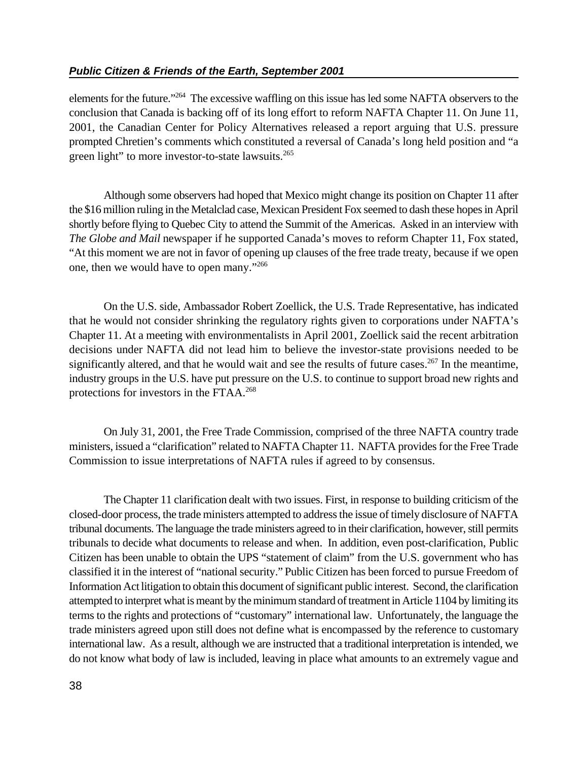elements for the future."[264] The excessive waffling on this issue has led some NAFTA observers to the conclusion that Canada is backing off of its long effort to reform NAFTA Chapter 11. On June 11, 2001, the Canadian Center for Policy Alternatives released a report arguing that U.S. pressure prompted Chretien's comments which constituted a reversal of Canada's long held position and "a green light" to more investor-to-state lawsuits.[265]

Although some observers had hoped that Mexico might change its position on Chapter 11 after the $16 million ruling in the Metalclad case, Mexican President Fox seemed to dash these hopes in April shortly before flying to Quebec City to attend the Summit of the Americas. Asked in an interview with *The Globe and Mail* newspaper if he supported Canada's moves to reform Chapter 11, Fox stated, "At this moment we are not in favor of opening up clauses of the free trade treaty, because if we open one, then we would have to open many."[266]

On the U.S. side, Ambassador Robert Zoellick, the U.S. Trade Representative, has indicated that he would not consider shrinking the regulatory rights given to corporations under NAFTA's Chapter 11. At a meeting with environmentalists in April 2001, Zoellick said the recent arbitration decisions under NAFTA did not lead him to believe the investor-state provisions needed to be significantly altered, and that he would wait and see the results of future cases.[267] In the meantime, industry groups in the U.S. have put pressure on the U.S. to continue to support broad new rights and protections for investors in the FTAA.[268]

On July 31, 2001, the Free Trade Commission, comprised of the three NAFTA country trade ministers, issued a "clarification" related to NAFTA Chapter 11. NAFTA provides for the Free Trade Commission to issue interpretations of NAFTA rules if agreed to by consensus.

The Chapter 11 clarification dealt with two issues. First, in response to building criticism of the closed-door process, the trade ministers attempted to address the issue of timely disclosure of NAFTA tribunal documents. The language the trade ministers agreed to in their clarification, however, still permits tribunals to decide what documents to release and when. In addition, even post-clarification, Public Citizen has been unable to obtain the UPS "statement of claim" from the U.S. government who has classified it in the interest of "national security." Public Citizen has been forced to pursue Freedom of Information Act litigation to obtain this document of significant public interest. Second, the clarification attempted to interpret what is meant by the minimum standard of treatment in Article 1104 by limiting its terms to the rights and protections of "customary" international law. Unfortunately, the language the trade ministers agreed upon still does not define what is encompassed by the reference to customary international law. As a result, although we are instructed that a traditional interpretation is intended, we do not know what body of law is included, leaving in place what amounts to an extremely vague and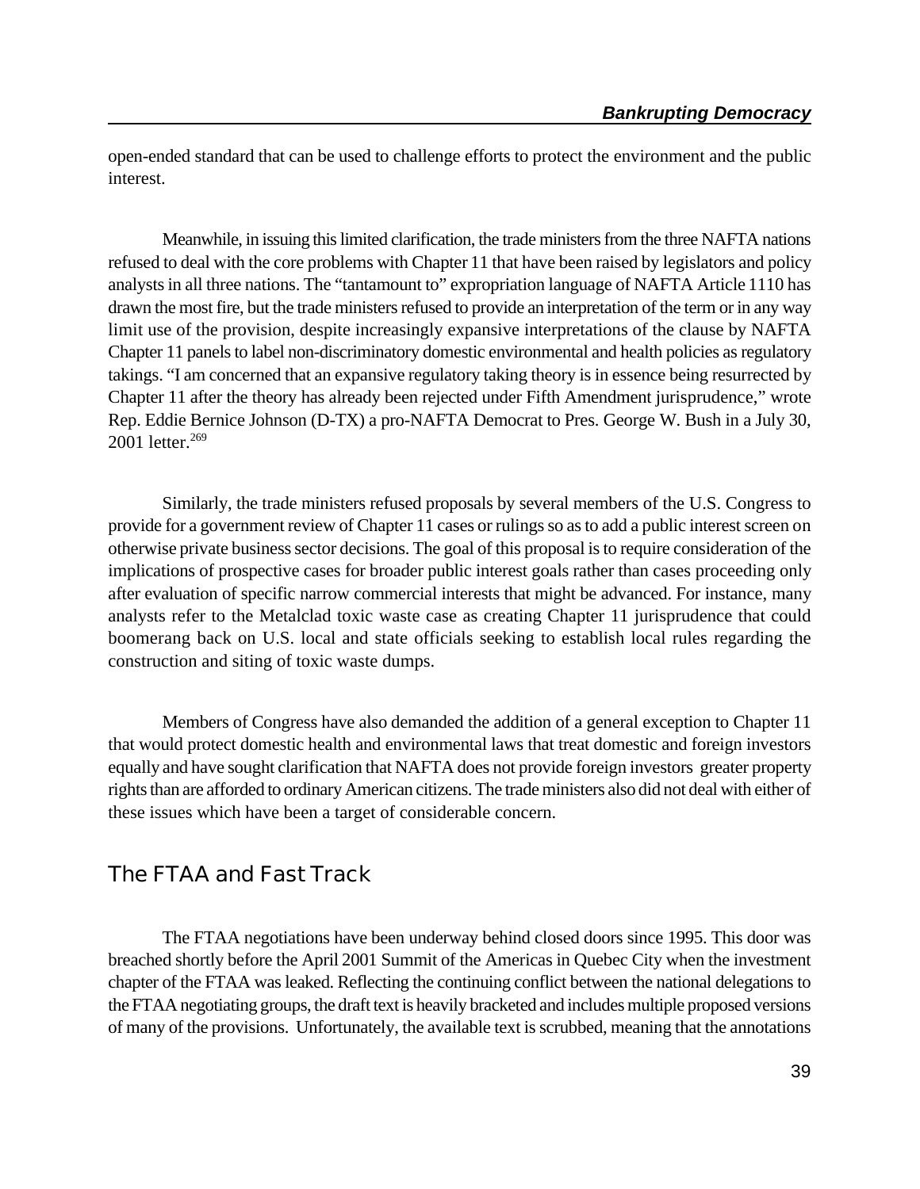open-ended standard that can be used to challenge efforts to protect the environment and the public interest.

Meanwhile, in issuing this limited clarification, the trade ministers from the three NAFTA nations refused to deal with the core problems with Chapter 11 that have been raised by legislators and policy analysts in all three nations. The "tantamount to" expropriation language of NAFTA Article 1110 has drawn the most fire, but the trade ministers refused to provide an interpretation of the term or in any way limit use of the provision, despite increasingly expansive interpretations of the clause by NAFTA Chapter 11 panels to label non-discriminatory domestic environmental and health policies as regulatory takings. "I am concerned that an expansive regulatory taking theory is in essence being resurrected by Chapter 11 after the theory has already been rejected under Fifth Amendment jurisprudence," wrote Rep. Eddie Bernice Johnson (D-TX) a pro-NAFTA Democrat to Pres. George W. Bush in a July 30, 2001 letter.[269]

Similarly, the trade ministers refused proposals by several members of the U.S. Congress to provide for a government review of Chapter 11 cases or rulings so as to add a public interest screen on otherwise private business sector decisions. The goal of this proposal is to require consideration of the implications of prospective cases for broader public interest goals rather than cases proceeding only after evaluation of specific narrow commercial interests that might be advanced. For instance, many analysts refer to the Metalclad toxic waste case as creating Chapter 11 jurisprudence that could boomerang back on U.S. local and state officials seeking to establish local rules regarding the construction and siting of toxic waste dumps.

Members of Congress have also demanded the addition of a general exception to Chapter 11 that would protect domestic health and environmental laws that treat domestic and foreign investors equally and have sought clarification that NAFTA does not provide foreign investors greater property rights than are afforded to ordinary American citizens. The trade ministers also did not deal with either of these issues which have been a target of considerable concern.

## The FTAA and Fast Track

The FTAA negotiations have been underway behind closed doors since 1995. This door was breached shortly before the April 2001 Summit of the Americas in Quebec City when the investment chapter of the FTAA was leaked. Reflecting the continuing conflict between the national delegations to the FTAA negotiating groups, the draft text is heavily bracketed and includes multiple proposed versions of many of the provisions. Unfortunately, the available text is scrubbed, meaning that the annotations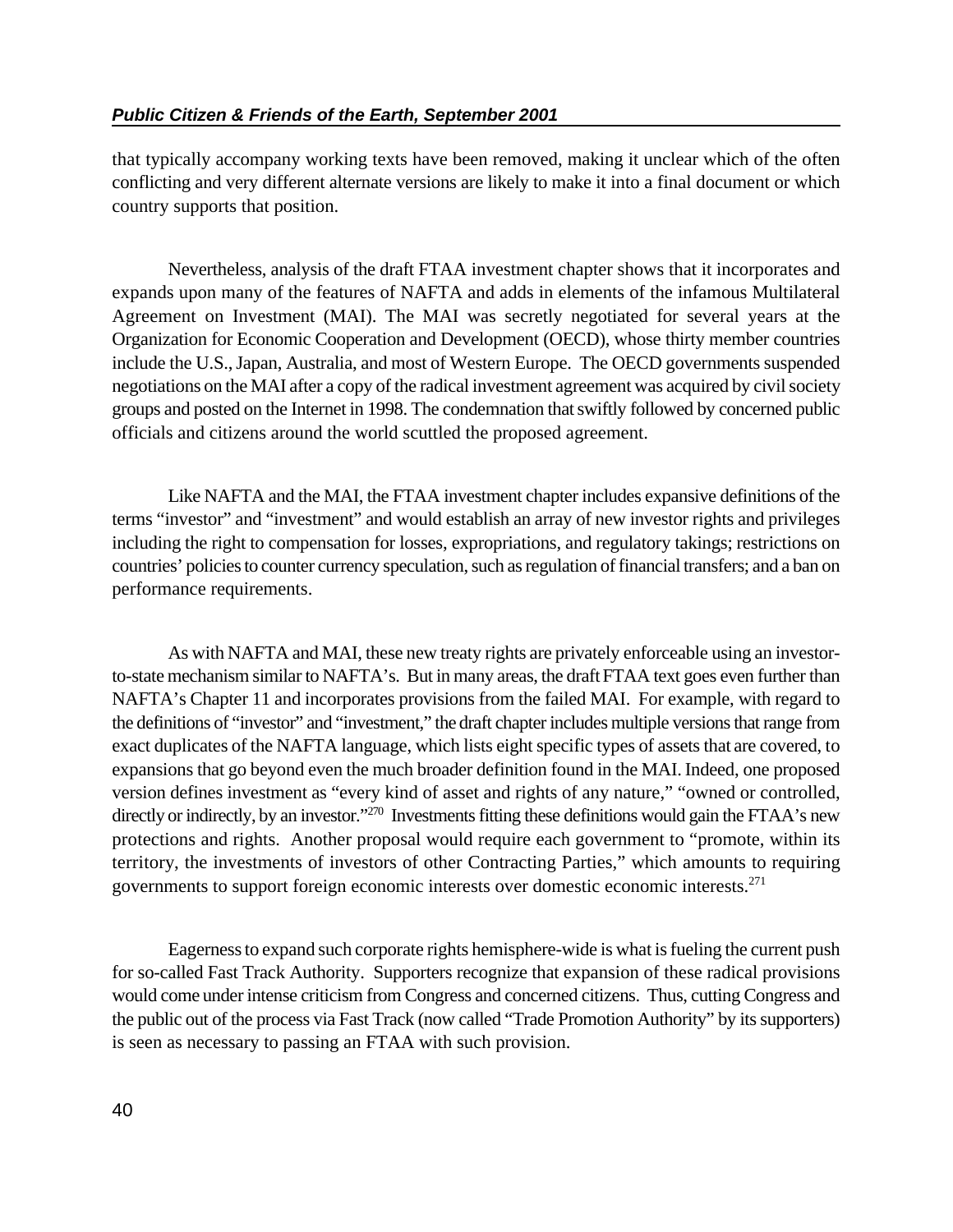that typically accompany working texts have been removed, making it unclear which of the often conflicting and very different alternate versions are likely to make it into a final document or which country supports that position.

Nevertheless, analysis of the draft FTAA investment chapter shows that it incorporates and expands upon many of the features of NAFTA and adds in elements of the infamous Multilateral Agreement on Investment (MAI). The MAI was secretly negotiated for several years at the Organization for Economic Cooperation and Development (OECD), whose thirty member countries include the U.S., Japan, Australia, and most of Western Europe. The OECD governments suspended negotiations on the MAI after a copy of the radical investment agreement was acquired by civil society groups and posted on the Internet in 1998. The condemnation that swiftly followed by concerned public officials and citizens around the world scuttled the proposed agreement.

Like NAFTA and the MAI, the FTAA investment chapter includes expansive definitions of the terms "investor" and "investment" and would establish an array of new investor rights and privileges including the right to compensation for losses, expropriations, and regulatory takings; restrictions on countries' policies to counter currency speculation, such as regulation of financial transfers; and a ban on performance requirements.

As with NAFTA and MAI, these new treaty rights are privately enforceable using an investor-to-state mechanism similar to NAFTA's. But in many areas, the draft FTAA text goes even further than NAFTA's Chapter 11 and incorporates provisions from the failed MAI. For example, with regard to the definitions of "investor" and "investment," the draft chapter includes multiple versions that range from exact duplicates of the NAFTA language, which lists eight specific types of assets that are covered, to expansions that go beyond even the much broader definition found in the MAI. Indeed, one proposed version defines investment as "every kind of asset and rights of any nature," "owned or controlled, directly or indirectly, by an investor."[270] Investments fitting these definitions would gain the FTAA's new protections and rights. Another proposal would require each government to "promote, within its territory, the investments of investors of other Contracting Parties," which amounts to requiring governments to support foreign economic interests over domestic economic interests.[271]

Eagerness to expand such corporate rights hemisphere-wide is what is fueling the current push for so-called Fast Track Authority. Supporters recognize that expansion of these radical provisions would come under intense criticism from Congress and concerned citizens. Thus, cutting Congress and the public out of the process via Fast Track (now called "Trade Promotion Authority" by its supporters) is seen as necessary to passing an FTAA with such provision.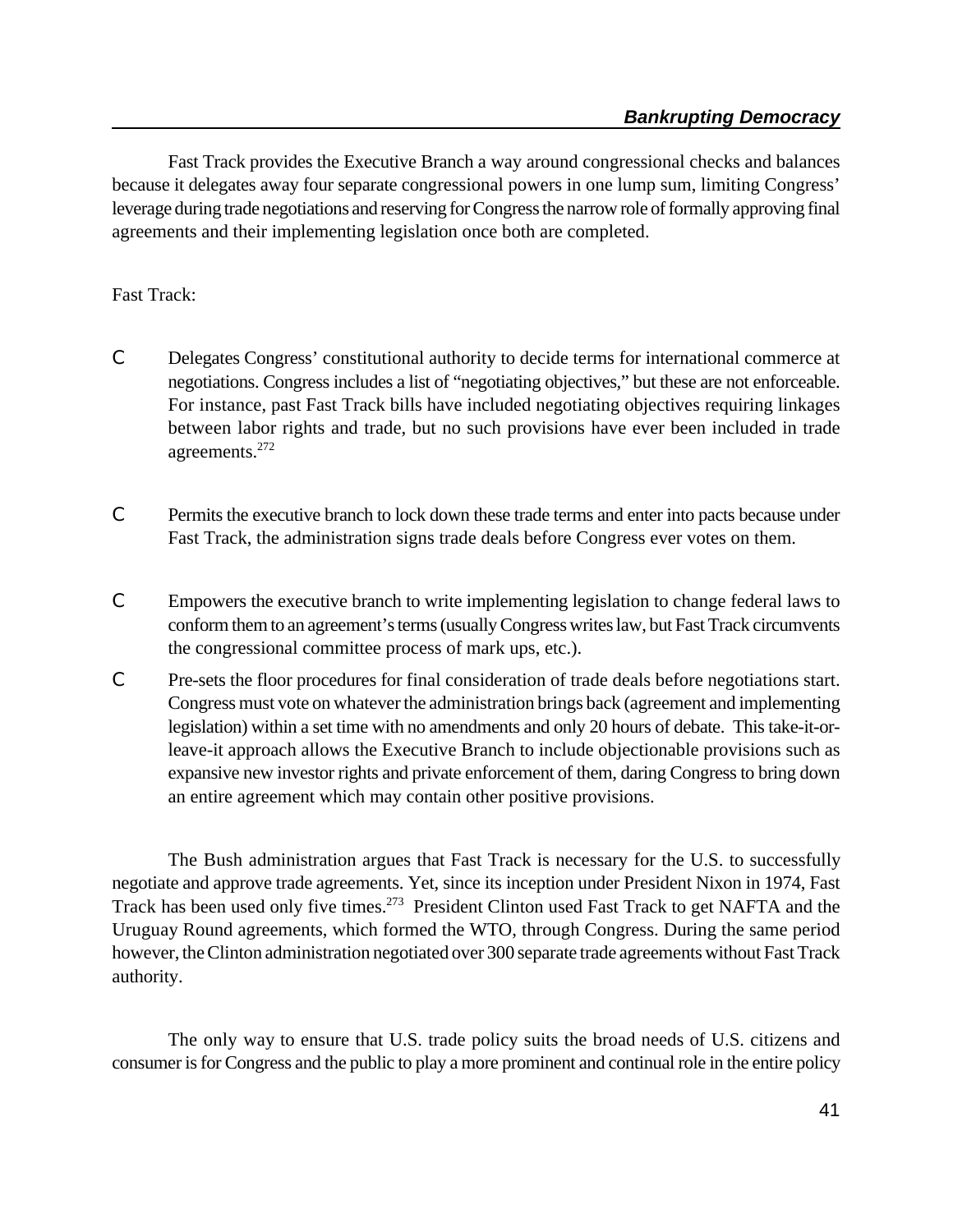Fast Track provides the Executive Branch a way around congressional checks and balances because it delegates away four separate congressional powers in one lump sum, limiting Congress' leverage during trade negotiations and reserving for Congress the narrow role of formally approving final agreements and their implementing legislation once both are completed.

Fast Track:

- Delegates Congress' constitutional authority to decide terms for international commerce at negotiations. Congress includes a list of "negotiating objectives," but these are not enforceable. For instance, past Fast Track bills have included negotiating objectives requiring linkages between labor rights and trade, but no such provisions have ever been included in trade agreements.[272]

- Permits the executive branch to lock down these trade terms and enter into pacts because under Fast Track, the administration signs trade deals before Congress ever votes on them.

- Empowers the executive branch to write implementing legislation to change federal laws to conform them to an agreement's terms (usually Congress writes law, but Fast Track circumvents the congressional committee process of mark ups, etc.).
- Pre-sets the floor procedures for final consideration of trade deals before negotiations start. Congress must vote on whatever the administration brings back (agreement and implementing legislation) within a set time with no amendments and only 20 hours of debate. This take-it-or-leave-it approach allows the Executive Branch to include objectionable provisions such as expansive new investor rights and private enforcement of them, daring Congress to bring down an entire agreement which may contain other positive provisions.

The Bush administration argues that Fast Track is necessary for the U.S. to successfully negotiate and approve trade agreements. Yet, since its inception under President Nixon in 1974, Fast Track has been used only five times.[273] President Clinton used Fast Track to get NAFTA and the Uruguay Round agreements, which formed the WTO, through Congress. During the same period however, the Clinton administration negotiated over 300 separate trade agreements without Fast Track authority.

The only way to ensure that U.S. trade policy suits the broad needs of U.S. citizens and consumer is for Congress and the public to play a more prominent and continual role in the entire policy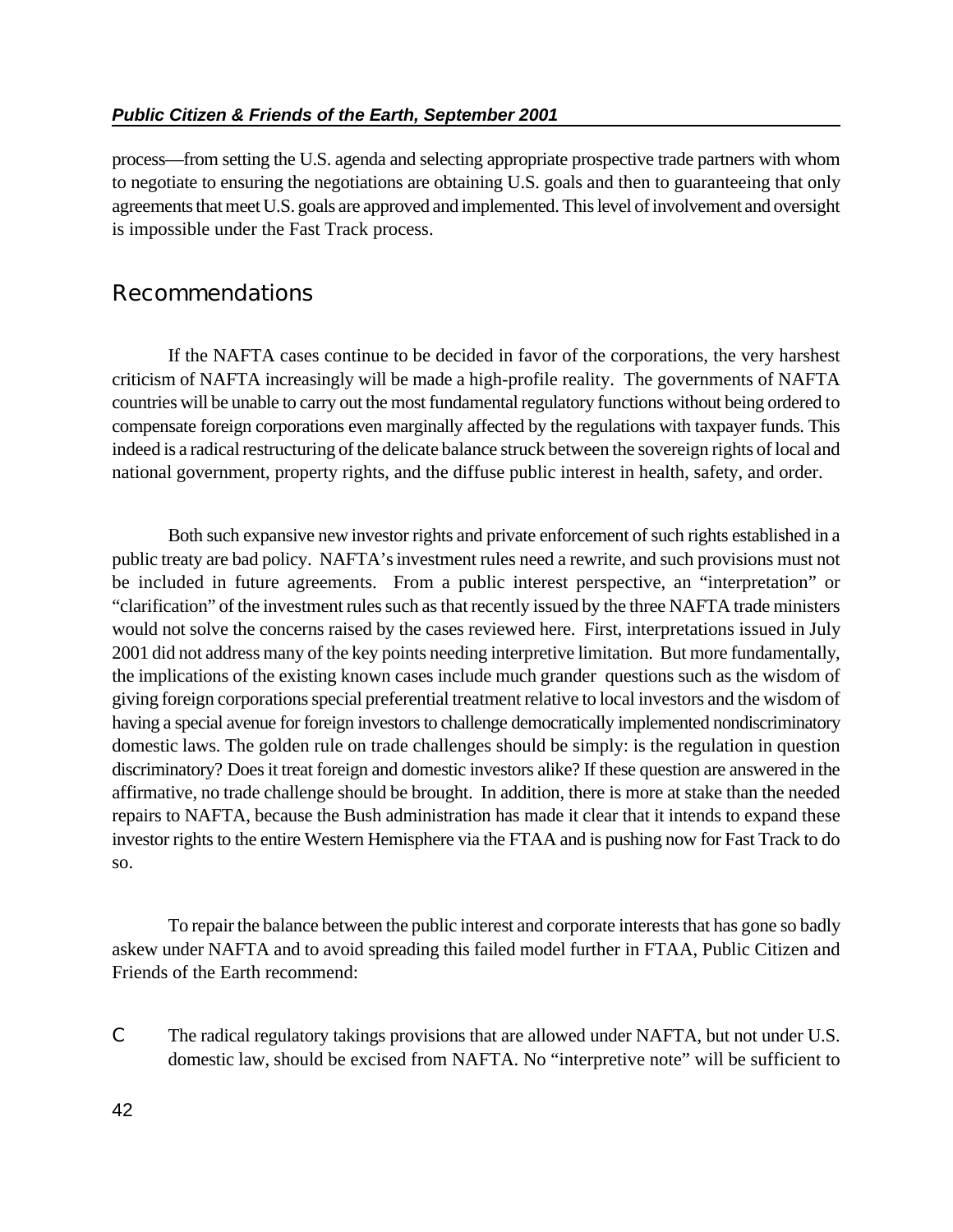process—from setting the U.S. agenda and selecting appropriate prospective trade partners with whom to negotiate to ensuring the negotiations are obtaining U.S. goals and then to guaranteeing that only agreements that meet U.S. goals are approved and implemented. This level of involvement and oversight is impossible under the Fast Track process.

## Recommendations

If the NAFTA cases continue to be decided in favor of the corporations, the very harshest criticism of NAFTA increasingly will be made a high-profile reality. The governments of NAFTA countries will be unable to carry out the most fundamental regulatory functions without being ordered to compensate foreign corporations even marginally affected by the regulations with taxpayer funds. This indeed is a radical restructuring of the delicate balance struck between the sovereign rights of local and national government, property rights, and the diffuse public interest in health, safety, and order.

Both such expansive new investor rights and private enforcement of such rights established in a public treaty are bad policy. NAFTA's investment rules need a rewrite, and such provisions must not be included in future agreements. From a public interest perspective, an "interpretation" or "clarification" of the investment rules such as that recently issued by the three NAFTA trade ministers would not solve the concerns raised by the cases reviewed here. First, interpretations issued in July 2001 did not address many of the key points needing interpretive limitation. But more fundamentally, the implications of the existing known cases include much grander questions such as the wisdom of giving foreign corporations special preferential treatment relative to local investors and the wisdom of having a special avenue for foreign investors to challenge democratically implemented nondiscriminatory domestic laws. The golden rule on trade challenges should be simply: is the regulation in question discriminatory? Does it treat foreign and domestic investors alike? If these question are answered in the affirmative, no trade challenge should be brought. In addition, there is more at stake than the needed repairs to NAFTA, because the Bush administration has made it clear that it intends to expand these investor rights to the entire Western Hemisphere via the FTAA and is pushing now for Fast Track to do so.

To repair the balance between the public interest and corporate interests that has gone so badly askew under NAFTA and to avoid spreading this failed model further in FTAA, Public Citizen and Friends of the Earth recommend:

- The radical regulatory takings provisions that are allowed under NAFTA, but not under U.S. domestic law, should be excised from NAFTA. No "interpretive note" will be sufficient to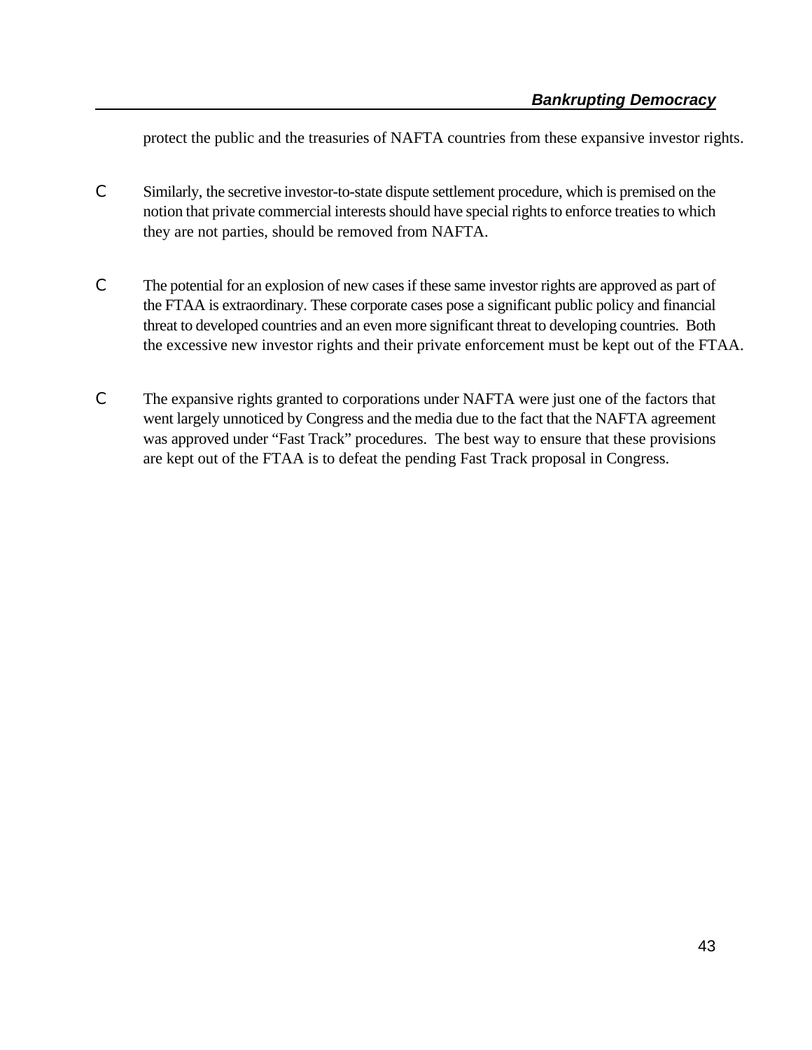protect the public and the treasuries of NAFTA countries from these expansive investor rights.

- Similarly, the secretive investor-to-state dispute settlement procedure, which is premised on the notion that private commercial interests should have special rights to enforce treaties to which they are not parties, should be removed from NAFTA.

- The potential for an explosion of new cases if these same investor rights are approved as part of the FTAA is extraordinary. These corporate cases pose a significant public policy and financial threat to developed countries and an even more significant threat to developing countries. Both the excessive new investor rights and their private enforcement must be kept out of the FTAA.

- The expansive rights granted to corporations under NAFTA were just one of the factors that went largely unnoticed by Congress and the media due to the fact that the NAFTA agreement was approved under "Fast Track" procedures. The best way to ensure that these provisions are kept out of the FTAA is to defeat the pending Fast Track proposal in Congress.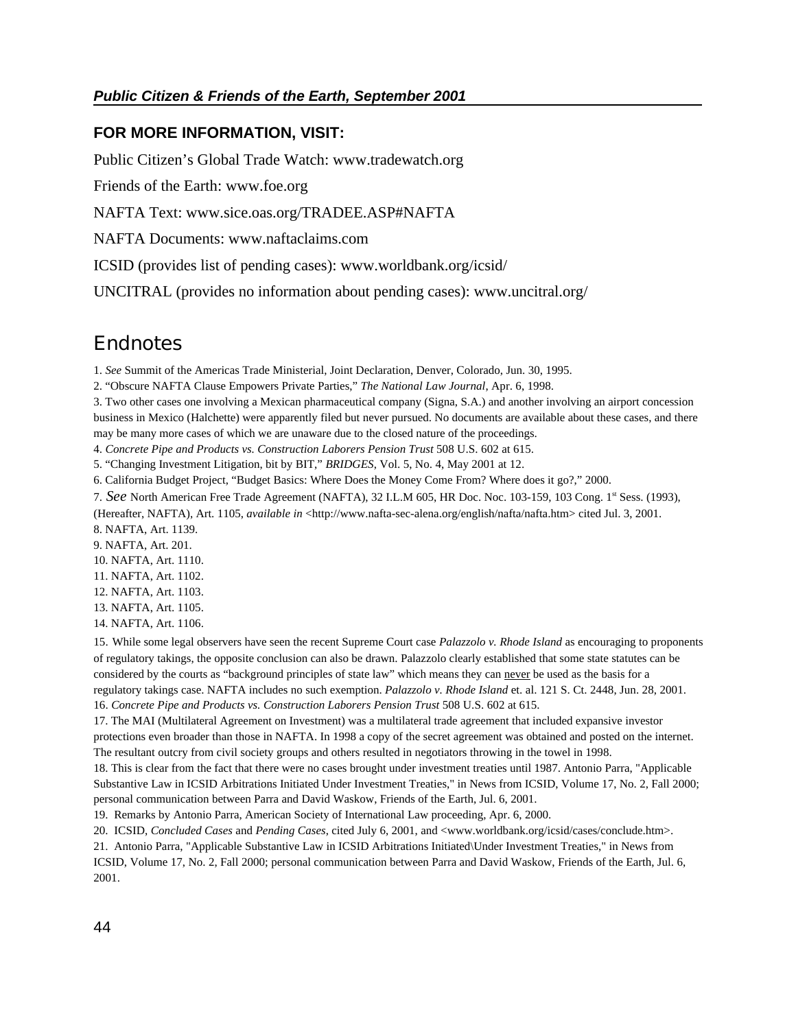## FOR MORE INFORMATION, VISIT:

Public Citizen's Global Trade Watch: www.tradewatch.org

Friends of the Earth: www.foe.org

NAFTA Text: www.sice.oas.org/TRADEE.ASP#NAFTA

NAFTA Documents: www.naftaclaims.com

ICSID (provides list of pending cases): www.worldbank.org/icsid/

UNCITRAL (provides no information about pending cases): www.uncitral.org/

# Endnotes

1. *See* Summit of the Americas Trade Ministerial, Joint Declaration, Denver, Colorado, Jun. 30, 1995.
2. "Obscure NAFTA Clause Empowers Private Parties," *The National Law Journal*, Apr. 6, 1998.
3. Two other cases one involving a Mexican pharmaceutical company (Signa, S.A.) and another involving an airport concession business in Mexico (Halchette) were apparently filed but never pursued. No documents are available about these cases, and there may be many more cases of which we are unaware due to the closed nature of the proceedings.
4. *Concrete Pipe and Products vs. Construction Laborers Pension Trust* 508 U.S. 602 at 615.
5. "Changing Investment Litigation, bit by BIT," *BRIDGES*, Vol. 5, No. 4, May 2001 at 12.
6. California Budget Project, "Budget Basics: Where Does the Money Come From? Where does it go?," 2000.
7. *See* North American Free Trade Agreement (NAFTA), 32 I.L.M 605, HR Doc. Noc. 103-159, 103 Cong. 1st Sess. (1993), (Hereafter, NAFTA), Art. 1105, *available in* <http://www.nafta-sec-alena.org/english/nafta/nafta.htm> cited Jul. 3, 2001.
8. NAFTA, Art. 1139.
9. NAFTA, Art. 201.
10. NAFTA, Art. 1110.
11. NAFTA, Art. 1102.
12. NAFTA, Art. 1103.
13. NAFTA, Art. 1105.
14. NAFTA, Art. 1106.
15. While some legal observers have seen the recent Supreme Court case *Palazzolo v. Rhode Island* as encouraging to proponents of regulatory takings, the opposite conclusion can also be drawn. Palazzolo clearly established that some state statutes can be considered by the courts as "background principles of state law" which means they can never be used as the basis for a regulatory takings case. NAFTA includes no such exemption. *Palazzolo v. Rhode Island* et. al. 121 S. Ct. 2448, Jun. 28, 2001.
16. *Concrete Pipe and Products vs. Construction Laborers Pension Trust* 508 U.S. 602 at 615.
17. The MAI (Multilateral Agreement on Investment) was a multilateral trade agreement that included expansive investor protections even broader than those in NAFTA. In 1998 a copy of the secret agreement was obtained and posted on the internet. The resultant outcry from civil society groups and others resulted in negotiators throwing in the towel in 1998.
18. This is clear from the fact that there were no cases brought under investment treaties until 1987. Antonio Parra, "Applicable Substantive Law in ICSID Arbitrations Initiated Under Investment Treaties," in News from ICSID, Volume 17, No. 2, Fall 2000; personal communication between Parra and David Waskow, Friends of the Earth, Jul. 6, 2001.
19. Remarks by Antonio Parra, American Society of International Law proceeding, Apr. 6, 2000.
20. ICSID, *Concluded Cases* and *Pending Cases*, cited July 6, 2001, and <www.worldbank.org/icsid/cases/conclude.htm>.
21. Antonio Parra, "Applicable Substantive Law in ICSID Arbitrations Initiated\Under Investment Treaties," in News from ICSID, Volume 17, No. 2, Fall 2000; personal communication between Parra and David Waskow, Friends of the Earth, Jul. 6, 2001.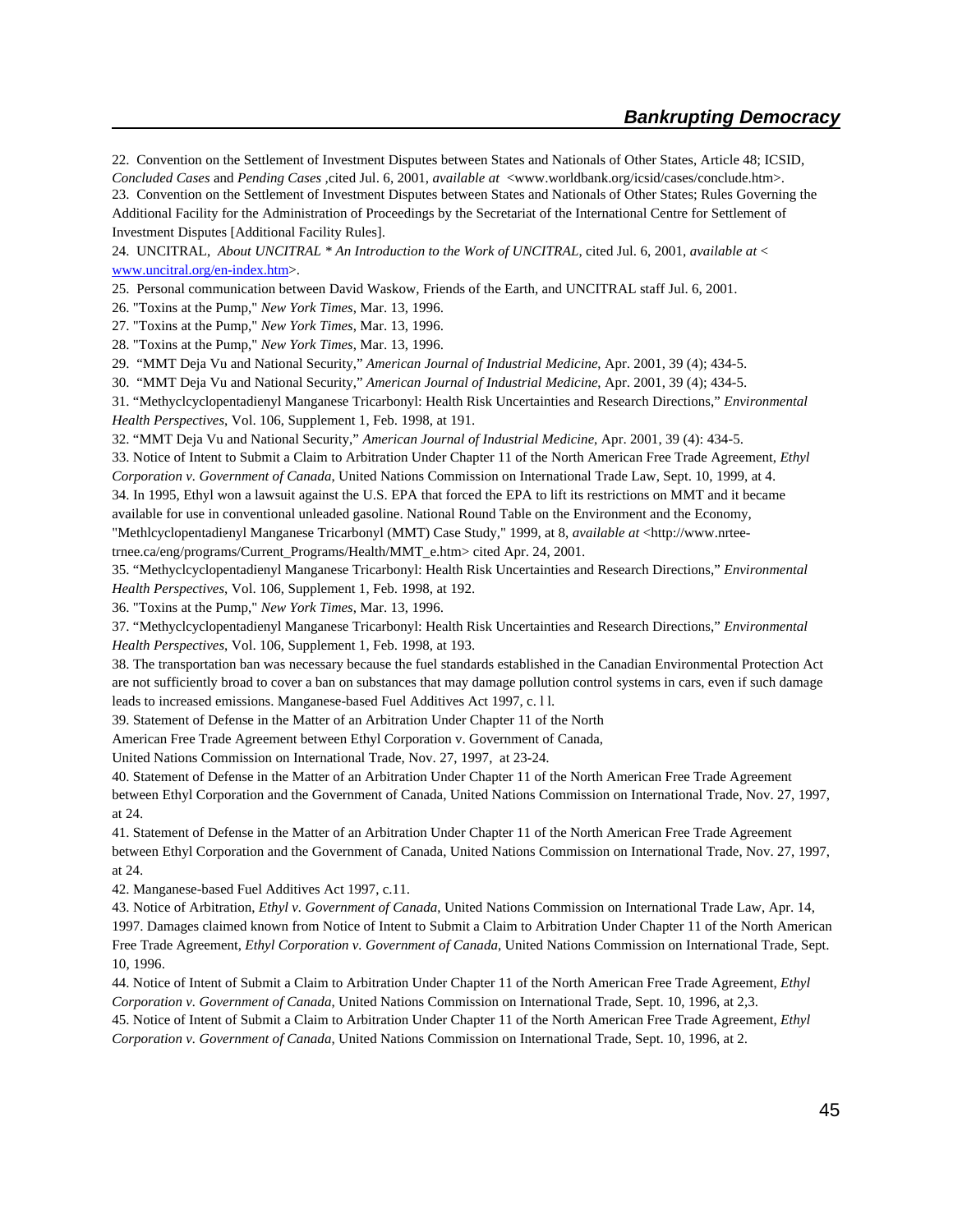22. Convention on the Settlement of Investment Disputes between States and Nationals of Other States, Article 48; ICSID, *Concluded Cases* and *Pending Cases* ,cited Jul. 6, 2001, *available at* <www.worldbank.org/icsid/cases/conclude.htm>.

23. Convention on the Settlement of Investment Disputes between States and Nationals of Other States; Rules Governing the Additional Facility for the Administration of Proceedings by the Secretariat of the International Centre for Settlement of Investment Disputes [Additional Facility Rules].

24. UNCITRAL, *About UNCITRAL * An Introduction to the Work of UNCITRAL*, cited Jul. 6, 2001, *available at* < www.uncitral.org/en-index.htm>.

25. Personal communication between David Waskow, Friends of the Earth, and UNCITRAL staff Jul. 6, 2001.

26. "Toxins at the Pump," *New York Times*, Mar. 13, 1996.

27. "Toxins at the Pump," *New York Times*, Mar. 13, 1996.

28. "Toxins at the Pump," *New York Times*, Mar. 13, 1996.

29. "MMT Deja Vu and National Security," *American Journal of Industrial Medicine*, Apr. 2001, 39 (4); 434-5.

30. "MMT Deja Vu and National Security," *American Journal of Industrial Medicine*, Apr. 2001, 39 (4); 434-5.

31. "Methyclcyclopentadienyl Manganese Tricarbonyl: Health Risk Uncertainties and Research Directions," *Environmental Health Perspectives*, Vol. 106, Supplement 1, Feb. 1998, at 191.

32. "MMT Deja Vu and National Security," *American Journal of Industrial Medicine*, Apr. 2001, 39 (4): 434-5.

33. Notice of Intent to Submit a Claim to Arbitration Under Chapter 11 of the North American Free Trade Agreement, *Ethyl Corporation v. Government of Canada*, United Nations Commission on International Trade Law, Sept. 10, 1999, at 4.

34. In 1995, Ethyl won a lawsuit against the U.S. EPA that forced the EPA to lift its restrictions on MMT and it became available for use in conventional unleaded gasoline. National Round Table on the Environment and the Economy, "Methlcyclopentadienyl Manganese Tricarbonyl (MMT) Case Study," 1999, at 8, *available at* <http://www.nrtee-trnee.ca/eng/programs/Current_Programs/Health/MMT_e.htm> cited Apr. 24, 2001.

35. "Methyclcyclopentadienyl Manganese Tricarbonyl: Health Risk Uncertainties and Research Directions," *Environmental Health Perspectives*, Vol. 106, Supplement 1, Feb. 1998, at 192.

36. "Toxins at the Pump," *New York Times*, Mar. 13, 1996.

37. "Methyclcyclopentadienyl Manganese Tricarbonyl: Health Risk Uncertainties and Research Directions," *Environmental Health Perspectives*, Vol. 106, Supplement 1, Feb. 1998, at 193.

38. The transportation ban was necessary because the fuel standards established in the Canadian Environmental Protection Act are not sufficiently broad to cover a ban on substances that may damage pollution control systems in cars, even if such damage leads to increased emissions. Manganese-based Fuel Additives Act 1997, c. l l.

39. Statement of Defense in the Matter of an Arbitration Under Chapter 11 of the North American Free Trade Agreement between Ethyl Corporation v. Government of Canada, United Nations Commission on International Trade, Nov. 27, 1997, at 23-24.

40. Statement of Defense in the Matter of an Arbitration Under Chapter 11 of the North American Free Trade Agreement between Ethyl Corporation and the Government of Canada, United Nations Commission on International Trade, Nov. 27, 1997, at 24.

41. Statement of Defense in the Matter of an Arbitration Under Chapter 11 of the North American Free Trade Agreement between Ethyl Corporation and the Government of Canada, United Nations Commission on International Trade, Nov. 27, 1997, at 24.

42. Manganese-based Fuel Additives Act 1997, c.11.

43. Notice of Arbitration, *Ethyl v. Government of Canada*, United Nations Commission on International Trade Law, Apr. 14, 1997. Damages claimed known from Notice of Intent to Submit a Claim to Arbitration Under Chapter 11 of the North American Free Trade Agreement, *Ethyl Corporation v. Government of Canada*, United Nations Commission on International Trade, Sept. 10, 1996.

44. Notice of Intent of Submit a Claim to Arbitration Under Chapter 11 of the North American Free Trade Agreement, *Ethyl Corporation v. Government of Canada*, United Nations Commission on International Trade, Sept. 10, 1996, at 2,3.

45. Notice of Intent of Submit a Claim to Arbitration Under Chapter 11 of the North American Free Trade Agreement, *Ethyl Corporation v. Government of Canada*, United Nations Commission on International Trade, Sept. 10, 1996, at 2.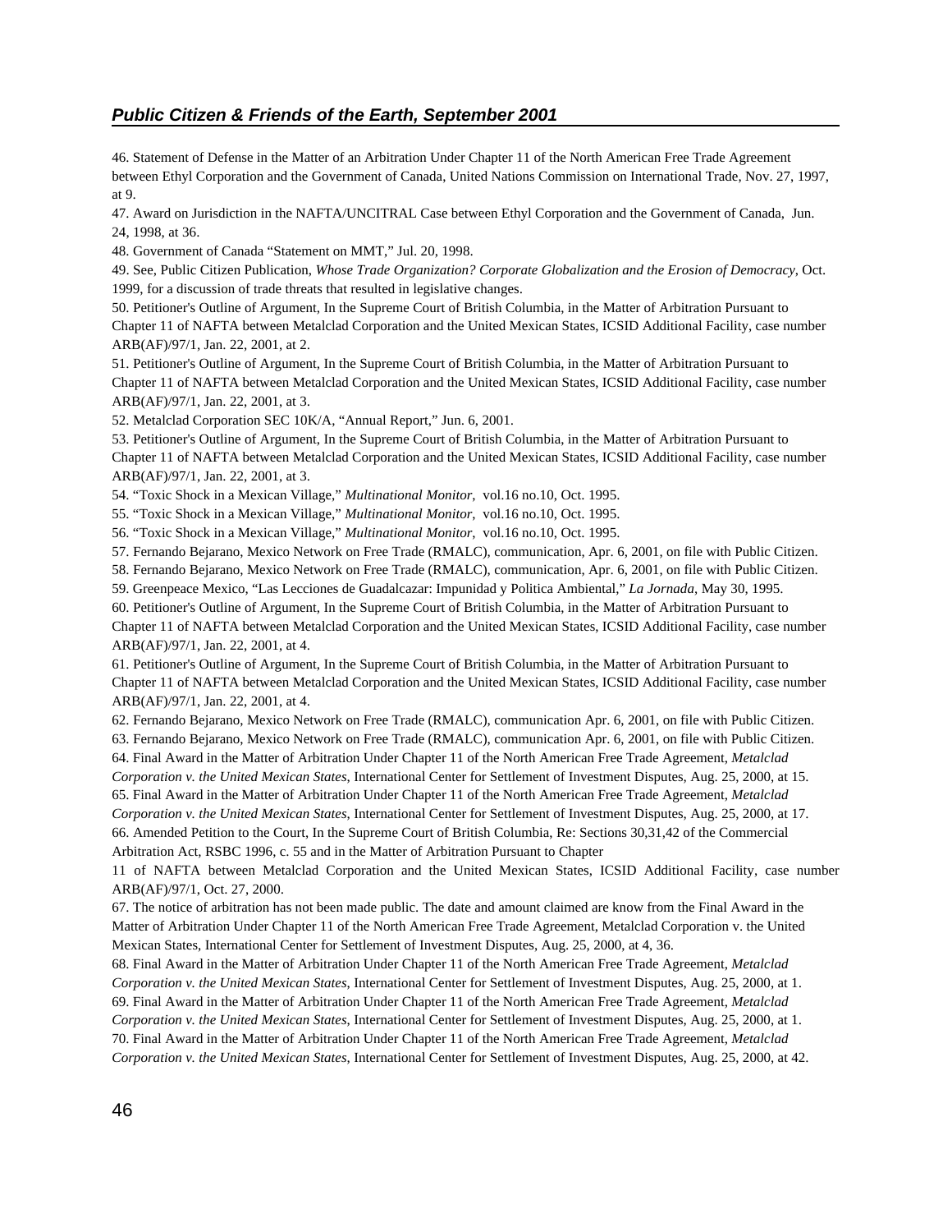46. Statement of Defense in the Matter of an Arbitration Under Chapter 11 of the North American Free Trade Agreement between Ethyl Corporation and the Government of Canada, United Nations Commission on International Trade, Nov. 27, 1997, at 9.

47. Award on Jurisdiction in the NAFTA/UNCITRAL Case between Ethyl Corporation and the Government of Canada, Jun. 24, 1998, at 36.

48. Government of Canada "Statement on MMT," Jul. 20, 1998.

49. See, Public Citizen Publication, *Whose Trade Organization? Corporate Globalization and the Erosion of Democracy*, Oct. 1999, for a discussion of trade threats that resulted in legislative changes.

50. Petitioner's Outline of Argument, In the Supreme Court of British Columbia, in the Matter of Arbitration Pursuant to Chapter 11 of NAFTA between Metalclad Corporation and the United Mexican States, ICSID Additional Facility, case number ARB(AF)/97/1, Jan. 22, 2001, at 2.

51. Petitioner's Outline of Argument, In the Supreme Court of British Columbia, in the Matter of Arbitration Pursuant to Chapter 11 of NAFTA between Metalclad Corporation and the United Mexican States, ICSID Additional Facility, case number ARB(AF)/97/1, Jan. 22, 2001, at 3.

52. Metalclad Corporation SEC 10K/A, "Annual Report," Jun. 6, 2001.

53. Petitioner's Outline of Argument, In the Supreme Court of British Columbia, in the Matter of Arbitration Pursuant to Chapter 11 of NAFTA between Metalclad Corporation and the United Mexican States, ICSID Additional Facility, case number ARB(AF)/97/1, Jan. 22, 2001, at 3.

54. "Toxic Shock in a Mexican Village," *Multinational Monitor*, vol.16 no.10, Oct. 1995.

55. "Toxic Shock in a Mexican Village," *Multinational Monitor*, vol.16 no.10, Oct. 1995.

56. "Toxic Shock in a Mexican Village," *Multinational Monitor*, vol.16 no.10, Oct. 1995.

57. Fernando Bejarano, Mexico Network on Free Trade (RMALC), communication, Apr. 6, 2001, on file with Public Citizen.

58. Fernando Bejarano, Mexico Network on Free Trade (RMALC), communication, Apr. 6, 2001, on file with Public Citizen.

59. Greenpeace Mexico, "Las Lecciones de Guadalcazar: Impunidad y Politica Ambiental," *La Jornada*, May 30, 1995.

60. Petitioner's Outline of Argument, In the Supreme Court of British Columbia, in the Matter of Arbitration Pursuant to Chapter 11 of NAFTA between Metalclad Corporation and the United Mexican States, ICSID Additional Facility, case number ARB(AF)/97/1, Jan. 22, 2001, at 4.

61. Petitioner's Outline of Argument, In the Supreme Court of British Columbia, in the Matter of Arbitration Pursuant to Chapter 11 of NAFTA between Metalclad Corporation and the United Mexican States, ICSID Additional Facility, case number ARB(AF)/97/1, Jan. 22, 2001, at 4.

62. Fernando Bejarano, Mexico Network on Free Trade (RMALC), communication Apr. 6, 2001, on file with Public Citizen.

63. Fernando Bejarano, Mexico Network on Free Trade (RMALC), communication Apr. 6, 2001, on file with Public Citizen.

64. Final Award in the Matter of Arbitration Under Chapter 11 of the North American Free Trade Agreement, *Metalclad Corporation v. the United Mexican States*, International Center for Settlement of Investment Disputes, Aug. 25, 2000, at 15.

65. Final Award in the Matter of Arbitration Under Chapter 11 of the North American Free Trade Agreement, *Metalclad Corporation v. the United Mexican States*, International Center for Settlement of Investment Disputes, Aug. 25, 2000, at 17.

66. Amended Petition to the Court, In the Supreme Court of British Columbia, Re: Sections 30,31,42 of the Commercial Arbitration Act, RSBC 1996, c. 55 and in the Matter of Arbitration Pursuant to Chapter 11 of NAFTA between Metalclad Corporation and the United Mexican States, ICSID Additional Facility, case number ARB(AF)/97/1, Oct. 27, 2000.

67. The notice of arbitration has not been made public. The date and amount claimed are know from the Final Award in the Matter of Arbitration Under Chapter 11 of the North American Free Trade Agreement, Metalclad Corporation v. the United Mexican States, International Center for Settlement of Investment Disputes, Aug. 25, 2000, at 4, 36.

68. Final Award in the Matter of Arbitration Under Chapter 11 of the North American Free Trade Agreement, *Metalclad Corporation v. the United Mexican States*, International Center for Settlement of Investment Disputes, Aug. 25, 2000, at 1.

69. Final Award in the Matter of Arbitration Under Chapter 11 of the North American Free Trade Agreement, *Metalclad Corporation v. the United Mexican States*, International Center for Settlement of Investment Disputes, Aug. 25, 2000, at 1.

70. Final Award in the Matter of Arbitration Under Chapter 11 of the North American Free Trade Agreement, *Metalclad Corporation v. the United Mexican States*, International Center for Settlement of Investment Disputes, Aug. 25, 2000, at 42.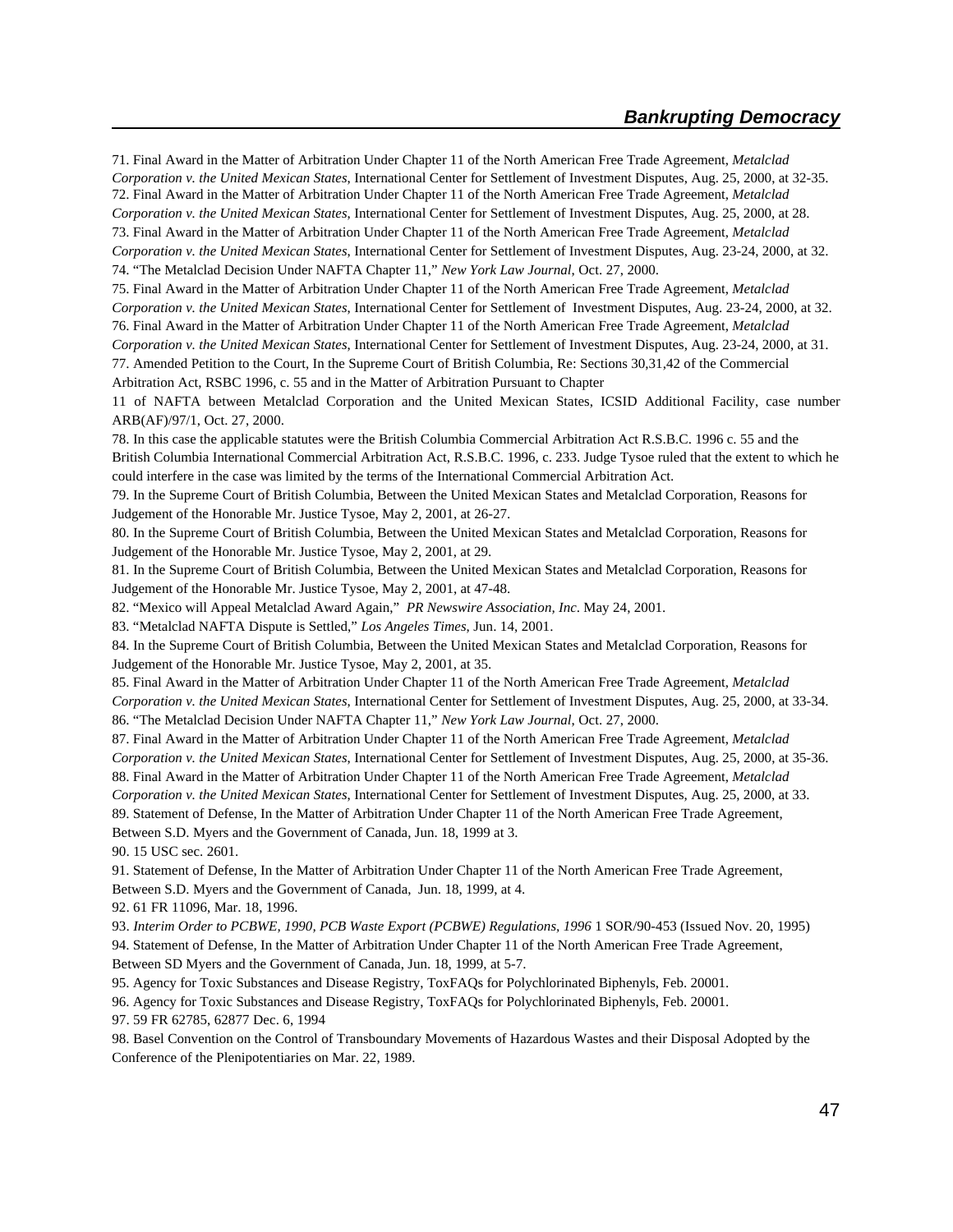71. Final Award in the Matter of Arbitration Under Chapter 11 of the North American Free Trade Agreement, *Metalclad Corporation v. the United Mexican States*, International Center for Settlement of Investment Disputes, Aug. 25, 2000, at 32-35.

72. Final Award in the Matter of Arbitration Under Chapter 11 of the North American Free Trade Agreement, *Metalclad Corporation v. the United Mexican States*, International Center for Settlement of Investment Disputes, Aug. 25, 2000, at 28.

73. Final Award in the Matter of Arbitration Under Chapter 11 of the North American Free Trade Agreement, *Metalclad Corporation v. the United Mexican States*, International Center for Settlement of Investment Disputes, Aug. 23-24, 2000, at 32.

74. "The Metalclad Decision Under NAFTA Chapter 11," *New York Law Journal*, Oct. 27, 2000.

75. Final Award in the Matter of Arbitration Under Chapter 11 of the North American Free Trade Agreement, *Metalclad Corporation v. the United Mexican States*, International Center for Settlement of Investment Disputes, Aug. 23-24, 2000, at 32.

76. Final Award in the Matter of Arbitration Under Chapter 11 of the North American Free Trade Agreement, *Metalclad Corporation v. the United Mexican States*, International Center for Settlement of Investment Disputes, Aug. 23-24, 2000, at 31.

77. Amended Petition to the Court, In the Supreme Court of British Columbia, Re: Sections 30,31,42 of the Commercial Arbitration Act, RSBC 1996, c. 55 and in the Matter of Arbitration Pursuant to Chapter 11 of NAFTA between Metalclad Corporation and the United Mexican States, ICSID Additional Facility, case number ARB(AF)/97/1, Oct. 27, 2000.

78. In this case the applicable statutes were the British Columbia Commercial Arbitration Act R.S.B.C. 1996 c. 55 and the British Columbia International Commercial Arbitration Act, R.S.B.C. 1996, c. 233. Judge Tysoe ruled that the extent to which he could interfere in the case was limited by the terms of the International Commercial Arbitration Act.

79. In the Supreme Court of British Columbia, Between the United Mexican States and Metalclad Corporation, Reasons for Judgement of the Honorable Mr. Justice Tysoe, May 2, 2001, at 26-27.

80. In the Supreme Court of British Columbia, Between the United Mexican States and Metalclad Corporation, Reasons for Judgement of the Honorable Mr. Justice Tysoe, May 2, 2001, at 29.

81. In the Supreme Court of British Columbia, Between the United Mexican States and Metalclad Corporation, Reasons for Judgement of the Honorable Mr. Justice Tysoe, May 2, 2001, at 47-48.

82. "Mexico will Appeal Metalclad Award Again," *PR Newswire Association, Inc*. May 24, 2001.

83. "Metalclad NAFTA Dispute is Settled," *Los Angeles Times*, Jun. 14, 2001.

84. In the Supreme Court of British Columbia, Between the United Mexican States and Metalclad Corporation, Reasons for Judgement of the Honorable Mr. Justice Tysoe, May 2, 2001, at 35.

85. Final Award in the Matter of Arbitration Under Chapter 11 of the North American Free Trade Agreement, *Metalclad Corporation v. the United Mexican States*, International Center for Settlement of Investment Disputes, Aug. 25, 2000, at 33-34.

86. "The Metalclad Decision Under NAFTA Chapter 11," *New York Law Journal*, Oct. 27, 2000.

87. Final Award in the Matter of Arbitration Under Chapter 11 of the North American Free Trade Agreement, *Metalclad Corporation v. the United Mexican States*, International Center for Settlement of Investment Disputes, Aug. 25, 2000, at 35-36.

88. Final Award in the Matter of Arbitration Under Chapter 11 of the North American Free Trade Agreement, *Metalclad Corporation v. the United Mexican States*, International Center for Settlement of Investment Disputes, Aug. 25, 2000, at 33.

89. Statement of Defense, In the Matter of Arbitration Under Chapter 11 of the North American Free Trade Agreement, Between S.D. Myers and the Government of Canada, Jun. 18, 1999 at 3.

90. 15 USC sec. 2601.

91. Statement of Defense, In the Matter of Arbitration Under Chapter 11 of the North American Free Trade Agreement, Between S.D. Myers and the Government of Canada, Jun. 18, 1999, at 4.

92. 61 FR 11096, Mar. 18, 1996.

93. *Interim Order to PCBWE, 1990, PCB Waste Export (PCBWE) Regulations, 1996* 1 SOR/90-453 (Issued Nov. 20, 1995)

94. Statement of Defense, In the Matter of Arbitration Under Chapter 11 of the North American Free Trade Agreement, Between SD Myers and the Government of Canada, Jun. 18, 1999, at 5-7.

95. Agency for Toxic Substances and Disease Registry, ToxFAQs for Polychlorinated Biphenyls, Feb. 20001.

96. Agency for Toxic Substances and Disease Registry, ToxFAQs for Polychlorinated Biphenyls, Feb. 20001.

97. 59 FR 62785, 62877 Dec. 6, 1994

98. Basel Convention on the Control of Transboundary Movements of Hazardous Wastes and their Disposal Adopted by the Conference of the Plenipotentiaries on Mar. 22, 1989.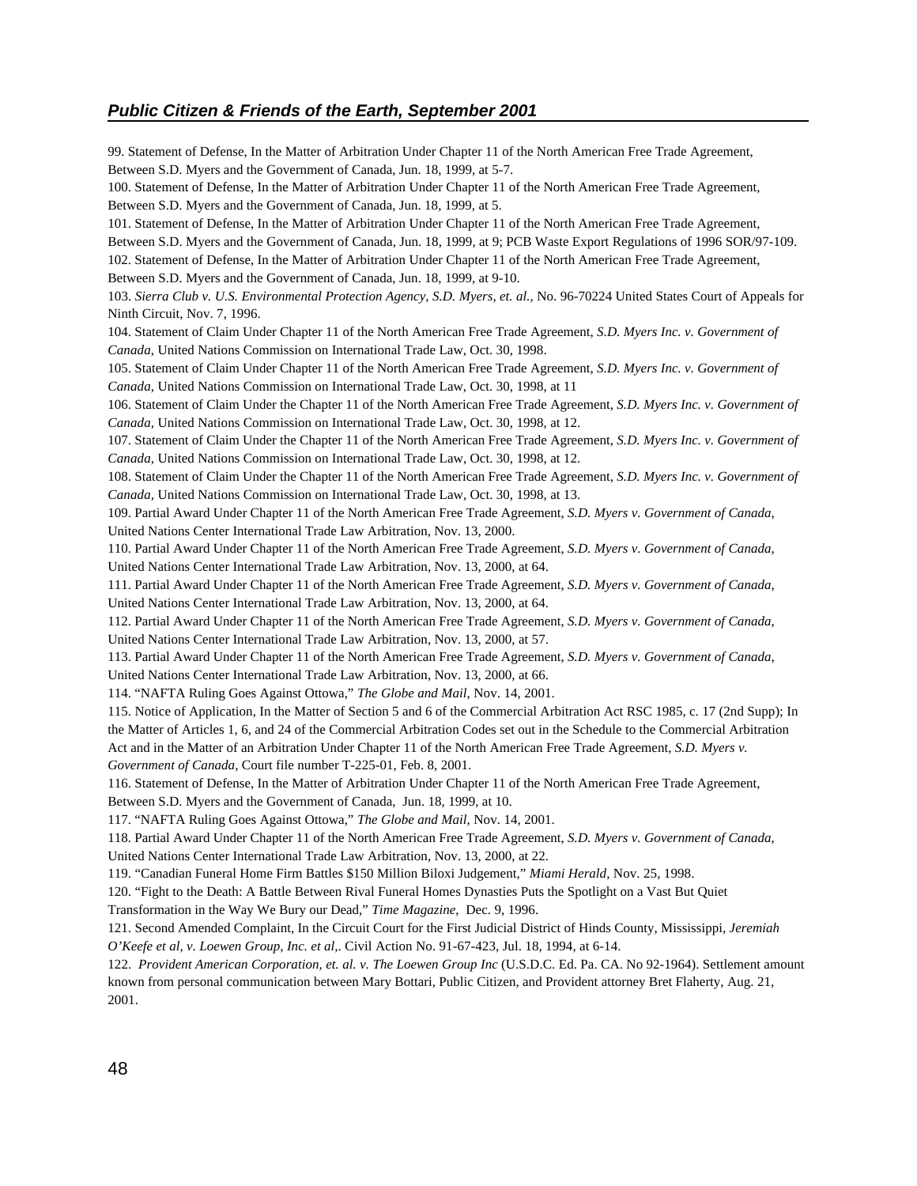99. Statement of Defense, In the Matter of Arbitration Under Chapter 11 of the North American Free Trade Agreement, Between S.D. Myers and the Government of Canada, Jun. 18, 1999, at 5-7.

100. Statement of Defense, In the Matter of Arbitration Under Chapter 11 of the North American Free Trade Agreement, Between S.D. Myers and the Government of Canada, Jun. 18, 1999, at 5.

101. Statement of Defense, In the Matter of Arbitration Under Chapter 11 of the North American Free Trade Agreement, Between S.D. Myers and the Government of Canada, Jun. 18, 1999, at 9; PCB Waste Export Regulations of 1996 SOR/97-109.

102. Statement of Defense, In the Matter of Arbitration Under Chapter 11 of the North American Free Trade Agreement, Between S.D. Myers and the Government of Canada, Jun. 18, 1999, at 9-10.

103. *Sierra Club v. U.S. Environmental Protection Agency, S.D. Myers, et. al.*, No. 96-70224 United States Court of Appeals for Ninth Circuit, Nov. 7, 1996.

104. Statement of Claim Under Chapter 11 of the North American Free Trade Agreement, *S.D. Myers Inc. v. Government of Canada*, United Nations Commission on International Trade Law, Oct. 30, 1998.

105. Statement of Claim Under Chapter 11 of the North American Free Trade Agreement, *S.D. Myers Inc. v. Government of Canada*, United Nations Commission on International Trade Law, Oct. 30, 1998, at 11

106. Statement of Claim Under the Chapter 11 of the North American Free Trade Agreement, *S.D. Myers Inc. v. Government of Canada*, United Nations Commission on International Trade Law, Oct. 30, 1998, at 12.

107. Statement of Claim Under the Chapter 11 of the North American Free Trade Agreement, *S.D. Myers Inc. v. Government of Canada*, United Nations Commission on International Trade Law, Oct. 30, 1998, at 12.

108. Statement of Claim Under the Chapter 11 of the North American Free Trade Agreement, *S.D. Myers Inc. v. Government of Canada*, United Nations Commission on International Trade Law, Oct. 30, 1998, at 13.

109. Partial Award Under Chapter 11 of the North American Free Trade Agreement, *S.D. Myers v. Government of Canada*, United Nations Center International Trade Law Arbitration, Nov. 13, 2000.

110. Partial Award Under Chapter 11 of the North American Free Trade Agreement, *S.D. Myers v. Government of Canada*, United Nations Center International Trade Law Arbitration, Nov. 13, 2000, at 64.

111. Partial Award Under Chapter 11 of the North American Free Trade Agreement, *S.D. Myers v. Government of Canada*, United Nations Center International Trade Law Arbitration, Nov. 13, 2000, at 64.

112. Partial Award Under Chapter 11 of the North American Free Trade Agreement, *S.D. Myers v. Government of Canada*, United Nations Center International Trade Law Arbitration, Nov. 13, 2000, at 57.

113. Partial Award Under Chapter 11 of the North American Free Trade Agreement, *S.D. Myers v. Government of Canada*, United Nations Center International Trade Law Arbitration, Nov. 13, 2000, at 66.

114. "NAFTA Ruling Goes Against Ottowa," *The Globe and Mail*, Nov. 14, 2001.

115. Notice of Application, In the Matter of Section 5 and 6 of the Commercial Arbitration Act RSC 1985, c. 17 (2nd Supp); In the Matter of Articles 1, 6, and 24 of the Commercial Arbitration Codes set out in the Schedule to the Commercial Arbitration Act and in the Matter of an Arbitration Under Chapter 11 of the North American Free Trade Agreement, *S.D. Myers v. Government of Canada*, Court file number T-225-01, Feb. 8, 2001.

116. Statement of Defense, In the Matter of Arbitration Under Chapter 11 of the North American Free Trade Agreement, Between S.D. Myers and the Government of Canada, Jun. 18, 1999, at 10.

117. "NAFTA Ruling Goes Against Ottowa," *The Globe and Mail*, Nov. 14, 2001.

118. Partial Award Under Chapter 11 of the North American Free Trade Agreement, *S.D. Myers v. Government of Canada*, United Nations Center International Trade Law Arbitration, Nov. 13, 2000, at 22.

119. "Canadian Funeral Home Firm Battles $150 Million Biloxi Judgement," *Miami Herald*, Nov. 25, 1998.

120. "Fight to the Death: A Battle Between Rival Funeral Homes Dynasties Puts the Spotlight on a Vast But Quiet Transformation in the Way We Bury our Dead," *Time Magazine*, Dec. 9, 1996.

121. Second Amended Complaint, In the Circuit Court for the First Judicial District of Hinds County, Mississippi, *Jeremiah O'Keefe et al, v. Loewen Group, Inc. et al,*. Civil Action No. 91-67-423, Jul. 18, 1994, at 6-14.

122. *Provident American Corporation, et. al. v. The Loewen Group Inc* (U.S.D.C. Ed. Pa. CA. No 92-1964). Settlement amount known from personal communication between Mary Bottari, Public Citizen, and Provident attorney Bret Flaherty, Aug. 21, 2001.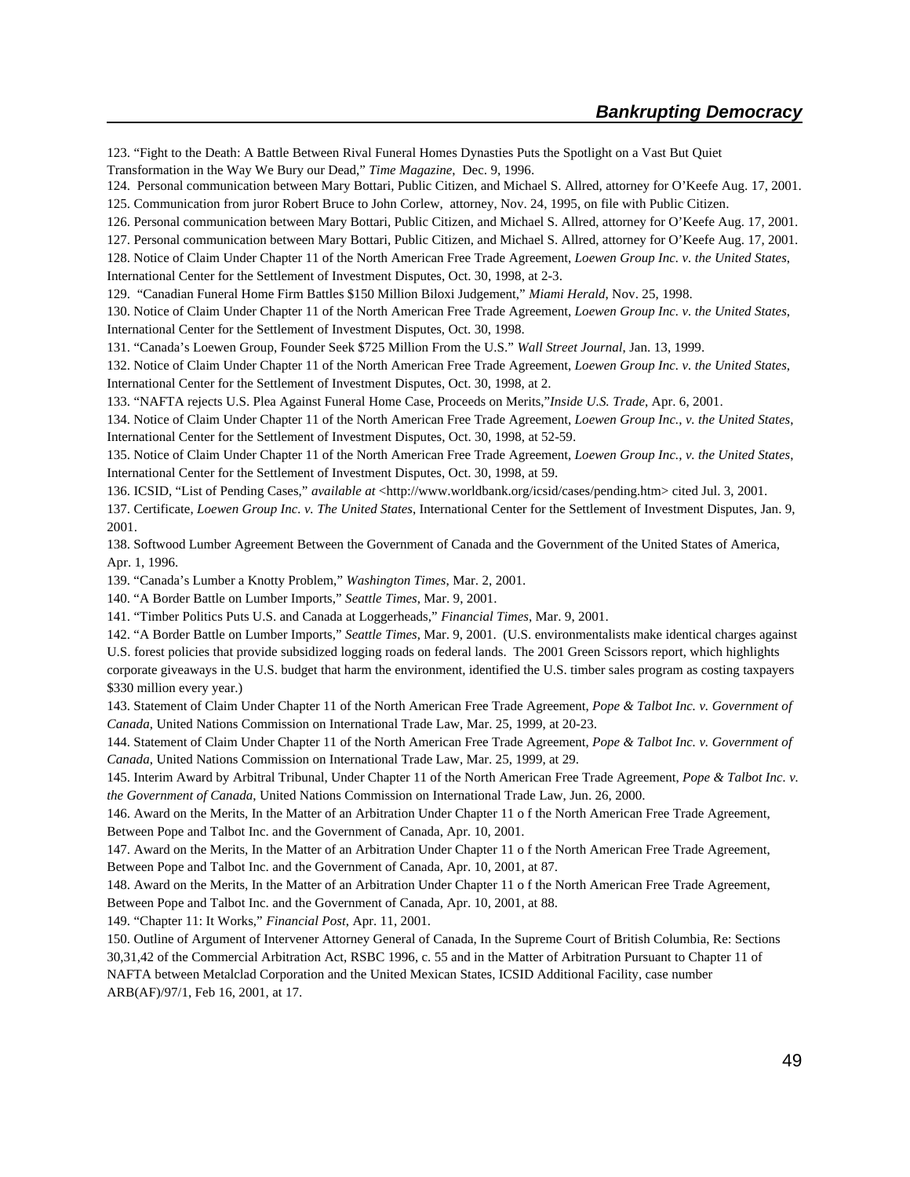123. "Fight to the Death: A Battle Between Rival Funeral Homes Dynasties Puts the Spotlight on a Vast But Quiet Transformation in the Way We Bury our Dead," *Time Magazine*, Dec. 9, 1996.

124. Personal communication between Mary Bottari, Public Citizen, and Michael S. Allred, attorney for O'Keefe Aug. 17, 2001.

125. Communication from juror Robert Bruce to John Corlew, attorney, Nov. 24, 1995, on file with Public Citizen.

126. Personal communication between Mary Bottari, Public Citizen, and Michael S. Allred, attorney for O'Keefe Aug. 17, 2001.

127. Personal communication between Mary Bottari, Public Citizen, and Michael S. Allred, attorney for O'Keefe Aug. 17, 2001.

128. Notice of Claim Under Chapter 11 of the North American Free Trade Agreement, *Loewen Group Inc. v. the United States*, International Center for the Settlement of Investment Disputes, Oct. 30, 1998, at 2-3.

129. "Canadian Funeral Home Firm Battles $150 Million Biloxi Judgement," *Miami Herald*, Nov. 25, 1998.

130. Notice of Claim Under Chapter 11 of the North American Free Trade Agreement, *Loewen Group Inc. v. the United States*, International Center for the Settlement of Investment Disputes, Oct. 30, 1998.

131. "Canada's Loewen Group, Founder Seek $725 Million From the U.S." *Wall Street Journal*, Jan. 13, 1999.

132. Notice of Claim Under Chapter 11 of the North American Free Trade Agreement, *Loewen Group Inc. v. the United States*, International Center for the Settlement of Investment Disputes, Oct. 30, 1998, at 2.

133. "NAFTA rejects U.S. Plea Against Funeral Home Case, Proceeds on Merits,"*Inside U.S. Trade*, Apr. 6, 2001.

134. Notice of Claim Under Chapter 11 of the North American Free Trade Agreement, *Loewen Group Inc., v. the United States*, International Center for the Settlement of Investment Disputes, Oct. 30, 1998, at 52-59.

135. Notice of Claim Under Chapter 11 of the North American Free Trade Agreement, *Loewen Group Inc., v. the United States*, International Center for the Settlement of Investment Disputes, Oct. 30, 1998, at 59.

136. ICSID, "List of Pending Cases," *available at* <http://www.worldbank.org/icsid/cases/pending.htm> cited Jul. 3, 2001.

137. Certificate, *Loewen Group Inc. v. The United States*, International Center for the Settlement of Investment Disputes, Jan. 9, 2001.

138. Softwood Lumber Agreement Between the Government of Canada and the Government of the United States of America, Apr. 1, 1996.

139. "Canada's Lumber a Knotty Problem," *Washington Times*, Mar. 2, 2001.

140. "A Border Battle on Lumber Imports," *Seattle Times*, Mar. 9, 2001.

141. "Timber Politics Puts U.S. and Canada at Loggerheads," *Financial Times*, Mar. 9, 2001.

142. "A Border Battle on Lumber Imports," *Seattle Times*, Mar. 9, 2001. (U.S. environmentalists make identical charges against U.S. forest policies that provide subsidized logging roads on federal lands. The 2001 Green Scissors report, which highlights corporate giveaways in the U.S. budget that harm the environment, identified the U.S. timber sales program as costing taxpayers $330 million every year.)

143. Statement of Claim Under Chapter 11 of the North American Free Trade Agreement, *Pope & Talbot Inc. v. Government of Canada*, United Nations Commission on International Trade Law, Mar. 25, 1999, at 20-23.

144. Statement of Claim Under Chapter 11 of the North American Free Trade Agreement, *Pope & Talbot Inc. v. Government of Canada*, United Nations Commission on International Trade Law, Mar. 25, 1999, at 29.

145. Interim Award by Arbitral Tribunal, Under Chapter 11 of the North American Free Trade Agreement, *Pope & Talbot Inc. v. the Government of Canada*, United Nations Commission on International Trade Law, Jun. 26, 2000.

146. Award on the Merits, In the Matter of an Arbitration Under Chapter 11 o f the North American Free Trade Agreement, Between Pope and Talbot Inc. and the Government of Canada, Apr. 10, 2001.

147. Award on the Merits, In the Matter of an Arbitration Under Chapter 11 o f the North American Free Trade Agreement, Between Pope and Talbot Inc. and the Government of Canada, Apr. 10, 2001, at 87.

148. Award on the Merits, In the Matter of an Arbitration Under Chapter 11 o f the North American Free Trade Agreement, Between Pope and Talbot Inc. and the Government of Canada, Apr. 10, 2001, at 88.

149. "Chapter 11: It Works," *Financial Post*, Apr. 11, 2001.

150. Outline of Argument of Intervener Attorney General of Canada, In the Supreme Court of British Columbia, Re: Sections 30,31,42 of the Commercial Arbitration Act, RSBC 1996, c. 55 and in the Matter of Arbitration Pursuant to Chapter 11 of NAFTA between Metalclad Corporation and the United Mexican States, ICSID Additional Facility, case number ARB(AF)/97/1, Feb 16, 2001, at 17.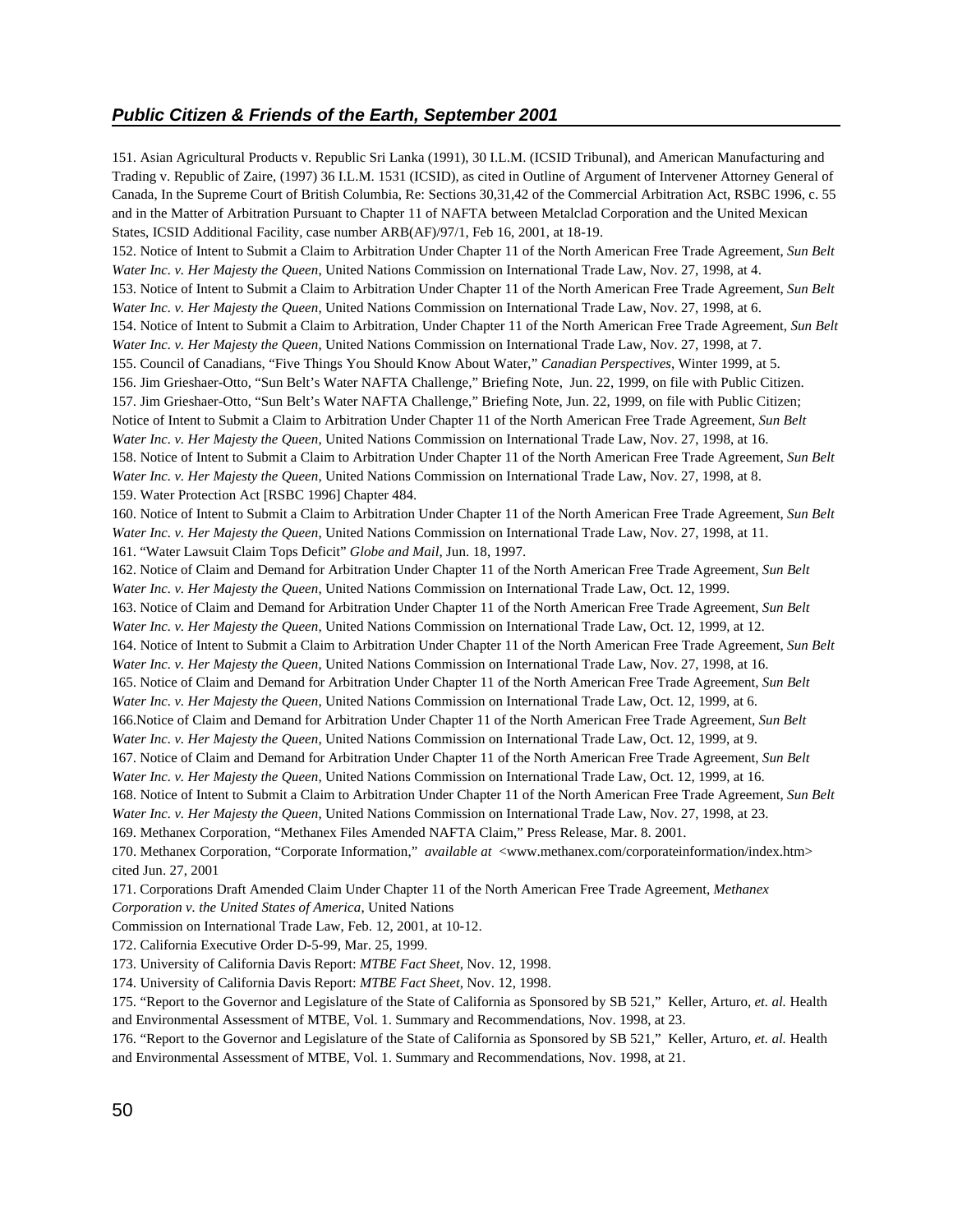151. Asian Agricultural Products v. Republic Sri Lanka (1991), 30 I.L.M. (ICSID Tribunal), and American Manufacturing and Trading v. Republic of Zaire, (1997) 36 I.L.M. 1531 (ICSID), as cited in Outline of Argument of Intervener Attorney General of Canada, In the Supreme Court of British Columbia, Re: Sections 30,31,42 of the Commercial Arbitration Act, RSBC 1996, c. 55 and in the Matter of Arbitration Pursuant to Chapter 11 of NAFTA between Metalclad Corporation and the United Mexican States, ICSID Additional Facility, case number ARB(AF)/97/1, Feb 16, 2001, at 18-19.

152. Notice of Intent to Submit a Claim to Arbitration Under Chapter 11 of the North American Free Trade Agreement, *Sun Belt Water Inc. v. Her Majesty the Queen*, United Nations Commission on International Trade Law, Nov. 27, 1998, at 4.

153. Notice of Intent to Submit a Claim to Arbitration Under Chapter 11 of the North American Free Trade Agreement, *Sun Belt Water Inc. v. Her Majesty the Queen*, United Nations Commission on International Trade Law, Nov. 27, 1998, at 6.

154. Notice of Intent to Submit a Claim to Arbitration, Under Chapter 11 of the North American Free Trade Agreement, *Sun Belt Water Inc. v. Her Majesty the Queen*, United Nations Commission on International Trade Law, Nov. 27, 1998, at 7.

155. Council of Canadians, "Five Things You Should Know About Water," *Canadian Perspectives*, Winter 1999, at 5.

156. Jim Grieshaer-Otto, "Sun Belt's Water NAFTA Challenge," Briefing Note, Jun. 22, 1999, on file with Public Citizen.

157. Jim Grieshaer-Otto, "Sun Belt's Water NAFTA Challenge," Briefing Note, Jun. 22, 1999, on file with Public Citizen; Notice of Intent to Submit a Claim to Arbitration Under Chapter 11 of the North American Free Trade Agreement, *Sun Belt Water Inc. v. Her Majesty the Queen*, United Nations Commission on International Trade Law, Nov. 27, 1998, at 16.

158. Notice of Intent to Submit a Claim to Arbitration Under Chapter 11 of the North American Free Trade Agreement, *Sun Belt Water Inc. v. Her Majesty the Queen*, United Nations Commission on International Trade Law, Nov. 27, 1998, at 8.

159. Water Protection Act [RSBC 1996] Chapter 484.

160. Notice of Intent to Submit a Claim to Arbitration Under Chapter 11 of the North American Free Trade Agreement, *Sun Belt Water Inc. v. Her Majesty the Queen*, United Nations Commission on International Trade Law, Nov. 27, 1998, at 11.

161. "Water Lawsuit Claim Tops Deficit" *Globe and Mail*, Jun. 18, 1997.

162. Notice of Claim and Demand for Arbitration Under Chapter 11 of the North American Free Trade Agreement, *Sun Belt Water Inc. v. Her Majesty the Queen*, United Nations Commission on International Trade Law, Oct. 12, 1999.

163. Notice of Claim and Demand for Arbitration Under Chapter 11 of the North American Free Trade Agreement, *Sun Belt Water Inc. v. Her Majesty the Queen*, United Nations Commission on International Trade Law, Oct. 12, 1999, at 12.

164. Notice of Intent to Submit a Claim to Arbitration Under Chapter 11 of the North American Free Trade Agreement, *Sun Belt Water Inc. v. Her Majesty the Queen*, United Nations Commission on International Trade Law, Nov. 27, 1998, at 16.

165. Notice of Claim and Demand for Arbitration Under Chapter 11 of the North American Free Trade Agreement, *Sun Belt Water Inc. v. Her Majesty the Queen*, United Nations Commission on International Trade Law, Oct. 12, 1999, at 6.

166.Notice of Claim and Demand for Arbitration Under Chapter 11 of the North American Free Trade Agreement, *Sun Belt Water Inc. v. Her Majesty the Queen*, United Nations Commission on International Trade Law, Oct. 12, 1999, at 9.

167. Notice of Claim and Demand for Arbitration Under Chapter 11 of the North American Free Trade Agreement, *Sun Belt Water Inc. v. Her Majesty the Queen*, United Nations Commission on International Trade Law, Oct. 12, 1999, at 16.

168. Notice of Intent to Submit a Claim to Arbitration Under Chapter 11 of the North American Free Trade Agreement, *Sun Belt Water Inc. v. Her Majesty the Queen*, United Nations Commission on International Trade Law, Nov. 27, 1998, at 23.

169. Methanex Corporation, "Methanex Files Amended NAFTA Claim," Press Release, Mar. 8. 2001.

170. Methanex Corporation, "Corporate Information," *available at* <www.methanex.com/corporateinformation/index.htm> cited Jun. 27, 2001

171. Corporations Draft Amended Claim Under Chapter 11 of the North American Free Trade Agreement, *Methanex Corporation v. the United States of America*, United Nations Commission on International Trade Law, Feb. 12, 2001, at 10-12.

172. California Executive Order D-5-99, Mar. 25, 1999.

173. University of California Davis Report: *MTBE Fact Sheet*, Nov. 12, 1998.

174. University of California Davis Report: *MTBE Fact Sheet*, Nov. 12, 1998.

175. "Report to the Governor and Legislature of the State of California as Sponsored by SB 521," Keller, Arturo, *et. al.* Health and Environmental Assessment of MTBE, Vol. 1. Summary and Recommendations, Nov. 1998, at 23.

176. "Report to the Governor and Legislature of the State of California as Sponsored by SB 521," Keller, Arturo, *et. al.* Health and Environmental Assessment of MTBE, Vol. 1. Summary and Recommendations, Nov. 1998, at 21.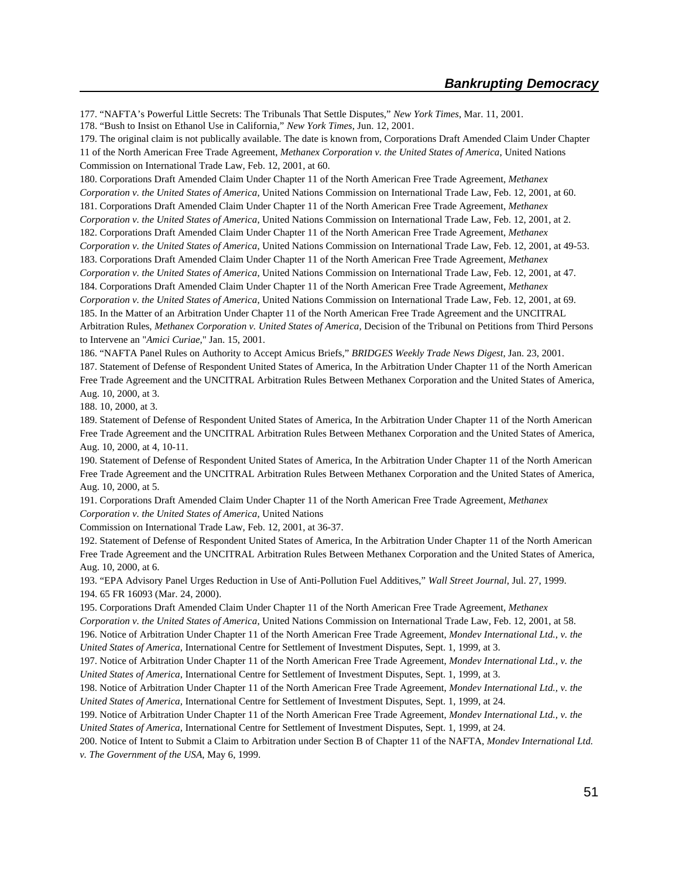177. "NAFTA's Powerful Little Secrets: The Tribunals That Settle Disputes," *New York Times*, Mar. 11, 2001.

178. "Bush to Insist on Ethanol Use in California," *New York Times*, Jun. 12, 2001.

179. The original claim is not publically available. The date is known from, Corporations Draft Amended Claim Under Chapter 11 of the North American Free Trade Agreement, *Methanex Corporation v. the United States of America*, United Nations Commission on International Trade Law, Feb. 12, 2001, at 60.

180. Corporations Draft Amended Claim Under Chapter 11 of the North American Free Trade Agreement, *Methanex Corporation v. the United States of America*, United Nations Commission on International Trade Law, Feb. 12, 2001, at 60.

181. Corporations Draft Amended Claim Under Chapter 11 of the North American Free Trade Agreement, *Methanex Corporation v. the United States of America*, United Nations Commission on International Trade Law, Feb. 12, 2001, at 2.

182. Corporations Draft Amended Claim Under Chapter 11 of the North American Free Trade Agreement, *Methanex Corporation v. the United States of America*, United Nations Commission on International Trade Law, Feb. 12, 2001, at 49-53.

183. Corporations Draft Amended Claim Under Chapter 11 of the North American Free Trade Agreement, *Methanex Corporation v. the United States of America*, United Nations Commission on International Trade Law, Feb. 12, 2001, at 47.

184. Corporations Draft Amended Claim Under Chapter 11 of the North American Free Trade Agreement, *Methanex Corporation v. the United States of America*, United Nations Commission on International Trade Law, Feb. 12, 2001, at 69.

185. In the Matter of an Arbitration Under Chapter 11 of the North American Free Trade Agreement and the UNCITRAL Arbitration Rules, *Methanex Corporation v. United States of America*, Decision of the Tribunal on Petitions from Third Persons to Intervene an "*Amici Curiae*," Jan. 15, 2001.

186. "NAFTA Panel Rules on Authority to Accept Amicus Briefs," *BRIDGES Weekly Trade News Digest*, Jan. 23, 2001.

187. Statement of Defense of Respondent United States of America, In the Arbitration Under Chapter 11 of the North American Free Trade Agreement and the UNCITRAL Arbitration Rules Between Methanex Corporation and the United States of America, Aug. 10, 2000, at 3.

188. 10, 2000, at 3.

189. Statement of Defense of Respondent United States of America, In the Arbitration Under Chapter 11 of the North American Free Trade Agreement and the UNCITRAL Arbitration Rules Between Methanex Corporation and the United States of America, Aug. 10, 2000, at 4, 10-11.

190. Statement of Defense of Respondent United States of America, In the Arbitration Under Chapter 11 of the North American Free Trade Agreement and the UNCITRAL Arbitration Rules Between Methanex Corporation and the United States of America, Aug. 10, 2000, at 5.

191. Corporations Draft Amended Claim Under Chapter 11 of the North American Free Trade Agreement, *Methanex Corporation v. the United States of America*, United Nations Commission on International Trade Law, Feb. 12, 2001, at 36-37.

192. Statement of Defense of Respondent United States of America, In the Arbitration Under Chapter 11 of the North American Free Trade Agreement and the UNCITRAL Arbitration Rules Between Methanex Corporation and the United States of America, Aug. 10, 2000, at 6.

193. "EPA Advisory Panel Urges Reduction in Use of Anti-Pollution Fuel Additives," *Wall Street Journal*, Jul. 27, 1999.

194. 65 FR 16093 (Mar. 24, 2000).

195. Corporations Draft Amended Claim Under Chapter 11 of the North American Free Trade Agreement, *Methanex Corporation v. the United States of America*, United Nations Commission on International Trade Law, Feb. 12, 2001, at 58.

196. Notice of Arbitration Under Chapter 11 of the North American Free Trade Agreement, *Mondev International Ltd., v. the United States of America*, International Centre for Settlement of Investment Disputes, Sept. 1, 1999, at 3.

197. Notice of Arbitration Under Chapter 11 of the North American Free Trade Agreement, *Mondev International Ltd., v. the United States of America*, International Centre for Settlement of Investment Disputes, Sept. 1, 1999, at 3.

198. Notice of Arbitration Under Chapter 11 of the North American Free Trade Agreement, *Mondev International Ltd., v. the United States of America*, International Centre for Settlement of Investment Disputes, Sept. 1, 1999, at 24.

199. Notice of Arbitration Under Chapter 11 of the North American Free Trade Agreement, *Mondev International Ltd., v. the United States of America*, International Centre for Settlement of Investment Disputes, Sept. 1, 1999, at 24.

200. Notice of Intent to Submit a Claim to Arbitration under Section B of Chapter 11 of the NAFTA, *Mondev International Ltd. v. The Government of the USA*, May 6, 1999.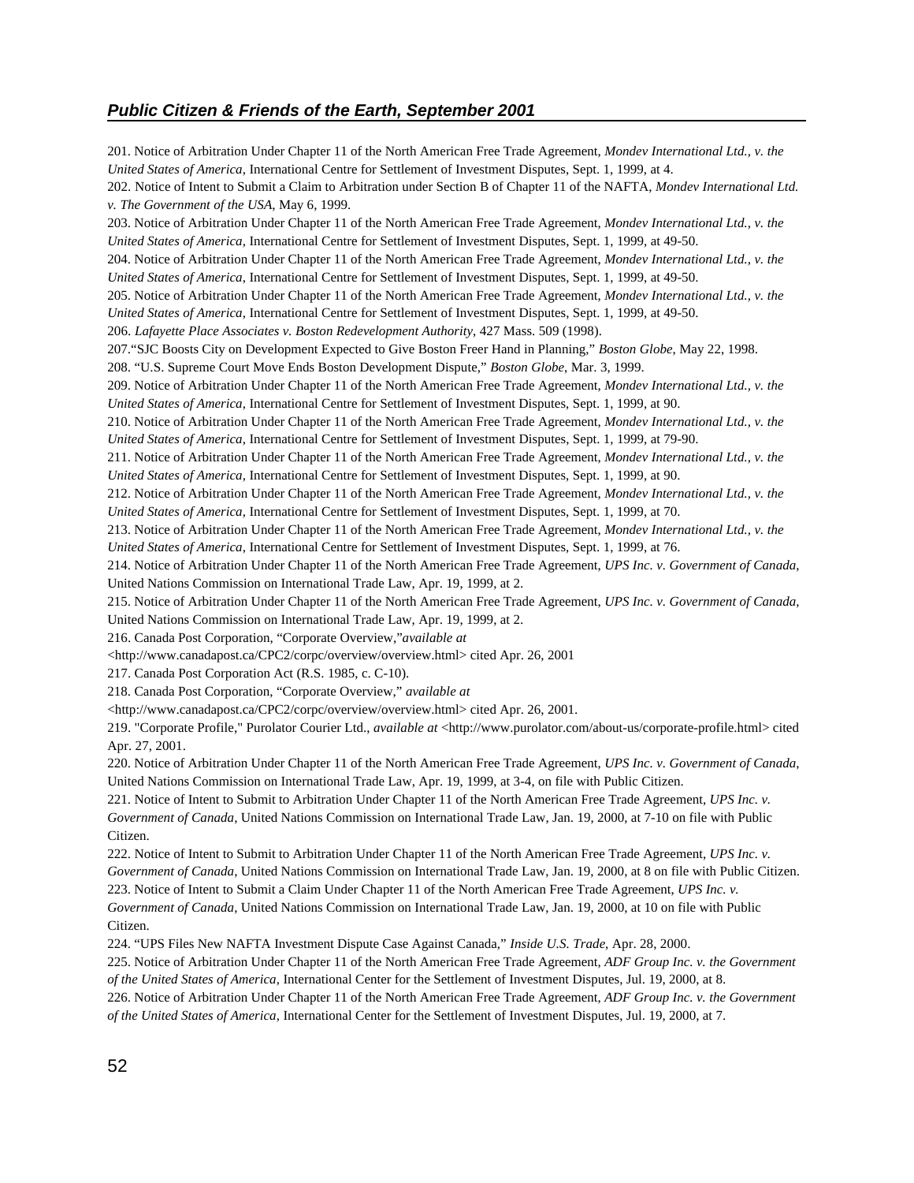201. Notice of Arbitration Under Chapter 11 of the North American Free Trade Agreement, *Mondev International Ltd., v. the United States of America*, International Centre for Settlement of Investment Disputes, Sept. 1, 1999, at 4.

202. Notice of Intent to Submit a Claim to Arbitration under Section B of Chapter 11 of the NAFTA, *Mondev International Ltd. v. The Government of the USA*, May 6, 1999.

203. Notice of Arbitration Under Chapter 11 of the North American Free Trade Agreement, *Mondev International Ltd., v. the United States of America*, International Centre for Settlement of Investment Disputes, Sept. 1, 1999, at 49-50.

204. Notice of Arbitration Under Chapter 11 of the North American Free Trade Agreement, *Mondev International Ltd., v. the United States of America*, International Centre for Settlement of Investment Disputes, Sept. 1, 1999, at 49-50.

205. Notice of Arbitration Under Chapter 11 of the North American Free Trade Agreement, *Mondev International Ltd., v. the United States of America*, International Centre for Settlement of Investment Disputes, Sept. 1, 1999, at 49-50.

206. *Lafayette Place Associates v. Boston Redevelopment Authority*, 427 Mass. 509 (1998).

207."SJC Boosts City on Development Expected to Give Boston Freer Hand in Planning," *Boston Globe*, May 22, 1998.

208. "U.S. Supreme Court Move Ends Boston Development Dispute," *Boston Globe*, Mar. 3, 1999.

209. Notice of Arbitration Under Chapter 11 of the North American Free Trade Agreement, *Mondev International Ltd., v. the United States of America*, International Centre for Settlement of Investment Disputes, Sept. 1, 1999, at 90.

210. Notice of Arbitration Under Chapter 11 of the North American Free Trade Agreement, *Mondev International Ltd., v. the United States of America*, International Centre for Settlement of Investment Disputes, Sept. 1, 1999, at 79-90.

211. Notice of Arbitration Under Chapter 11 of the North American Free Trade Agreement, *Mondev International Ltd., v. the United States of America*, International Centre for Settlement of Investment Disputes, Sept. 1, 1999, at 90.

212. Notice of Arbitration Under Chapter 11 of the North American Free Trade Agreement, *Mondev International Ltd., v. the United States of America*, International Centre for Settlement of Investment Disputes, Sept. 1, 1999, at 70.

213. Notice of Arbitration Under Chapter 11 of the North American Free Trade Agreement, *Mondev International Ltd., v. the United States of America*, International Centre for Settlement of Investment Disputes, Sept. 1, 1999, at 76.

214. Notice of Arbitration Under Chapter 11 of the North American Free Trade Agreement, *UPS Inc. v. Government of Canada*, United Nations Commission on International Trade Law, Apr. 19, 1999, at 2.

215. Notice of Arbitration Under Chapter 11 of the North American Free Trade Agreement, *UPS Inc. v. Government of Canada*, United Nations Commission on International Trade Law, Apr. 19, 1999, at 2.

216. Canada Post Corporation, "Corporate Overview,"*available at*
<http://www.canadapost.ca/CPC2/corpc/overview/overview.html> cited Apr. 26, 2001

217. Canada Post Corporation Act (R.S. 1985, c. C-10).

218. Canada Post Corporation, "Corporate Overview," *available at*
<http://www.canadapost.ca/CPC2/corpc/overview/overview.html> cited Apr. 26, 2001.

219. "Corporate Profile," Purolator Courier Ltd., *available at* <http://www.purolator.com/about-us/corporate-profile.html> cited Apr. 27, 2001.

220. Notice of Arbitration Under Chapter 11 of the North American Free Trade Agreement, *UPS Inc. v. Government of Canada*, United Nations Commission on International Trade Law, Apr. 19, 1999, at 3-4, on file with Public Citizen.

221. Notice of Intent to Submit to Arbitration Under Chapter 11 of the North American Free Trade Agreement, *UPS Inc. v. Government of Canada*, United Nations Commission on International Trade Law, Jan. 19, 2000, at 7-10 on file with Public Citizen.

222. Notice of Intent to Submit to Arbitration Under Chapter 11 of the North American Free Trade Agreement, *UPS Inc. v. Government of Canada*, United Nations Commission on International Trade Law, Jan. 19, 2000, at 8 on file with Public Citizen.

223. Notice of Intent to Submit a Claim Under Chapter 11 of the North American Free Trade Agreement, *UPS Inc. v. Government of Canada*, United Nations Commission on International Trade Law, Jan. 19, 2000, at 10 on file with Public Citizen.

224. "UPS Files New NAFTA Investment Dispute Case Against Canada," *Inside U.S. Trade*, Apr. 28, 2000.

225. Notice of Arbitration Under Chapter 11 of the North American Free Trade Agreement, *ADF Group Inc. v. the Government of the United States of America*, International Center for the Settlement of Investment Disputes, Jul. 19, 2000, at 8.

226. Notice of Arbitration Under Chapter 11 of the North American Free Trade Agreement, *ADF Group Inc. v. the Government of the United States of America*, International Center for the Settlement of Investment Disputes, Jul. 19, 2000, at 7.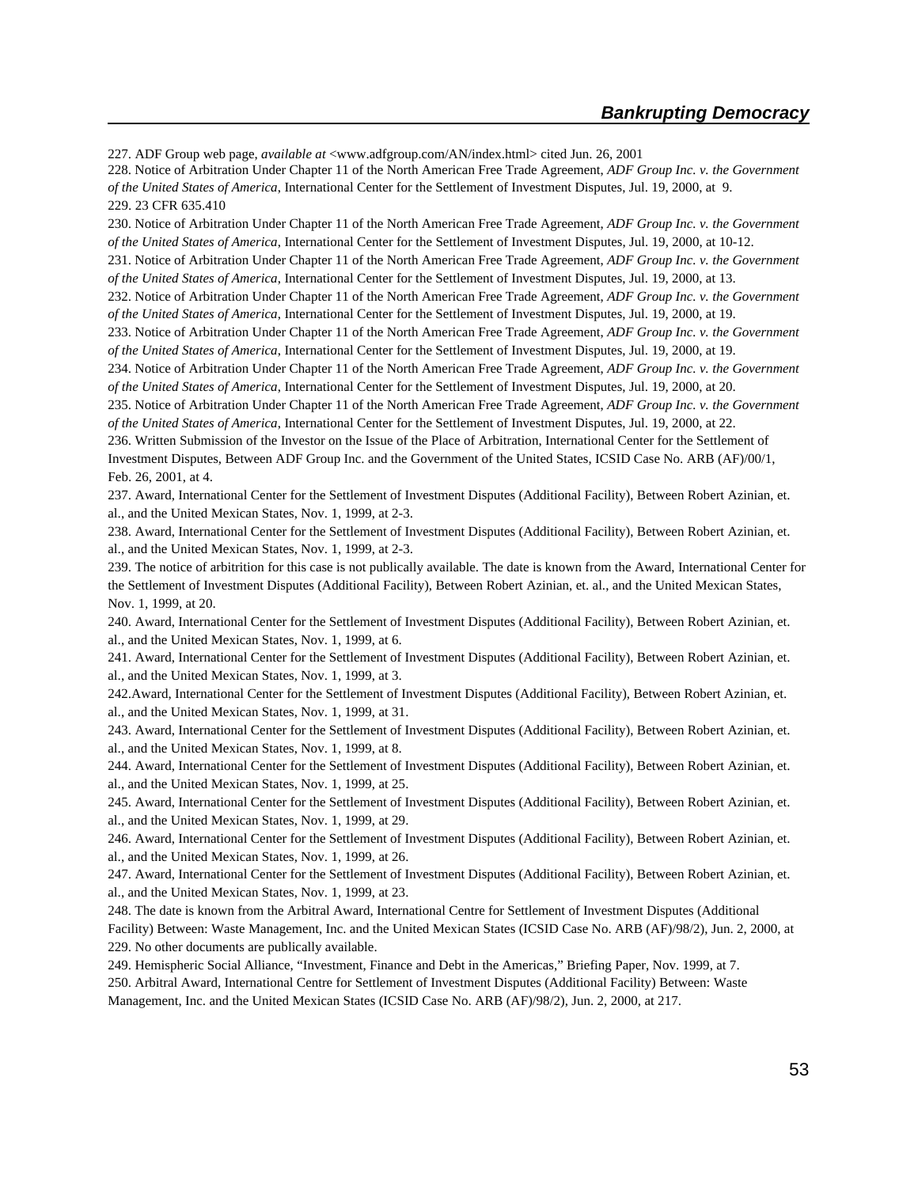227. ADF Group web page, *available at* <www.adfgroup.com/AN/index.html> cited Jun. 26, 2001

228. Notice of Arbitration Under Chapter 11 of the North American Free Trade Agreement, *ADF Group Inc. v. the Government of the United States of America*, International Center for the Settlement of Investment Disputes, Jul. 19, 2000, at 9.

229. 23 CFR 635.410

230. Notice of Arbitration Under Chapter 11 of the North American Free Trade Agreement, *ADF Group Inc. v. the Government of the United States of America*, International Center for the Settlement of Investment Disputes, Jul. 19, 2000, at 10-12.

231. Notice of Arbitration Under Chapter 11 of the North American Free Trade Agreement, *ADF Group Inc. v. the Government of the United States of America*, International Center for the Settlement of Investment Disputes, Jul. 19, 2000, at 13.

232. Notice of Arbitration Under Chapter 11 of the North American Free Trade Agreement, *ADF Group Inc. v. the Government of the United States of America*, International Center for the Settlement of Investment Disputes, Jul. 19, 2000, at 19.

233. Notice of Arbitration Under Chapter 11 of the North American Free Trade Agreement, *ADF Group Inc. v. the Government of the United States of America*, International Center for the Settlement of Investment Disputes, Jul. 19, 2000, at 19.

234. Notice of Arbitration Under Chapter 11 of the North American Free Trade Agreement, *ADF Group Inc. v. the Government of the United States of America*, International Center for the Settlement of Investment Disputes, Jul. 19, 2000, at 20.

235. Notice of Arbitration Under Chapter 11 of the North American Free Trade Agreement, *ADF Group Inc. v. the Government of the United States of America*, International Center for the Settlement of Investment Disputes, Jul. 19, 2000, at 22.

236. Written Submission of the Investor on the Issue of the Place of Arbitration, International Center for the Settlement of Investment Disputes, Between ADF Group Inc. and the Government of the United States, ICSID Case No. ARB (AF)/00/1, Feb. 26, 2001, at 4.

237. Award, International Center for the Settlement of Investment Disputes (Additional Facility), Between Robert Azinian, et. al., and the United Mexican States, Nov. 1, 1999, at 2-3.

238. Award, International Center for the Settlement of Investment Disputes (Additional Facility), Between Robert Azinian, et. al., and the United Mexican States, Nov. 1, 1999, at 2-3.

239. The notice of arbitrition for this case is not publically available. The date is known from the Award, International Center for the Settlement of Investment Disputes (Additional Facility), Between Robert Azinian, et. al., and the United Mexican States, Nov. 1, 1999, at 20.

240. Award, International Center for the Settlement of Investment Disputes (Additional Facility), Between Robert Azinian, et. al., and the United Mexican States, Nov. 1, 1999, at 6.

241. Award, International Center for the Settlement of Investment Disputes (Additional Facility), Between Robert Azinian, et. al., and the United Mexican States, Nov. 1, 1999, at 3.

242.Award, International Center for the Settlement of Investment Disputes (Additional Facility), Between Robert Azinian, et. al., and the United Mexican States, Nov. 1, 1999, at 31.

243. Award, International Center for the Settlement of Investment Disputes (Additional Facility), Between Robert Azinian, et. al., and the United Mexican States, Nov. 1, 1999, at 8.

244. Award, International Center for the Settlement of Investment Disputes (Additional Facility), Between Robert Azinian, et. al., and the United Mexican States, Nov. 1, 1999, at 25.

245. Award, International Center for the Settlement of Investment Disputes (Additional Facility), Between Robert Azinian, et. al., and the United Mexican States, Nov. 1, 1999, at 29.

246. Award, International Center for the Settlement of Investment Disputes (Additional Facility), Between Robert Azinian, et. al., and the United Mexican States, Nov. 1, 1999, at 26.

247. Award, International Center for the Settlement of Investment Disputes (Additional Facility), Between Robert Azinian, et. al., and the United Mexican States, Nov. 1, 1999, at 23.

248. The date is known from the Arbitral Award, International Centre for Settlement of Investment Disputes (Additional Facility) Between: Waste Management, Inc. and the United Mexican States (ICSID Case No. ARB (AF)/98/2), Jun. 2, 2000, at 229. No other documents are publically available.

249. Hemispheric Social Alliance, "Investment, Finance and Debt in the Americas," Briefing Paper, Nov. 1999, at 7.

250. Arbitral Award, International Centre for Settlement of Investment Disputes (Additional Facility) Between: Waste Management, Inc. and the United Mexican States (ICSID Case No. ARB (AF)/98/2), Jun. 2, 2000, at 217.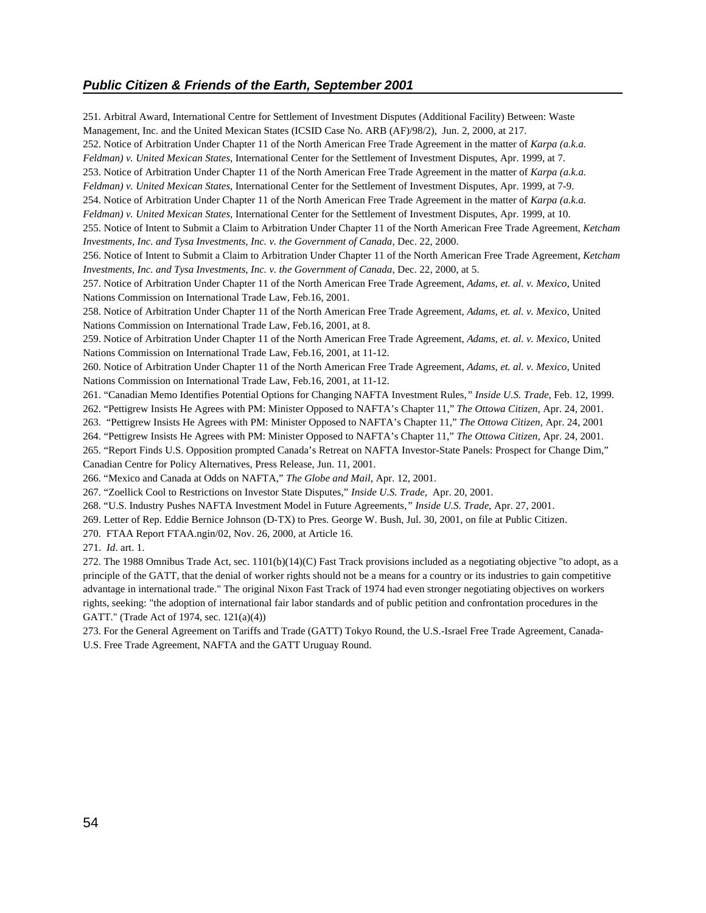251. Arbitral Award, International Centre for Settlement of Investment Disputes (Additional Facility) Between: Waste Management, Inc. and the United Mexican States (ICSID Case No. ARB (AF)/98/2), Jun. 2, 2000, at 217.

252. Notice of Arbitration Under Chapter 11 of the North American Free Trade Agreement in the matter of *Karpa (a.k.a. Feldman) v. United Mexican States*, International Center for the Settlement of Investment Disputes, Apr. 1999, at 7.

253. Notice of Arbitration Under Chapter 11 of the North American Free Trade Agreement in the matter of *Karpa (a.k.a. Feldman) v. United Mexican States*, International Center for the Settlement of Investment Disputes, Apr. 1999, at 7-9.

254. Notice of Arbitration Under Chapter 11 of the North American Free Trade Agreement in the matter of *Karpa (a.k.a. Feldman) v. United Mexican States*, International Center for the Settlement of Investment Disputes, Apr. 1999, at 10.

255. Notice of Intent to Submit a Claim to Arbitration Under Chapter 11 of the North American Free Trade Agreement, *Ketcham Investments, Inc. and Tysa Investments, Inc. v. the Government of Canada*, Dec. 22, 2000.

256. Notice of Intent to Submit a Claim to Arbitration Under Chapter 11 of the North American Free Trade Agreement, *Ketcham Investments, Inc. and Tysa Investments, Inc. v. the Government of Canada*, Dec. 22, 2000, at 5.

257. Notice of Arbitration Under Chapter 11 of the North American Free Trade Agreement, *Adams, et. al. v. Mexico*, United Nations Commission on International Trade Law, Feb.16, 2001.

258. Notice of Arbitration Under Chapter 11 of the North American Free Trade Agreement, *Adams, et. al. v. Mexico*, United Nations Commission on International Trade Law, Feb.16, 2001, at 8.

259. Notice of Arbitration Under Chapter 11 of the North American Free Trade Agreement, *Adams, et. al. v. Mexico*, United Nations Commission on International Trade Law, Feb.16, 2001, at 11-12.

260. Notice of Arbitration Under Chapter 11 of the North American Free Trade Agreement, *Adams, et. al. v. Mexico*, United Nations Commission on International Trade Law, Feb.16, 2001, at 11-12.

261. "Canadian Memo Identifies Potential Options for Changing NAFTA Investment Rules*," Inside U.S. Trade*, Feb. 12, 1999.

262. "Pettigrew Insists He Agrees with PM: Minister Opposed to NAFTA's Chapter 11," *The Ottowa Citizen*, Apr. 24, 2001.

263. "Pettigrew Insists He Agrees with PM: Minister Opposed to NAFTA's Chapter 11," *The Ottowa Citizen*, Apr. 24, 2001

264. "Pettigrew Insists He Agrees with PM: Minister Opposed to NAFTA's Chapter 11," *The Ottowa Citizen*, Apr. 24, 2001.

265. "Report Finds U.S. Opposition prompted Canada's Retreat on NAFTA Investor-State Panels: Prospect for Change Dim," Canadian Centre for Policy Alternatives, Press Release, Jun. 11, 2001.

266. "Mexico and Canada at Odds on NAFTA," *The Globe and Mail*, Apr. 12, 2001.

267. "Zoellick Cool to Restrictions on Investor State Disputes," *Inside U.S. Trade*, Apr. 20, 2001.

268. "U.S. Industry Pushes NAFTA Investment Model in Future Agreements*," Inside U.S. Trade*, Apr. 27, 2001.

269. Letter of Rep. Eddie Bernice Johnson (D-TX) to Pres. George W. Bush, Jul. 30, 2001, on file at Public Citizen.

270. FTAA Report FTAA.ngin/02, Nov. 26, 2000, at Article 16.

271. *Id*. art. 1.

272. The 1988 Omnibus Trade Act, sec. 1101(b)(14)(C) Fast Track provisions included as a negotiating objective "to adopt, as a principle of the GATT, that the denial of worker rights should not be a means for a country or its industries to gain competitive advantage in international trade." The original Nixon Fast Track of 1974 had even stronger negotiating objectives on workers rights, seeking: "the adoption of international fair labor standards and of public petition and confrontation procedures in the GATT." (Trade Act of 1974, sec. 121(a)(4))

273. For the General Agreement on Tariffs and Trade (GATT) Tokyo Round, the U.S.-Israel Free Trade Agreement, Canada-U.S. Free Trade Agreement, NAFTA and the GATT Uruguay Round.